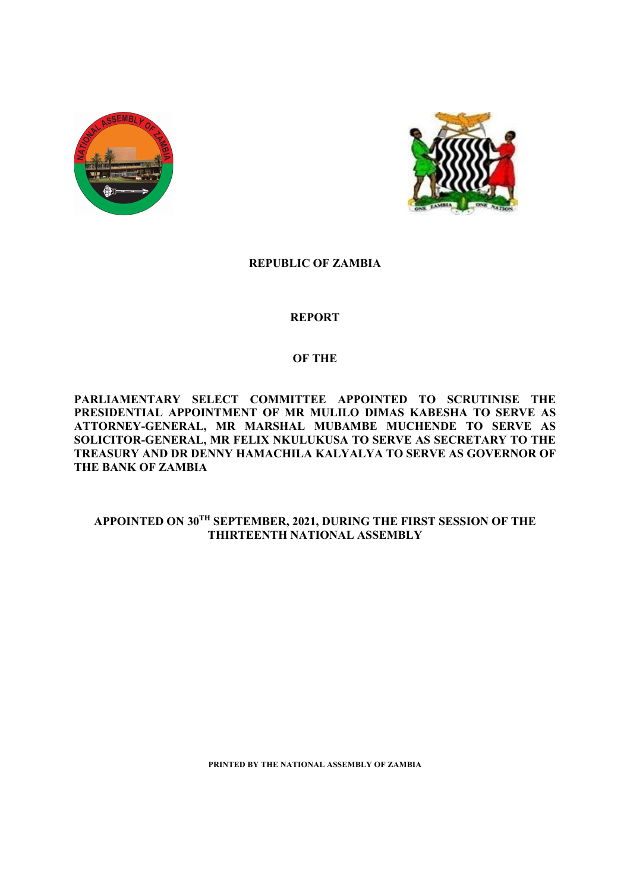**REPUBLIC OF ZAMBIA**

**REPORT**

**OF THE**

**PARLIAMENTARY SELECT COMMITTEE APPOINTED TO SCRUTINISE THE PRESIDENTIAL APPOINTMENT OF MR MULILO DIMAS KABESHA TO SERVE AS ATTORNEY-GENERAL, MR MARSHAL MUBAMBE MUCHENDE TO SERVE AS SOLICITOR-GENERAL, MR FELIX NKULUKUSA TO SERVE AS SECRETARY TO THE TREASURY AND DR DENNY HAMACHILA KALYALYA TO SERVE AS GOVERNOR OF THE BANK OF ZAMBIA**

**APPOINTED ON 30TH SEPTEMBER, 2021, DURING THE FIRST SESSION OF THE THIRTEENTH NATIONAL ASSEMBLY**

**PRINTED BY THE NATIONAL ASSEMBLY OF ZAMBIA**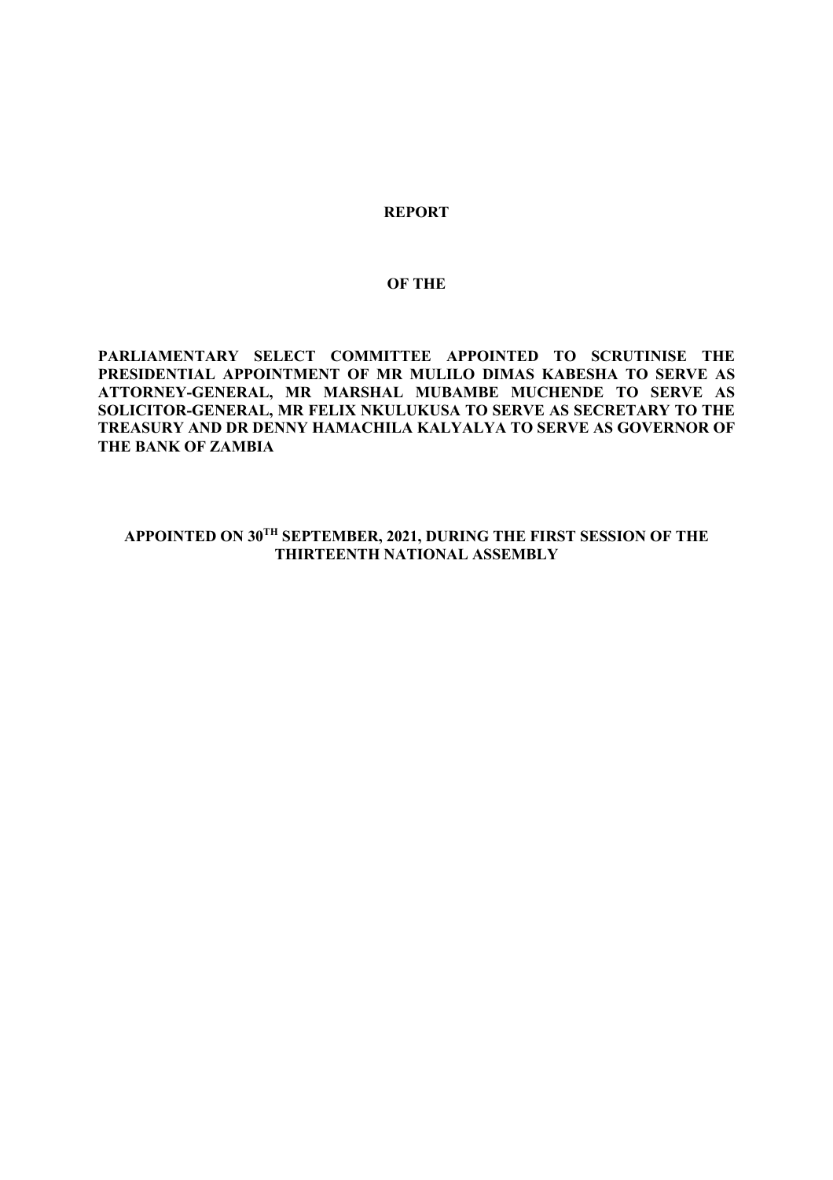**REPORT**

**OF THE**

**PARLIAMENTARY SELECT COMMITTEE APPOINTED TO SCRUTINISE THE PRESIDENTIAL APPOINTMENT OF MR MULILO DIMAS KABESHA TO SERVE AS ATTORNEY-GENERAL, MR MARSHAL MUBAMBE MUCHENDE TO SERVE AS SOLICITOR-GENERAL, MR FELIX NKULUKUSA TO SERVE AS SECRETARY TO THE TREASURY AND DR DENNY HAMACHILA KALYALYA TO SERVE AS GOVERNOR OF THE BANK OF ZAMBIA**

**APPOINTED ON 30TH SEPTEMBER, 2021, DURING THE FIRST SESSION OF THE THIRTEENTH NATIONAL ASSEMBLY**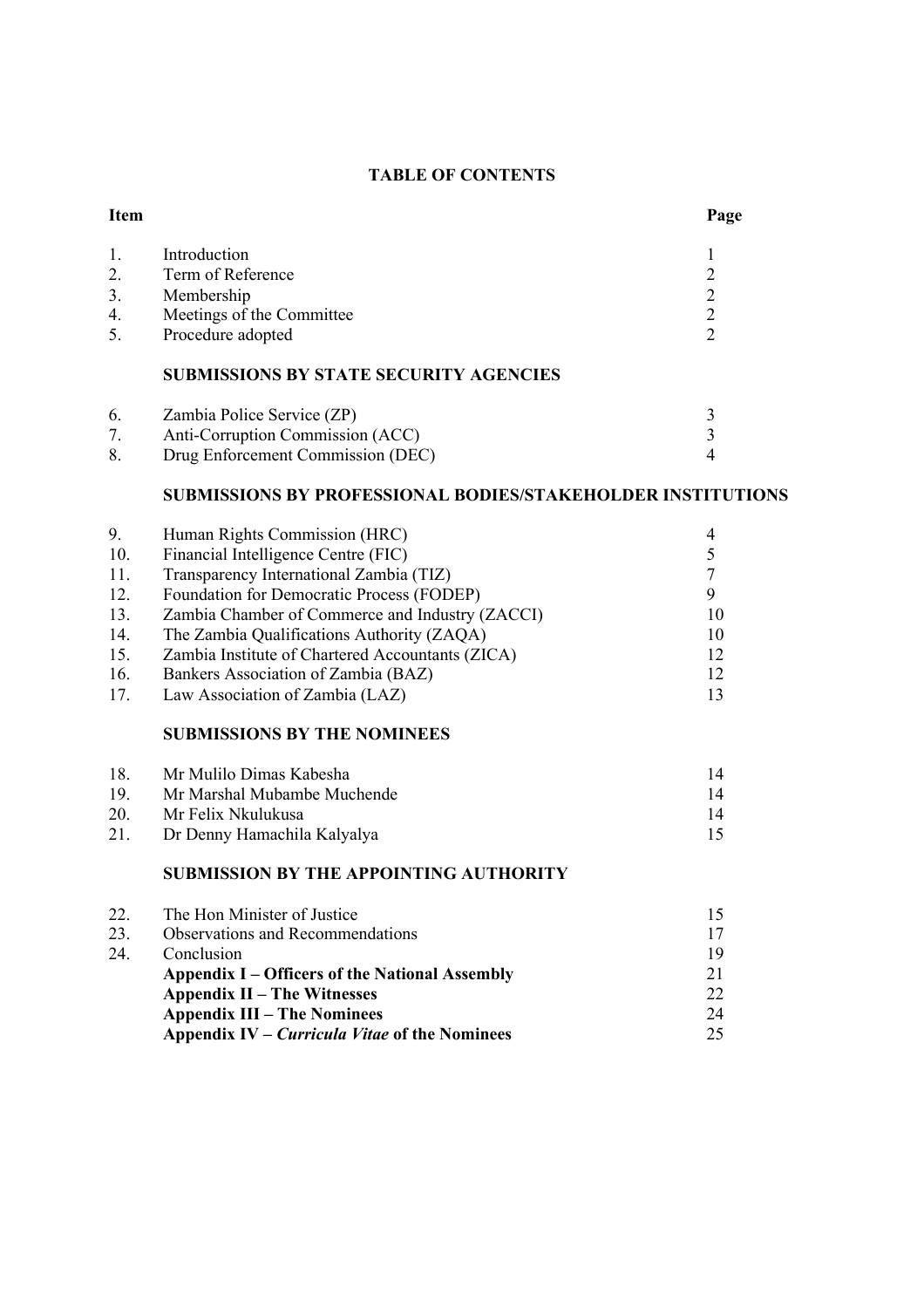## TABLE OF CONTENTS

| Item | | Page |
|---|---|---|
| 1. | Introduction | 1 |
| 2. | Term of Reference | 2 |
| 3. | Membership | 2 |
| 4. | Meetings of the Committee | 2 |
| 5. | Procedure adopted | 2 |
| | **SUBMISSIONS BY STATE SECURITY AGENCIES** | |
| 6. | Zambia Police Service (ZP) | 3 |
| 7. | Anti-Corruption Commission (ACC) | 3 |
| 8. | Drug Enforcement Commission (DEC) | 4 |
| | **SUBMISSIONS BY PROFESSIONAL BODIES/STAKEHOLDER INSTITUTIONS** | |
| 9. | Human Rights Commission (HRC) | 4 |
| 10. | Financial Intelligence Centre (FIC) | 5 |
| 11. | Transparency International Zambia (TIZ) | 7 |
| 12. | Foundation for Democratic Process (FODEP) | 9 |
| 13. | Zambia Chamber of Commerce and Industry (ZACCI) | 10 |
| 14. | The Zambia Qualifications Authority (ZAQA) | 10 |
| 15. | Zambia Institute of Chartered Accountants (ZICA) | 12 |
| 16. | Bankers Association of Zambia (BAZ) | 12 |
| 17. | Law Association of Zambia (LAZ) | 13 |
| | **SUBMISSIONS BY THE NOMINEES** | |
| 18. | Mr Mulilo Dimas Kabesha | 14 |
| 19. | Mr Marshal Mubambe Muchende | 14 |
| 20. | Mr Felix Nkulukusa | 14 |
| 21. | Dr Denny Hamachila Kalyalya | 15 |
| | **SUBMISSION BY THE APPOINTING AUTHORITY** | |
| 22. | The Hon Minister of Justice | 15 |
| 23. | Observations and Recommendations | 17 |
| 24. | Conclusion | 19 |
| | **Appendix I – Officers of the National Assembly** | 21 |
| | **Appendix II – The Witnesses** | 22 |
| | **Appendix III – The Nominees** | 24 |
| | **Appendix IV – *Curricula Vitae* of the Nominees** | 25 |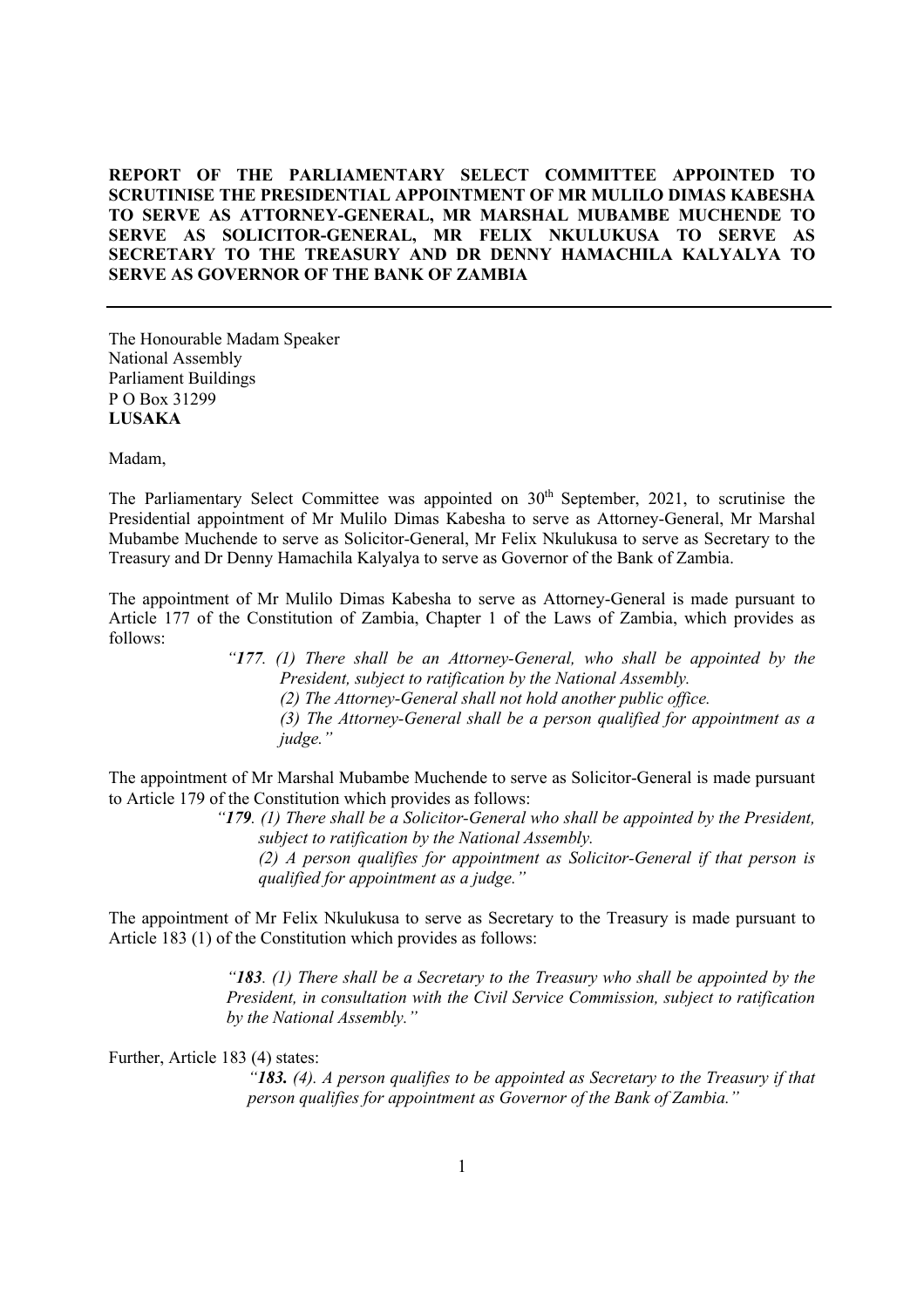**REPORT OF THE PARLIAMENTARY SELECT COMMITTEE APPOINTED TO SCRUTINISE THE PRESIDENTIAL APPOINTMENT OF MR MULILO DIMAS KABESHA TO SERVE AS ATTORNEY-GENERAL, MR MARSHAL MUBAMBE MUCHENDE TO SERVE AS SOLICITOR-GENERAL, MR FELIX NKULUKUSA TO SERVE AS SECRETARY TO THE TREASURY AND DR DENNY HAMACHILA KALYALYA TO SERVE AS GOVERNOR OF THE BANK OF ZAMBIA**

---

The Honourable Madam Speaker
National Assembly
Parliament Buildings
P O Box 31299
**LUSAKA**

Madam,

The Parliamentary Select Committee was appointed on 30th September, 2021, to scrutinise the Presidential appointment of Mr Mulilo Dimas Kabesha to serve as Attorney-General, Mr Marshal Mubambe Muchende to serve as Solicitor-General, Mr Felix Nkulukusa to serve as Secretary to the Treasury and Dr Denny Hamachila Kalyalya to serve as Governor of the Bank of Zambia.

The appointment of Mr Mulilo Dimas Kabesha to serve as Attorney-General is made pursuant to Article 177 of the Constitution of Zambia, Chapter 1 of the Laws of Zambia, which provides as follows:

> *"**177**. (1) There shall be an Attorney-General, who shall be appointed by the President, subject to ratification by the National Assembly.*
> *(2) The Attorney-General shall not hold another public office.*
> *(3) The Attorney-General shall be a person qualified for appointment as a judge."*

The appointment of Mr Marshal Mubambe Muchende to serve as Solicitor-General is made pursuant to Article 179 of the Constitution which provides as follows:

> *"**179**. (1) There shall be a Solicitor-General who shall be appointed by the President, subject to ratification by the National Assembly.*
> *(2) A person qualifies for appointment as Solicitor-General if that person is qualified for appointment as a judge."*

The appointment of Mr Felix Nkulukusa to serve as Secretary to the Treasury is made pursuant to Article 183 (1) of the Constitution which provides as follows:

> *"**183**. (1) There shall be a Secretary to the Treasury who shall be appointed by the President, in consultation with the Civil Service Commission, subject to ratification by the National Assembly."*

Further, Article 183 (4) states:

> *"**183.** (4). A person qualifies to be appointed as Secretary to the Treasury if that person qualifies for appointment as Governor of the Bank of Zambia."*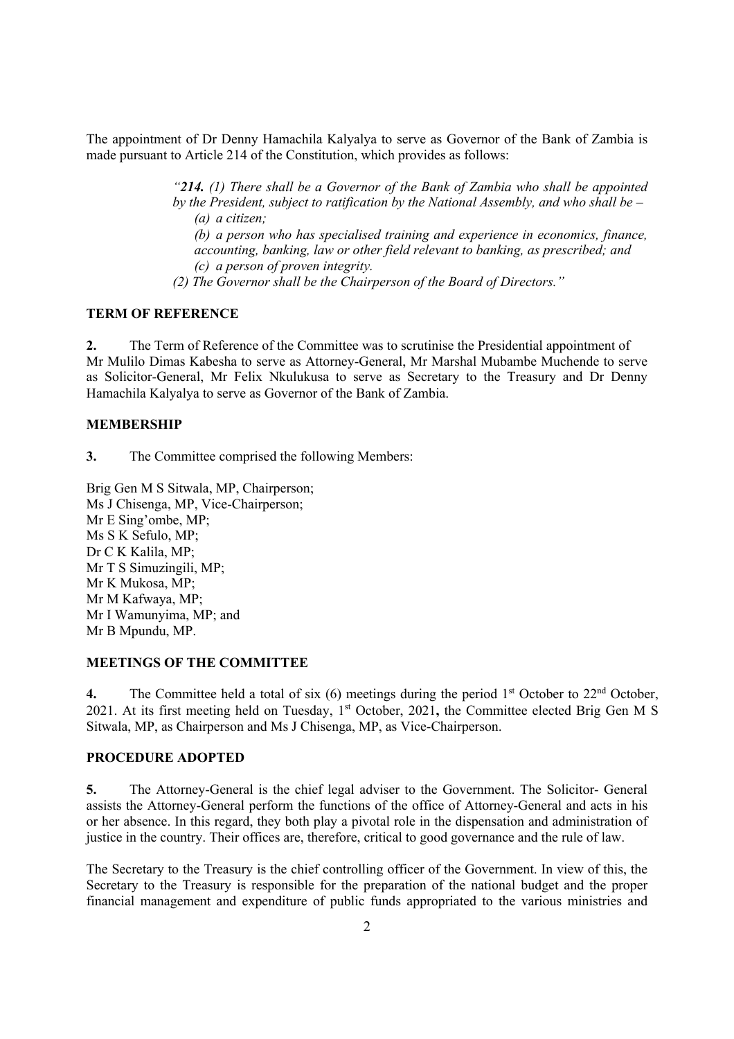The appointment of Dr Denny Hamachila Kalyalya to serve as Governor of the Bank of Zambia is made pursuant to Article 214 of the Constitution, which provides as follows:

> *"**214.** (1) There shall be a Governor of the Bank of Zambia who shall be appointed by the President, subject to ratification by the National Assembly, and who shall be –*
> *(a) a citizen;*
> *(b) a person who has specialised training and experience in economics, finance, accounting, banking, law or other field relevant to banking, as prescribed; and*
> *(c) a person of proven integrity.*
> *(2) The Governor shall be the Chairperson of the Board of Directors."*

## TERM OF REFERENCE

**2.** The Term of Reference of the Committee was to scrutinise the Presidential appointment of Mr Mulilo Dimas Kabesha to serve as Attorney-General, Mr Marshal Mubambe Muchende to serve as Solicitor-General, Mr Felix Nkulukusa to serve as Secretary to the Treasury and Dr Denny Hamachila Kalyalya to serve as Governor of the Bank of Zambia.

## MEMBERSHIP

**3.** The Committee comprised the following Members:

Brig Gen M S Sitwala, MP, Chairperson;
Ms J Chisenga, MP, Vice-Chairperson;
Mr E Sing'ombe, MP;
Ms S K Sefulo, MP;
Dr C K Kalila, MP;
Mr T S Simuzingili, MP;
Mr K Mukosa, MP;
Mr M Kafwaya, MP;
Mr I Wamunyima, MP; and
Mr B Mpundu, MP.

## MEETINGS OF THE COMMITTEE

**4.** The Committee held a total of six (6) meetings during the period 1st October to 22nd October, 2021. At its first meeting held on Tuesday, 1st October, 2021**,** the Committee elected Brig Gen M S Sitwala, MP, as Chairperson and Ms J Chisenga, MP, as Vice-Chairperson.

## PROCEDURE ADOPTED

**5.** The Attorney-General is the chief legal adviser to the Government. The Solicitor- General assists the Attorney-General perform the functions of the office of Attorney-General and acts in his or her absence. In this regard, they both play a pivotal role in the dispensation and administration of justice in the country. Their offices are, therefore, critical to good governance and the rule of law.

The Secretary to the Treasury is the chief controlling officer of the Government. In view of this, the Secretary to the Treasury is responsible for the preparation of the national budget and the proper financial management and expenditure of public funds appropriated to the various ministries and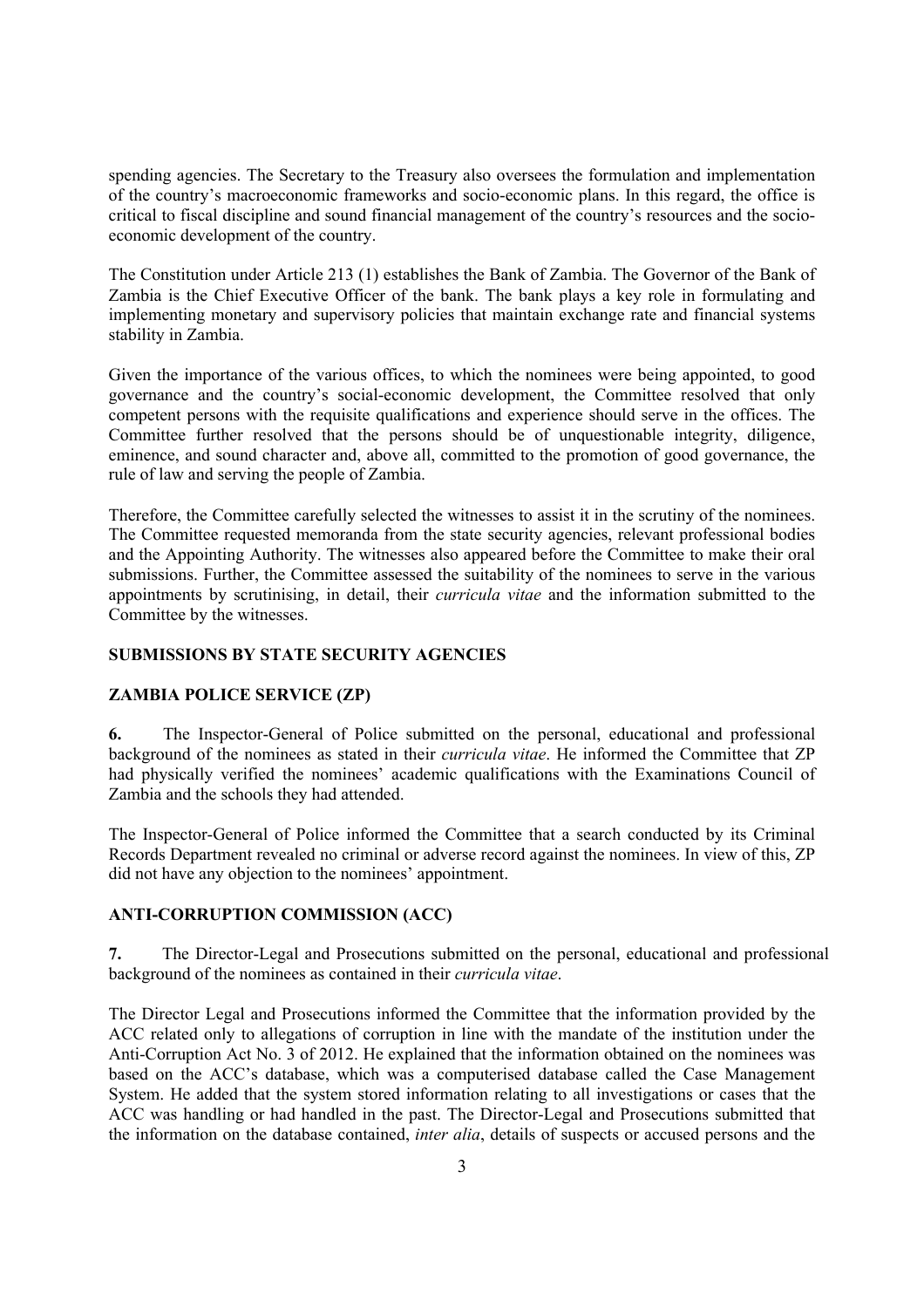spending agencies. The Secretary to the Treasury also oversees the formulation and implementation of the country's macroeconomic frameworks and socio-economic plans. In this regard, the office is critical to fiscal discipline and sound financial management of the country's resources and the socio-economic development of the country.

The Constitution under Article 213 (1) establishes the Bank of Zambia. The Governor of the Bank of Zambia is the Chief Executive Officer of the bank. The bank plays a key role in formulating and implementing monetary and supervisory policies that maintain exchange rate and financial systems stability in Zambia.

Given the importance of the various offices, to which the nominees were being appointed, to good governance and the country's social-economic development, the Committee resolved that only competent persons with the requisite qualifications and experience should serve in the offices. The Committee further resolved that the persons should be of unquestionable integrity, diligence, eminence, and sound character and, above all, committed to the promotion of good governance, the rule of law and serving the people of Zambia.

Therefore, the Committee carefully selected the witnesses to assist it in the scrutiny of the nominees. The Committee requested memoranda from the state security agencies, relevant professional bodies and the Appointing Authority. The witnesses also appeared before the Committee to make their oral submissions. Further, the Committee assessed the suitability of the nominees to serve in the various appointments by scrutinising, in detail, their *curricula vitae* and the information submitted to the Committee by the witnesses.

## SUBMISSIONS BY STATE SECURITY AGENCIES

### ZAMBIA POLICE SERVICE (ZP)

**6.** The Inspector-General of Police submitted on the personal, educational and professional background of the nominees as stated in their *curricula vitae*. He informed the Committee that ZP had physically verified the nominees' academic qualifications with the Examinations Council of Zambia and the schools they had attended.

The Inspector-General of Police informed the Committee that a search conducted by its Criminal Records Department revealed no criminal or adverse record against the nominees. In view of this, ZP did not have any objection to the nominees' appointment.

### ANTI-CORRUPTION COMMISSION (ACC)

**7.** The Director-Legal and Prosecutions submitted on the personal, educational and professional background of the nominees as contained in their *curricula vitae*.

The Director Legal and Prosecutions informed the Committee that the information provided by the ACC related only to allegations of corruption in line with the mandate of the institution under the Anti-Corruption Act No. 3 of 2012. He explained that the information obtained on the nominees was based on the ACC's database, which was a computerised database called the Case Management System. He added that the system stored information relating to all investigations or cases that the ACC was handling or had handled in the past. The Director-Legal and Prosecutions submitted that the information on the database contained, *inter alia*, details of suspects or accused persons and the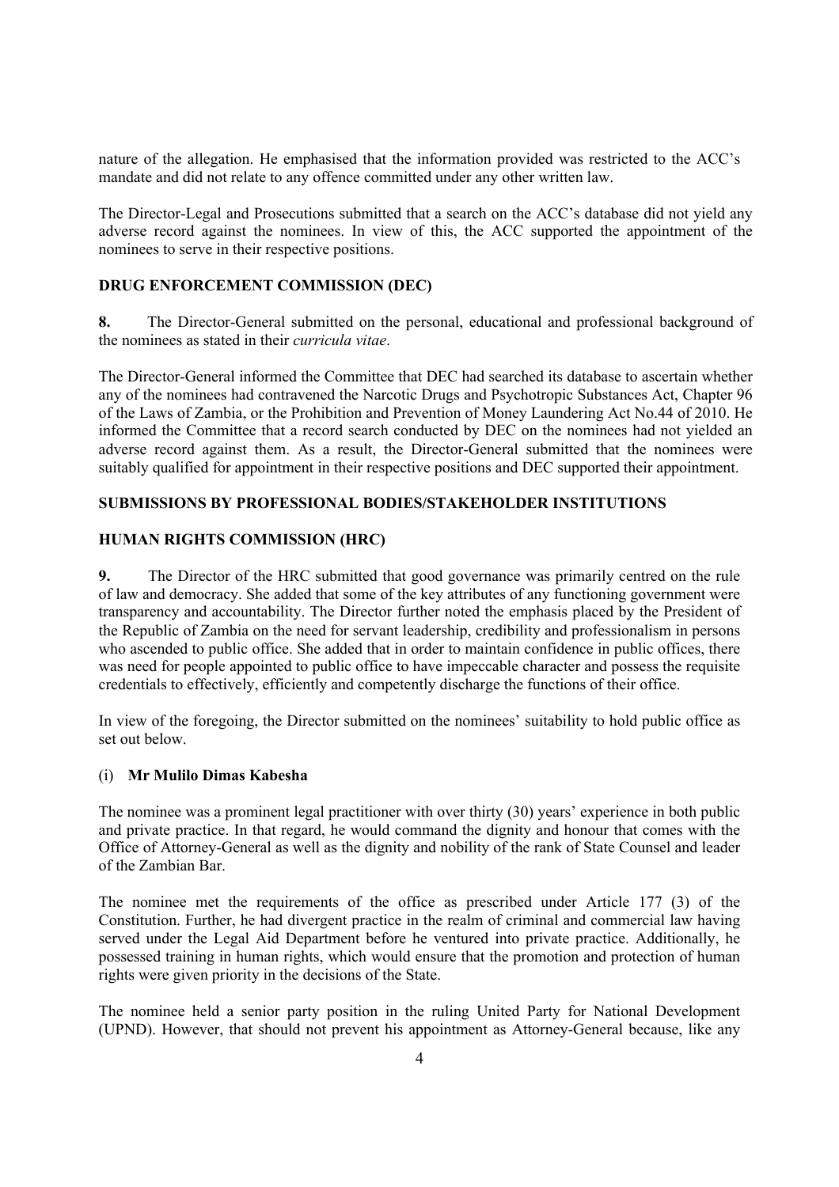nature of the allegation. He emphasised that the information provided was restricted to the ACC's mandate and did not relate to any offence committed under any other written law.

The Director-Legal and Prosecutions submitted that a search on the ACC's database did not yield any adverse record against the nominees. In view of this, the ACC supported the appointment of the nominees to serve in their respective positions.

**DRUG ENFORCEMENT COMMISSION (DEC)**

**8.** The Director-General submitted on the personal, educational and professional background of the nominees as stated in their *curricula vitae*.

The Director-General informed the Committee that DEC had searched its database to ascertain whether any of the nominees had contravened the Narcotic Drugs and Psychotropic Substances Act, Chapter 96 of the Laws of Zambia, or the Prohibition and Prevention of Money Laundering Act No.44 of 2010. He informed the Committee that a record search conducted by DEC on the nominees had not yielded an adverse record against them. As a result, the Director-General submitted that the nominees were suitably qualified for appointment in their respective positions and DEC supported their appointment.

**SUBMISSIONS BY PROFESSIONAL BODIES/STAKEHOLDER INSTITUTIONS**

**HUMAN RIGHTS COMMISSION (HRC)**

**9.** The Director of the HRC submitted that good governance was primarily centred on the rule of law and democracy. She added that some of the key attributes of any functioning government were transparency and accountability. The Director further noted the emphasis placed by the President of the Republic of Zambia on the need for servant leadership, credibility and professionalism in persons who ascended to public office. She added that in order to maintain confidence in public offices, there was need for people appointed to public office to have impeccable character and possess the requisite credentials to effectively, efficiently and competently discharge the functions of their office.

In view of the foregoing, the Director submitted on the nominees' suitability to hold public office as set out below.

(i) **Mr Mulilo Dimas Kabesha**

The nominee was a prominent legal practitioner with over thirty (30) years' experience in both public and private practice. In that regard, he would command the dignity and honour that comes with the Office of Attorney-General as well as the dignity and nobility of the rank of State Counsel and leader of the Zambian Bar.

The nominee met the requirements of the office as prescribed under Article 177 (3) of the Constitution. Further, he had divergent practice in the realm of criminal and commercial law having served under the Legal Aid Department before he ventured into private practice. Additionally, he possessed training in human rights, which would ensure that the promotion and protection of human rights were given priority in the decisions of the State.

The nominee held a senior party position in the ruling United Party for National Development (UPND). However, that should not prevent his appointment as Attorney-General because, like any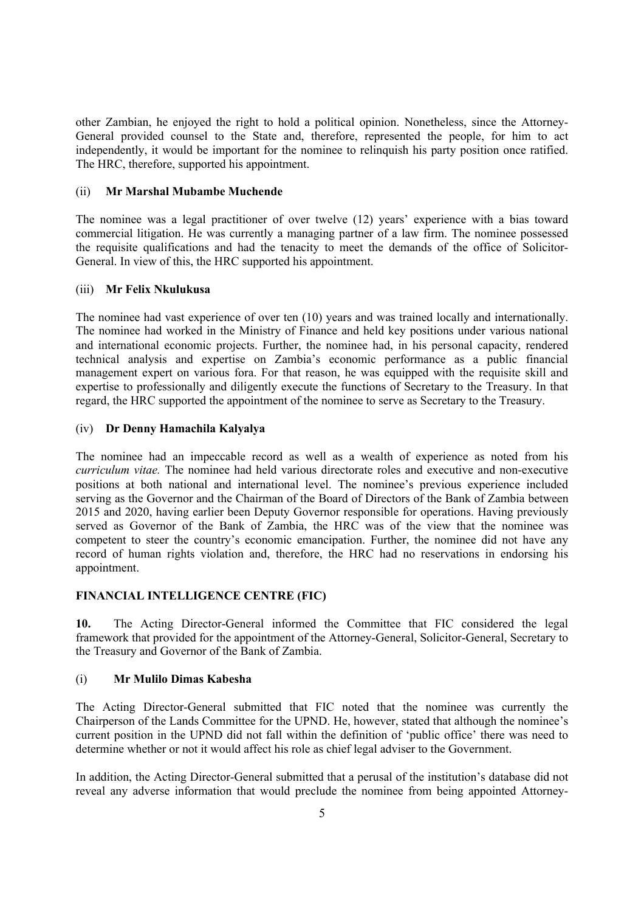other Zambian, he enjoyed the right to hold a political opinion. Nonetheless, since the Attorney-General provided counsel to the State and, therefore, represented the people, for him to act independently, it would be important for the nominee to relinquish his party position once ratified. The HRC, therefore, supported his appointment.

(ii) **Mr Marshal Mubambe Muchende**

The nominee was a legal practitioner of over twelve (12) years' experience with a bias toward commercial litigation. He was currently a managing partner of a law firm. The nominee possessed the requisite qualifications and had the tenacity to meet the demands of the office of Solicitor-General. In view of this, the HRC supported his appointment.

(iii) **Mr Felix Nkulukusa**

The nominee had vast experience of over ten (10) years and was trained locally and internationally. The nominee had worked in the Ministry of Finance and held key positions under various national and international economic projects. Further, the nominee had, in his personal capacity, rendered technical analysis and expertise on Zambia's economic performance as a public financial management expert on various fora. For that reason, he was equipped with the requisite skill and expertise to professionally and diligently execute the functions of Secretary to the Treasury. In that regard, the HRC supported the appointment of the nominee to serve as Secretary to the Treasury.

(iv) **Dr Denny Hamachila Kalyalya**

The nominee had an impeccable record as well as a wealth of experience as noted from his *curriculum vitae.* The nominee had held various directorate roles and executive and non-executive positions at both national and international level. The nominee's previous experience included serving as the Governor and the Chairman of the Board of Directors of the Bank of Zambia between 2015 and 2020, having earlier been Deputy Governor responsible for operations. Having previously served as Governor of the Bank of Zambia, the HRC was of the view that the nominee was competent to steer the country's economic emancipation. Further, the nominee did not have any record of human rights violation and, therefore, the HRC had no reservations in endorsing his appointment.

**FINANCIAL INTELLIGENCE CENTRE (FIC)**

**10.** The Acting Director-General informed the Committee that FIC considered the legal framework that provided for the appointment of the Attorney-General, Solicitor-General, Secretary to the Treasury and Governor of the Bank of Zambia.

(i) **Mr Mulilo Dimas Kabesha**

The Acting Director-General submitted that FIC noted that the nominee was currently the Chairperson of the Lands Committee for the UPND. He, however, stated that although the nominee's current position in the UPND did not fall within the definition of 'public office' there was need to determine whether or not it would affect his role as chief legal adviser to the Government.

In addition, the Acting Director-General submitted that a perusal of the institution's database did not reveal any adverse information that would preclude the nominee from being appointed Attorney-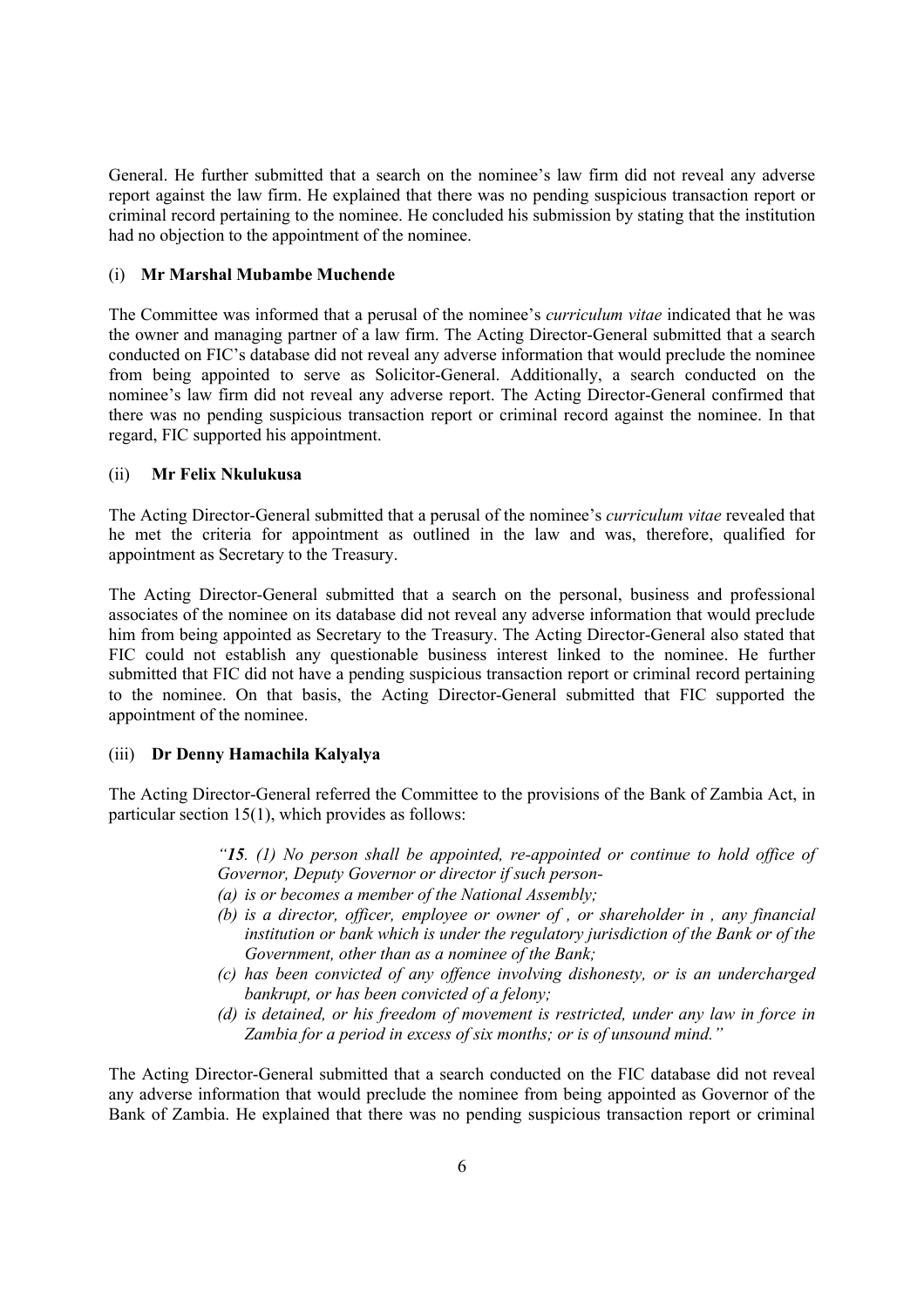General. He further submitted that a search on the nominee's law firm did not reveal any adverse report against the law firm. He explained that there was no pending suspicious transaction report or criminal record pertaining to the nominee. He concluded his submission by stating that the institution had no objection to the appointment of the nominee.

(i) **Mr Marshal Mubambe Muchende**

The Committee was informed that a perusal of the nominee's *curriculum vitae* indicated that he was the owner and managing partner of a law firm. The Acting Director-General submitted that a search conducted on FIC's database did not reveal any adverse information that would preclude the nominee from being appointed to serve as Solicitor-General. Additionally, a search conducted on the nominee's law firm did not reveal any adverse report. The Acting Director-General confirmed that there was no pending suspicious transaction report or criminal record against the nominee. In that regard, FIC supported his appointment.

(ii) **Mr Felix Nkulukusa**

The Acting Director-General submitted that a perusal of the nominee's *curriculum vitae* revealed that he met the criteria for appointment as outlined in the law and was, therefore, qualified for appointment as Secretary to the Treasury.

The Acting Director-General submitted that a search on the personal, business and professional associates of the nominee on its database did not reveal any adverse information that would preclude him from being appointed as Secretary to the Treasury. The Acting Director-General also stated that FIC could not establish any questionable business interest linked to the nominee. He further submitted that FIC did not have a pending suspicious transaction report or criminal record pertaining to the nominee. On that basis, the Acting Director-General submitted that FIC supported the appointment of the nominee.

(iii) **Dr Denny Hamachila Kalyalya**

The Acting Director-General referred the Committee to the provisions of the Bank of Zambia Act, in particular section 15(1), which provides as follows:

> *"**15**. (1) No person shall be appointed, re-appointed or continue to hold office of Governor, Deputy Governor or director if such person-*
> *(a) is or becomes a member of the National Assembly;*
> *(b) is a director, officer, employee or owner of , or shareholder in , any financial institution or bank which is under the regulatory jurisdiction of the Bank or of the Government, other than as a nominee of the Bank;*
> *(c) has been convicted of any offence involving dishonesty, or is an undercharged bankrupt, or has been convicted of a felony;*
> *(d) is detained, or his freedom of movement is restricted, under any law in force in Zambia for a period in excess of six months; or is of unsound mind."*

The Acting Director-General submitted that a search conducted on the FIC database did not reveal any adverse information that would preclude the nominee from being appointed as Governor of the Bank of Zambia. He explained that there was no pending suspicious transaction report or criminal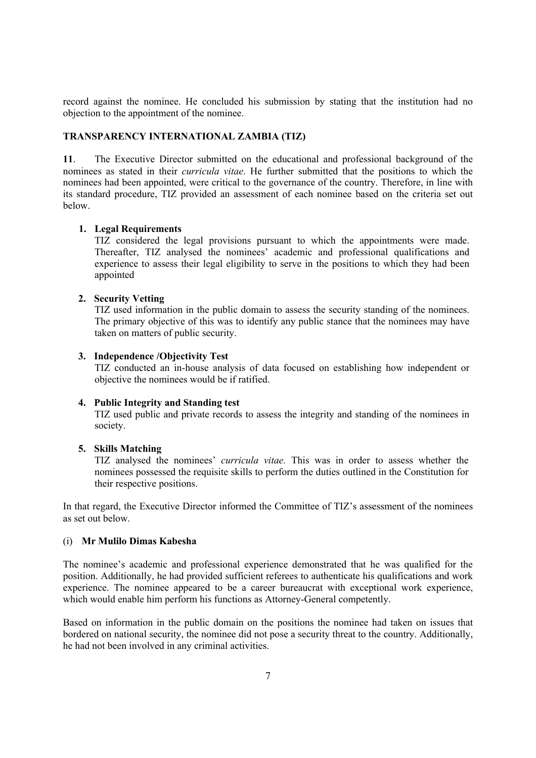record against the nominee. He concluded his submission by stating that the institution had no objection to the appointment of the nominee.

**TRANSPARENCY INTERNATIONAL ZAMBIA (TIZ)**

**11**. The Executive Director submitted on the educational and professional background of the nominees as stated in their *curricula vitae*. He further submitted that the positions to which the nominees had been appointed, were critical to the governance of the country. Therefore, in line with its standard procedure, TIZ provided an assessment of each nominee based on the criteria set out below.

1. **Legal Requirements**
   TIZ considered the legal provisions pursuant to which the appointments were made. Thereafter, TIZ analysed the nominees' academic and professional qualifications and experience to assess their legal eligibility to serve in the positions to which they had been appointed

2. **Security Vetting**
   TIZ used information in the public domain to assess the security standing of the nominees. The primary objective of this was to identify any public stance that the nominees may have taken on matters of public security.

3. **Independence /Objectivity Test**
   TIZ conducted an in-house analysis of data focused on establishing how independent or objective the nominees would be if ratified.

4. **Public Integrity and Standing test**
   TIZ used public and private records to assess the integrity and standing of the nominees in society.

5. **Skills Matching**
   TIZ analysed the nominees' *curricula vitae.* This was in order to assess whether the nominees possessed the requisite skills to perform the duties outlined in the Constitution for their respective positions.

In that regard, the Executive Director informed the Committee of TIZ's assessment of the nominees as set out below.

(i) **Mr Mulilo Dimas Kabesha**

The nominee's academic and professional experience demonstrated that he was qualified for the position. Additionally, he had provided sufficient referees to authenticate his qualifications and work experience. The nominee appeared to be a career bureaucrat with exceptional work experience, which would enable him perform his functions as Attorney-General competently.

Based on information in the public domain on the positions the nominee had taken on issues that bordered on national security, the nominee did not pose a security threat to the country. Additionally, he had not been involved in any criminal activities.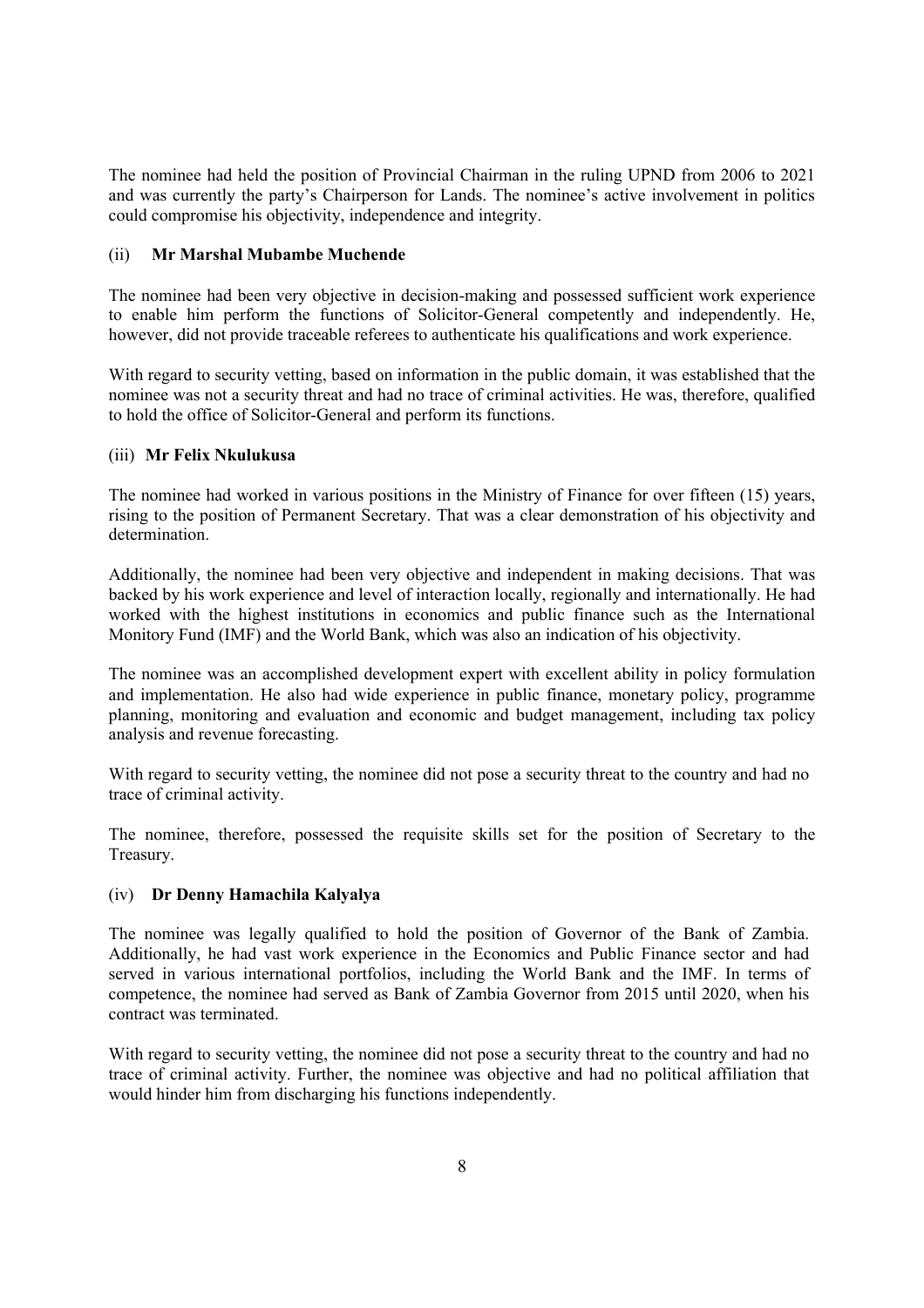The nominee had held the position of Provincial Chairman in the ruling UPND from 2006 to 2021 and was currently the party's Chairperson for Lands. The nominee's active involvement in politics could compromise his objectivity, independence and integrity.

(ii) **Mr Marshal Mubambe Muchende**

The nominee had been very objective in decision-making and possessed sufficient work experience to enable him perform the functions of Solicitor-General competently and independently. He, however, did not provide traceable referees to authenticate his qualifications and work experience.

With regard to security vetting, based on information in the public domain, it was established that the nominee was not a security threat and had no trace of criminal activities. He was, therefore, qualified to hold the office of Solicitor-General and perform its functions.

(iii) **Mr Felix Nkulukusa**

The nominee had worked in various positions in the Ministry of Finance for over fifteen (15) years, rising to the position of Permanent Secretary. That was a clear demonstration of his objectivity and determination.

Additionally, the nominee had been very objective and independent in making decisions. That was backed by his work experience and level of interaction locally, regionally and internationally. He had worked with the highest institutions in economics and public finance such as the International Monitory Fund (IMF) and the World Bank, which was also an indication of his objectivity.

The nominee was an accomplished development expert with excellent ability in policy formulation and implementation. He also had wide experience in public finance, monetary policy, programme planning, monitoring and evaluation and economic and budget management, including tax policy analysis and revenue forecasting.

With regard to security vetting, the nominee did not pose a security threat to the country and had no trace of criminal activity.

The nominee, therefore, possessed the requisite skills set for the position of Secretary to the Treasury.

(iv) **Dr Denny Hamachila Kalyalya**

The nominee was legally qualified to hold the position of Governor of the Bank of Zambia. Additionally, he had vast work experience in the Economics and Public Finance sector and had served in various international portfolios, including the World Bank and the IMF. In terms of competence, the nominee had served as Bank of Zambia Governor from 2015 until 2020, when his contract was terminated.

With regard to security vetting, the nominee did not pose a security threat to the country and had no trace of criminal activity. Further, the nominee was objective and had no political affiliation that would hinder him from discharging his functions independently.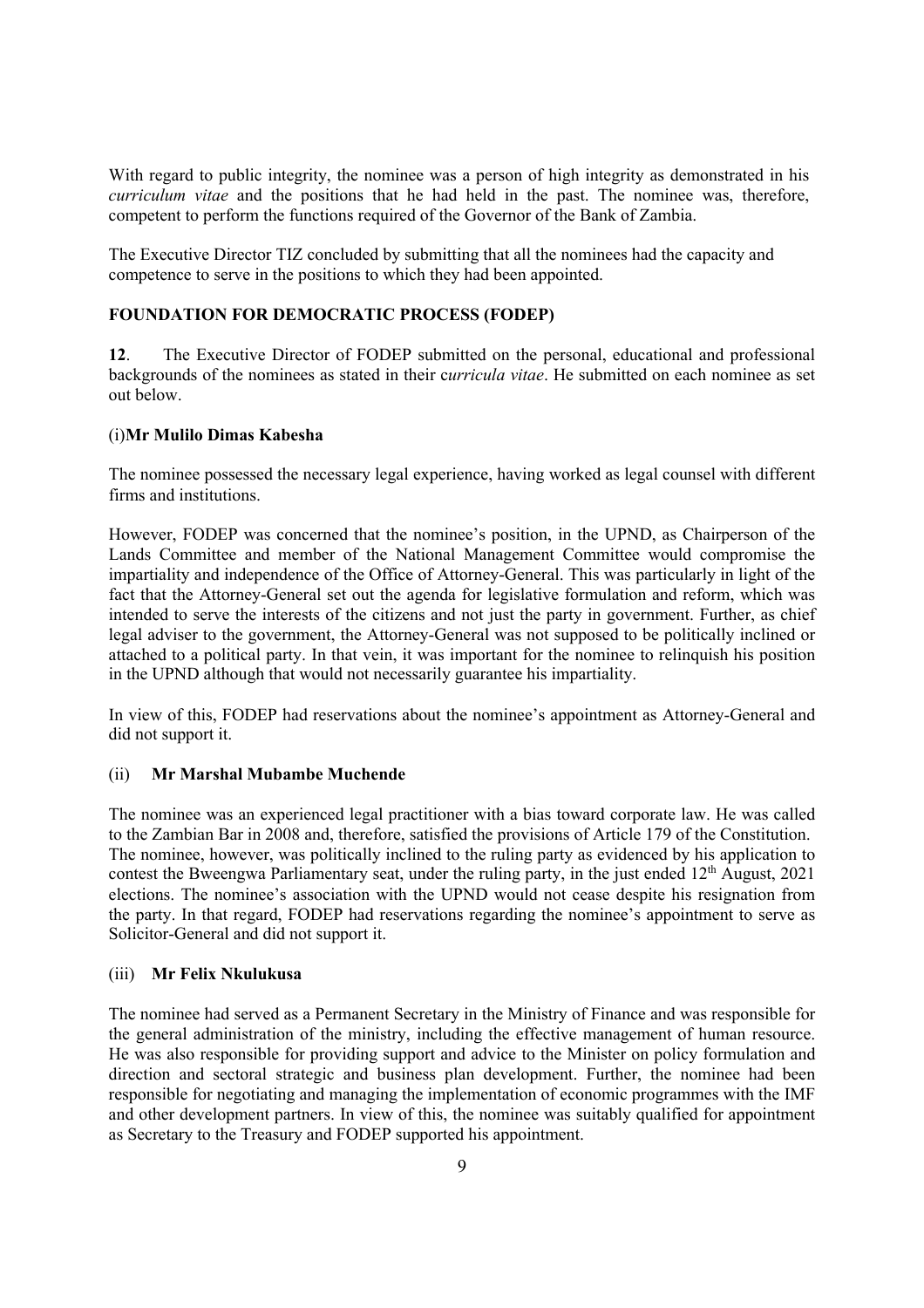With regard to public integrity, the nominee was a person of high integrity as demonstrated in his *curriculum vitae* and the positions that he had held in the past. The nominee was, therefore, competent to perform the functions required of the Governor of the Bank of Zambia.

The Executive Director TIZ concluded by submitting that all the nominees had the capacity and competence to serve in the positions to which they had been appointed.

**FOUNDATION FOR DEMOCRATIC PROCESS (FODEP)**

**12**. The Executive Director of FODEP submitted on the personal, educational and professional backgrounds of the nominees as stated in their c*urricula vitae*. He submitted on each nominee as set out below.

(i)**Mr Mulilo Dimas Kabesha**

The nominee possessed the necessary legal experience, having worked as legal counsel with different firms and institutions.

However, FODEP was concerned that the nominee's position, in the UPND, as Chairperson of the Lands Committee and member of the National Management Committee would compromise the impartiality and independence of the Office of Attorney-General. This was particularly in light of the fact that the Attorney-General set out the agenda for legislative formulation and reform, which was intended to serve the interests of the citizens and not just the party in government. Further, as chief legal adviser to the government, the Attorney-General was not supposed to be politically inclined or attached to a political party. In that vein, it was important for the nominee to relinquish his position in the UPND although that would not necessarily guarantee his impartiality.

In view of this, FODEP had reservations about the nominee's appointment as Attorney-General and did not support it.

(ii) **Mr Marshal Mubambe Muchende**

The nominee was an experienced legal practitioner with a bias toward corporate law. He was called to the Zambian Bar in 2008 and, therefore, satisfied the provisions of Article 179 of the Constitution. The nominee, however, was politically inclined to the ruling party as evidenced by his application to contest the Bweengwa Parliamentary seat, under the ruling party, in the just ended 12th August, 2021 elections. The nominee's association with the UPND would not cease despite his resignation from the party. In that regard, FODEP had reservations regarding the nominee's appointment to serve as Solicitor-General and did not support it.

(iii) **Mr Felix Nkulukusa**

The nominee had served as a Permanent Secretary in the Ministry of Finance and was responsible for the general administration of the ministry, including the effective management of human resource. He was also responsible for providing support and advice to the Minister on policy formulation and direction and sectoral strategic and business plan development. Further, the nominee had been responsible for negotiating and managing the implementation of economic programmes with the IMF and other development partners. In view of this, the nominee was suitably qualified for appointment as Secretary to the Treasury and FODEP supported his appointment.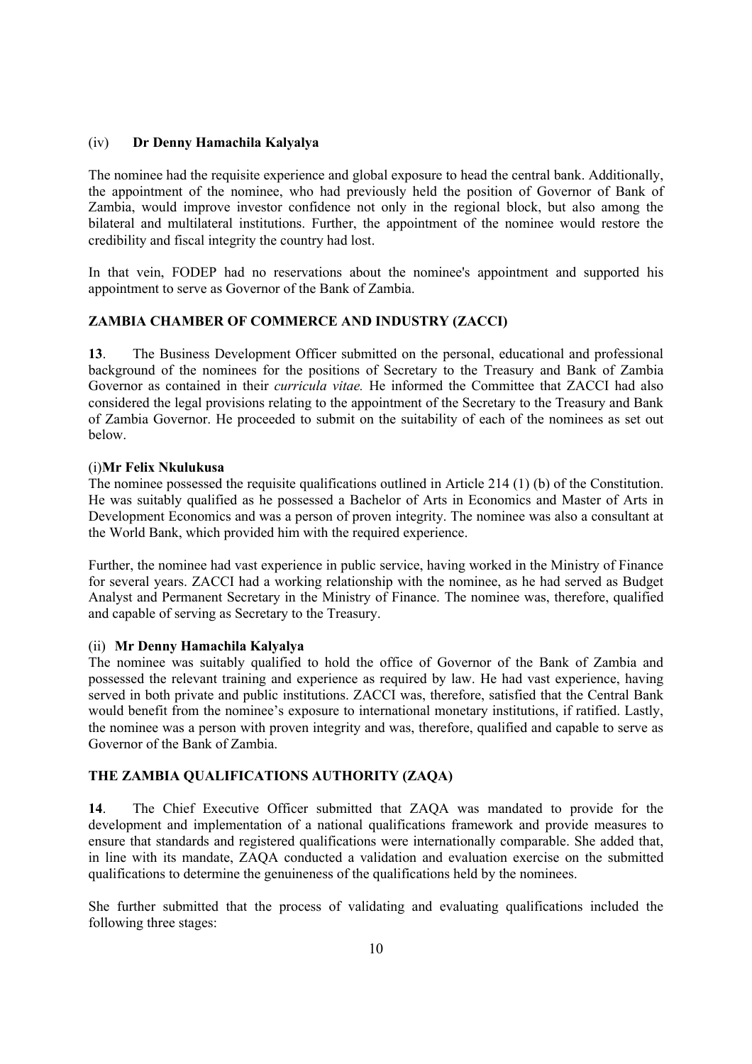(iv) **Dr Denny Hamachila Kalyalya**

The nominee had the requisite experience and global exposure to head the central bank. Additionally, the appointment of the nominee, who had previously held the position of Governor of Bank of Zambia, would improve investor confidence not only in the regional block, but also among the bilateral and multilateral institutions. Further, the appointment of the nominee would restore the credibility and fiscal integrity the country had lost.

In that vein, FODEP had no reservations about the nominee's appointment and supported his appointment to serve as Governor of the Bank of Zambia.

## ZAMBIA CHAMBER OF COMMERCE AND INDUSTRY (ZACCI)

**13**. The Business Development Officer submitted on the personal, educational and professional background of the nominees for the positions of Secretary to the Treasury and Bank of Zambia Governor as contained in their *curricula vitae.* He informed the Committee that ZACCI had also considered the legal provisions relating to the appointment of the Secretary to the Treasury and Bank of Zambia Governor. He proceeded to submit on the suitability of each of the nominees as set out below.

(i)**Mr Felix Nkulukusa**

The nominee possessed the requisite qualifications outlined in Article 214 (1) (b) of the Constitution. He was suitably qualified as he possessed a Bachelor of Arts in Economics and Master of Arts in Development Economics and was a person of proven integrity. The nominee was also a consultant at the World Bank, which provided him with the required experience.

Further, the nominee had vast experience in public service, having worked in the Ministry of Finance for several years. ZACCI had a working relationship with the nominee, as he had served as Budget Analyst and Permanent Secretary in the Ministry of Finance. The nominee was, therefore, qualified and capable of serving as Secretary to the Treasury.

(ii) **Mr Denny Hamachila Kalyalya**

The nominee was suitably qualified to hold the office of Governor of the Bank of Zambia and possessed the relevant training and experience as required by law. He had vast experience, having served in both private and public institutions. ZACCI was, therefore, satisfied that the Central Bank would benefit from the nominee's exposure to international monetary institutions, if ratified. Lastly, the nominee was a person with proven integrity and was, therefore, qualified and capable to serve as Governor of the Bank of Zambia.

## THE ZAMBIA QUALIFICATIONS AUTHORITY (ZAQA)

**14**. The Chief Executive Officer submitted that ZAQA was mandated to provide for the development and implementation of a national qualifications framework and provide measures to ensure that standards and registered qualifications were internationally comparable. She added that, in line with its mandate, ZAQA conducted a validation and evaluation exercise on the submitted qualifications to determine the genuineness of the qualifications held by the nominees.

She further submitted that the process of validating and evaluating qualifications included the following three stages: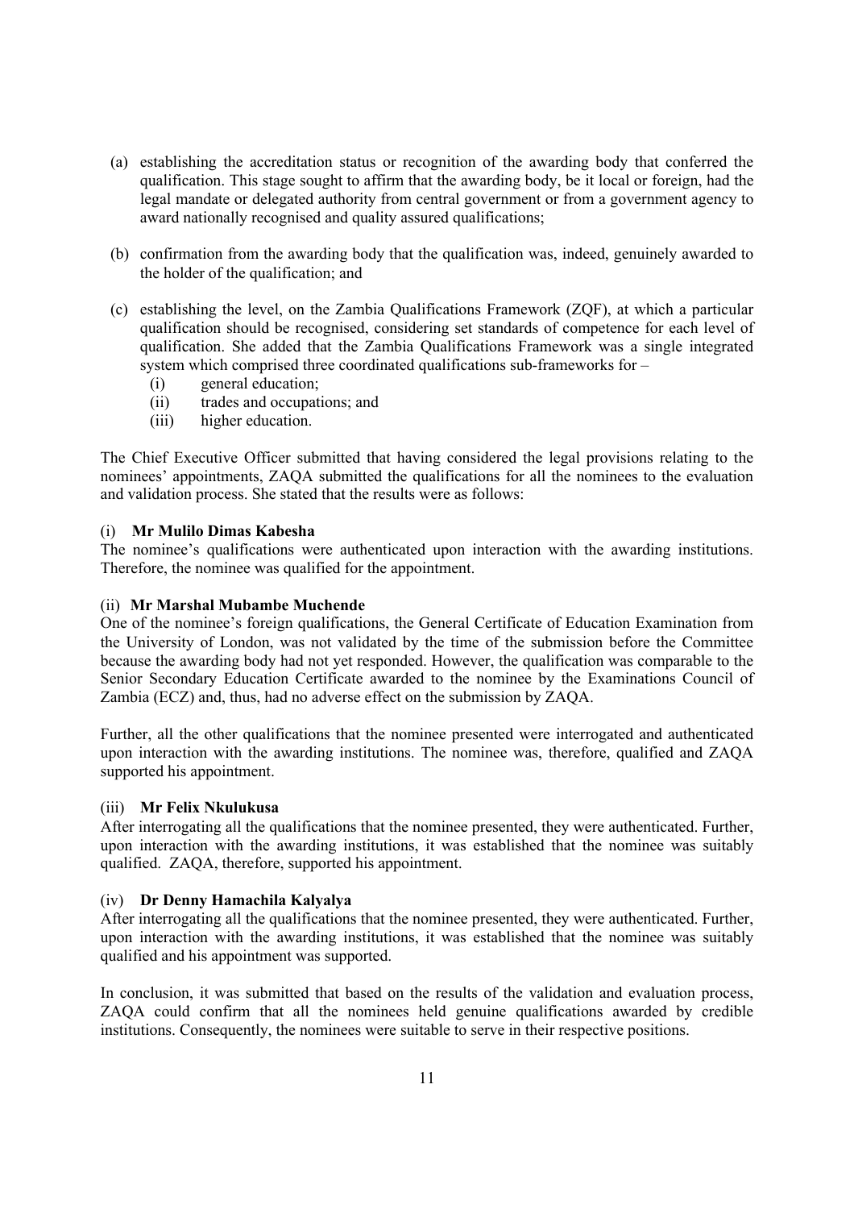(a) establishing the accreditation status or recognition of the awarding body that conferred the qualification. This stage sought to affirm that the awarding body, be it local or foreign, had the legal mandate or delegated authority from central government or from a government agency to award nationally recognised and quality assured qualifications;

(b) confirmation from the awarding body that the qualification was, indeed, genuinely awarded to the holder of the qualification; and

(c) establishing the level, on the Zambia Qualifications Framework (ZQF), at which a particular qualification should be recognised, considering set standards of competence for each level of qualification. She added that the Zambia Qualifications Framework was a single integrated system which comprised three coordinated qualifications sub-frameworks for –
   (i) general education;
   (ii) trades and occupations; and
   (iii) higher education.

The Chief Executive Officer submitted that having considered the legal provisions relating to the nominees' appointments, ZAQA submitted the qualifications for all the nominees to the evaluation and validation process. She stated that the results were as follows:

(i) **Mr Mulilo Dimas Kabesha**

The nominee's qualifications were authenticated upon interaction with the awarding institutions. Therefore, the nominee was qualified for the appointment.

(ii) **Mr Marshal Mubambe Muchende**

One of the nominee's foreign qualifications, the General Certificate of Education Examination from the University of London, was not validated by the time of the submission before the Committee because the awarding body had not yet responded. However, the qualification was comparable to the Senior Secondary Education Certificate awarded to the nominee by the Examinations Council of Zambia (ECZ) and, thus, had no adverse effect on the submission by ZAQA.

Further, all the other qualifications that the nominee presented were interrogated and authenticated upon interaction with the awarding institutions. The nominee was, therefore, qualified and ZAQA supported his appointment.

(iii) **Mr Felix Nkulukusa**

After interrogating all the qualifications that the nominee presented, they were authenticated. Further, upon interaction with the awarding institutions, it was established that the nominee was suitably qualified. ZAQA, therefore, supported his appointment.

(iv) **Dr Denny Hamachila Kalyalya**

After interrogating all the qualifications that the nominee presented, they were authenticated. Further, upon interaction with the awarding institutions, it was established that the nominee was suitably qualified and his appointment was supported.

In conclusion, it was submitted that based on the results of the validation and evaluation process, ZAQA could confirm that all the nominees held genuine qualifications awarded by credible institutions. Consequently, the nominees were suitable to serve in their respective positions.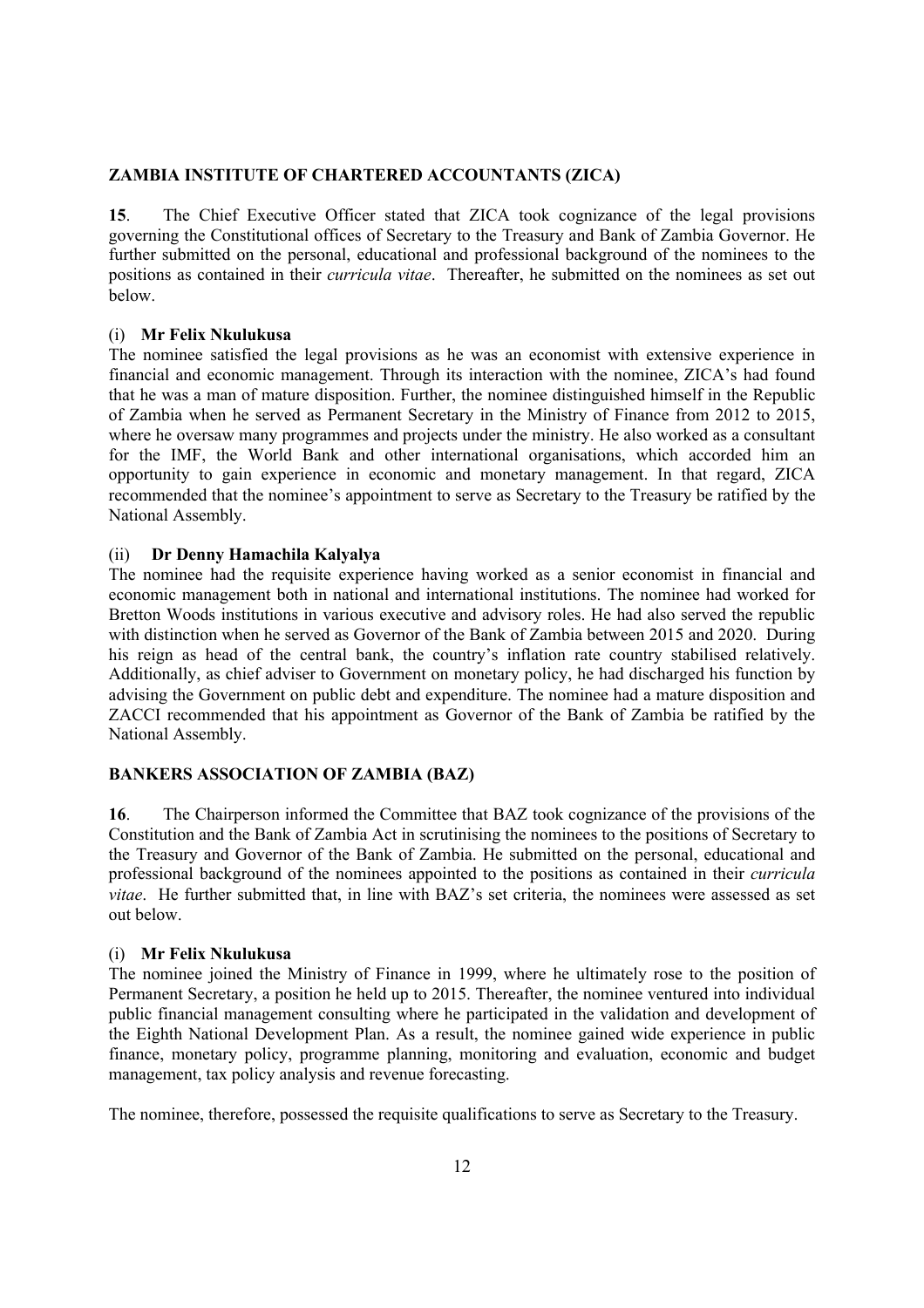**ZAMBIA INSTITUTE OF CHARTERED ACCOUNTANTS (ZICA)**

**15**. The Chief Executive Officer stated that ZICA took cognizance of the legal provisions governing the Constitutional offices of Secretary to the Treasury and Bank of Zambia Governor. He further submitted on the personal, educational and professional background of the nominees to the positions as contained in their *curricula vitae*. Thereafter, he submitted on the nominees as set out below.

(i) **Mr Felix Nkulukusa**

The nominee satisfied the legal provisions as he was an economist with extensive experience in financial and economic management. Through its interaction with the nominee, ZICA's had found that he was a man of mature disposition. Further, the nominee distinguished himself in the Republic of Zambia when he served as Permanent Secretary in the Ministry of Finance from 2012 to 2015, where he oversaw many programmes and projects under the ministry. He also worked as a consultant for the IMF, the World Bank and other international organisations, which accorded him an opportunity to gain experience in economic and monetary management. In that regard, ZICA recommended that the nominee's appointment to serve as Secretary to the Treasury be ratified by the National Assembly.

(ii) **Dr Denny Hamachila Kalyalya**

The nominee had the requisite experience having worked as a senior economist in financial and economic management both in national and international institutions. The nominee had worked for Bretton Woods institutions in various executive and advisory roles. He had also served the republic with distinction when he served as Governor of the Bank of Zambia between 2015 and 2020. During his reign as head of the central bank, the country's inflation rate country stabilised relatively. Additionally, as chief adviser to Government on monetary policy, he had discharged his function by advising the Government on public debt and expenditure. The nominee had a mature disposition and ZACCI recommended that his appointment as Governor of the Bank of Zambia be ratified by the National Assembly.

**BANKERS ASSOCIATION OF ZAMBIA (BAZ)**

**16**. The Chairperson informed the Committee that BAZ took cognizance of the provisions of the Constitution and the Bank of Zambia Act in scrutinising the nominees to the positions of Secretary to the Treasury and Governor of the Bank of Zambia. He submitted on the personal, educational and professional background of the nominees appointed to the positions as contained in their *curricula vitae*. He further submitted that, in line with BAZ's set criteria, the nominees were assessed as set out below.

(i) **Mr Felix Nkulukusa**

The nominee joined the Ministry of Finance in 1999, where he ultimately rose to the position of Permanent Secretary, a position he held up to 2015. Thereafter, the nominee ventured into individual public financial management consulting where he participated in the validation and development of the Eighth National Development Plan. As a result, the nominee gained wide experience in public finance, monetary policy, programme planning, monitoring and evaluation, economic and budget management, tax policy analysis and revenue forecasting.

The nominee, therefore, possessed the requisite qualifications to serve as Secretary to the Treasury.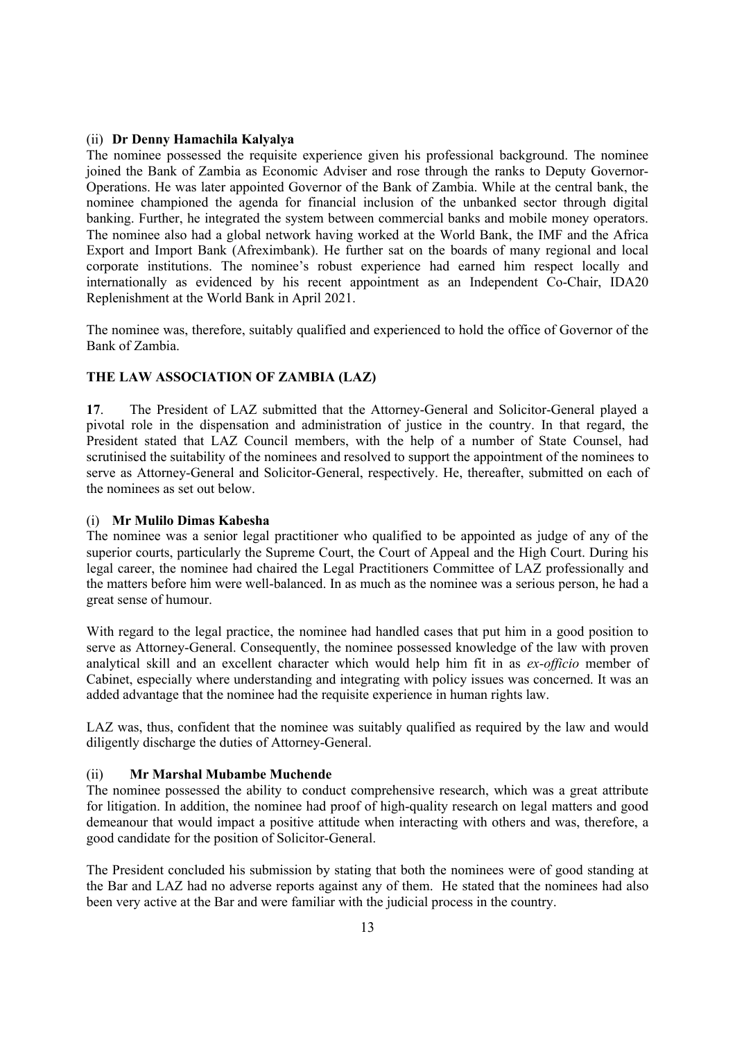(ii) **Dr Denny Hamachila Kalyalya**

The nominee possessed the requisite experience given his professional background. The nominee joined the Bank of Zambia as Economic Adviser and rose through the ranks to Deputy Governor-Operations. He was later appointed Governor of the Bank of Zambia. While at the central bank, the nominee championed the agenda for financial inclusion of the unbanked sector through digital banking. Further, he integrated the system between commercial banks and mobile money operators. The nominee also had a global network having worked at the World Bank, the IMF and the Africa Export and Import Bank (Afreximbank). He further sat on the boards of many regional and local corporate institutions. The nominee's robust experience had earned him respect locally and internationally as evidenced by his recent appointment as an Independent Co-Chair, IDA20 Replenishment at the World Bank in April 2021.

The nominee was, therefore, suitably qualified and experienced to hold the office of Governor of the Bank of Zambia.

**THE LAW ASSOCIATION OF ZAMBIA (LAZ)**

**17**. The President of LAZ submitted that the Attorney-General and Solicitor-General played a pivotal role in the dispensation and administration of justice in the country. In that regard, the President stated that LAZ Council members, with the help of a number of State Counsel, had scrutinised the suitability of the nominees and resolved to support the appointment of the nominees to serve as Attorney-General and Solicitor-General, respectively. He, thereafter, submitted on each of the nominees as set out below.

(i) **Mr Mulilo Dimas Kabesha**

The nominee was a senior legal practitioner who qualified to be appointed as judge of any of the superior courts, particularly the Supreme Court, the Court of Appeal and the High Court. During his legal career, the nominee had chaired the Legal Practitioners Committee of LAZ professionally and the matters before him were well-balanced. In as much as the nominee was a serious person, he had a great sense of humour.

With regard to the legal practice, the nominee had handled cases that put him in a good position to serve as Attorney-General. Consequently, the nominee possessed knowledge of the law with proven analytical skill and an excellent character which would help him fit in as *ex-officio* member of Cabinet, especially where understanding and integrating with policy issues was concerned. It was an added advantage that the nominee had the requisite experience in human rights law.

LAZ was, thus, confident that the nominee was suitably qualified as required by the law and would diligently discharge the duties of Attorney-General.

(ii) **Mr Marshal Mubambe Muchende**

The nominee possessed the ability to conduct comprehensive research, which was a great attribute for litigation. In addition, the nominee had proof of high-quality research on legal matters and good demeanour that would impact a positive attitude when interacting with others and was, therefore, a good candidate for the position of Solicitor-General.

The President concluded his submission by stating that both the nominees were of good standing at the Bar and LAZ had no adverse reports against any of them. He stated that the nominees had also been very active at the Bar and were familiar with the judicial process in the country.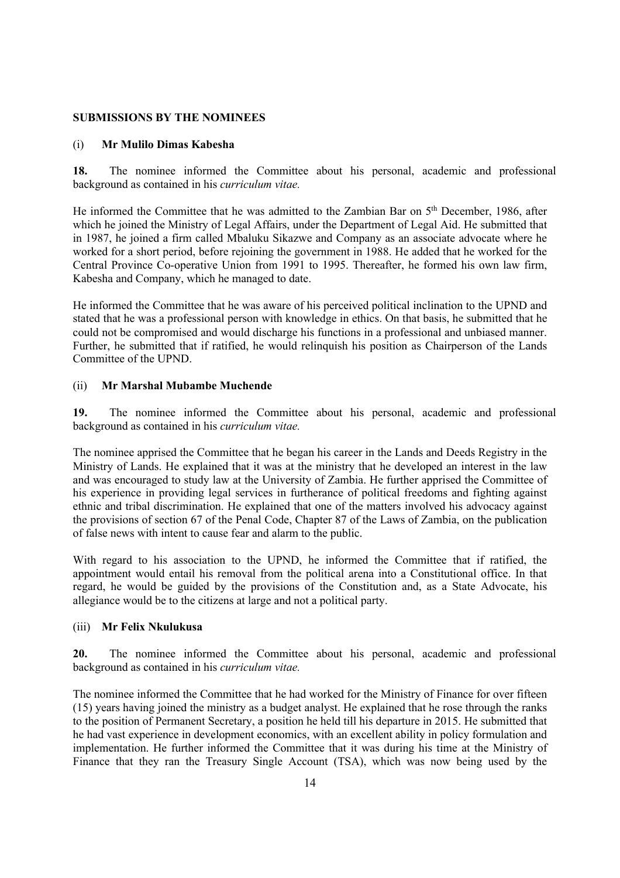**SUBMISSIONS BY THE NOMINEES**

(i) **Mr Mulilo Dimas Kabesha**

**18.** The nominee informed the Committee about his personal, academic and professional background as contained in his *curriculum vitae.*

He informed the Committee that he was admitted to the Zambian Bar on 5th December, 1986, after which he joined the Ministry of Legal Affairs, under the Department of Legal Aid. He submitted that in 1987, he joined a firm called Mbaluku Sikazwe and Company as an associate advocate where he worked for a short period, before rejoining the government in 1988. He added that he worked for the Central Province Co-operative Union from 1991 to 1995. Thereafter, he formed his own law firm, Kabesha and Company, which he managed to date.

He informed the Committee that he was aware of his perceived political inclination to the UPND and stated that he was a professional person with knowledge in ethics. On that basis, he submitted that he could not be compromised and would discharge his functions in a professional and unbiased manner. Further, he submitted that if ratified, he would relinquish his position as Chairperson of the Lands Committee of the UPND.

(ii) **Mr Marshal Mubambe Muchende**

**19.** The nominee informed the Committee about his personal, academic and professional background as contained in his *curriculum vitae.*

The nominee apprised the Committee that he began his career in the Lands and Deeds Registry in the Ministry of Lands. He explained that it was at the ministry that he developed an interest in the law and was encouraged to study law at the University of Zambia. He further apprised the Committee of his experience in providing legal services in furtherance of political freedoms and fighting against ethnic and tribal discrimination. He explained that one of the matters involved his advocacy against the provisions of section 67 of the Penal Code, Chapter 87 of the Laws of Zambia, on the publication of false news with intent to cause fear and alarm to the public.

With regard to his association to the UPND, he informed the Committee that if ratified, the appointment would entail his removal from the political arena into a Constitutional office. In that regard, he would be guided by the provisions of the Constitution and, as a State Advocate, his allegiance would be to the citizens at large and not a political party.

(iii) **Mr Felix Nkulukusa**

**20.** The nominee informed the Committee about his personal, academic and professional background as contained in his *curriculum vitae.*

The nominee informed the Committee that he had worked for the Ministry of Finance for over fifteen (15) years having joined the ministry as a budget analyst. He explained that he rose through the ranks to the position of Permanent Secretary, a position he held till his departure in 2015. He submitted that he had vast experience in development economics, with an excellent ability in policy formulation and implementation. He further informed the Committee that it was during his time at the Ministry of Finance that they ran the Treasury Single Account (TSA), which was now being used by the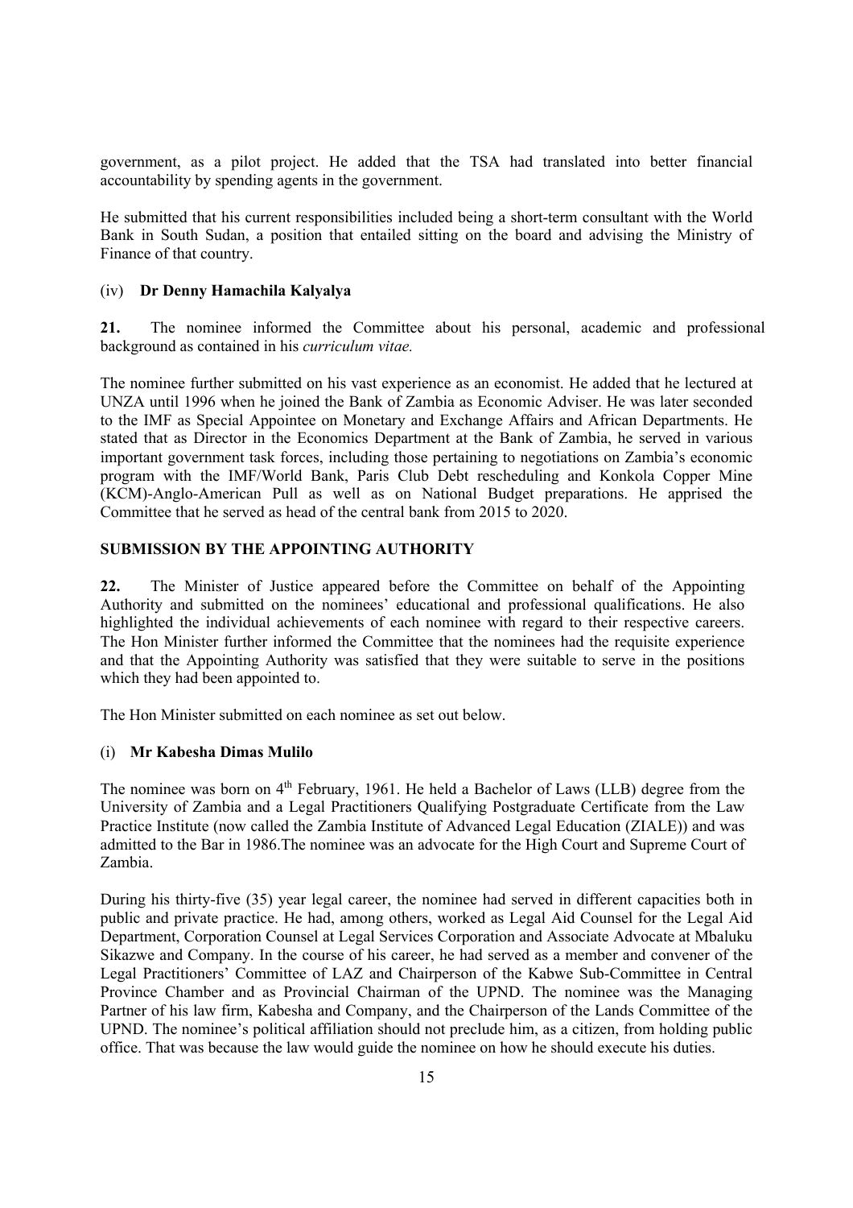government, as a pilot project. He added that the TSA had translated into better financial accountability by spending agents in the government.

He submitted that his current responsibilities included being a short-term consultant with the World Bank in South Sudan, a position that entailed sitting on the board and advising the Ministry of Finance of that country.

(iv) **Dr Denny Hamachila Kalyalya**

**21.** The nominee informed the Committee about his personal, academic and professional background as contained in his *curriculum vitae.*

The nominee further submitted on his vast experience as an economist. He added that he lectured at UNZA until 1996 when he joined the Bank of Zambia as Economic Adviser. He was later seconded to the IMF as Special Appointee on Monetary and Exchange Affairs and African Departments. He stated that as Director in the Economics Department at the Bank of Zambia, he served in various important government task forces, including those pertaining to negotiations on Zambia's economic program with the IMF/World Bank, Paris Club Debt rescheduling and Konkola Copper Mine (KCM)-Anglo-American Pull as well as on National Budget preparations. He apprised the Committee that he served as head of the central bank from 2015 to 2020.

**SUBMISSION BY THE APPOINTING AUTHORITY**

**22.** The Minister of Justice appeared before the Committee on behalf of the Appointing Authority and submitted on the nominees' educational and professional qualifications. He also highlighted the individual achievements of each nominee with regard to their respective careers. The Hon Minister further informed the Committee that the nominees had the requisite experience and that the Appointing Authority was satisfied that they were suitable to serve in the positions which they had been appointed to.

The Hon Minister submitted on each nominee as set out below.

(i) **Mr Kabesha Dimas Mulilo**

The nominee was born on 4th February, 1961. He held a Bachelor of Laws (LLB) degree from the University of Zambia and a Legal Practitioners Qualifying Postgraduate Certificate from the Law Practice Institute (now called the Zambia Institute of Advanced Legal Education (ZIALE)) and was admitted to the Bar in 1986.The nominee was an advocate for the High Court and Supreme Court of Zambia.

During his thirty-five (35) year legal career, the nominee had served in different capacities both in public and private practice. He had, among others, worked as Legal Aid Counsel for the Legal Aid Department, Corporation Counsel at Legal Services Corporation and Associate Advocate at Mbaluku Sikazwe and Company. In the course of his career, he had served as a member and convener of the Legal Practitioners' Committee of LAZ and Chairperson of the Kabwe Sub-Committee in Central Province Chamber and as Provincial Chairman of the UPND. The nominee was the Managing Partner of his law firm, Kabesha and Company, and the Chairperson of the Lands Committee of the UPND. The nominee's political affiliation should not preclude him, as a citizen, from holding public office. That was because the law would guide the nominee on how he should execute his duties.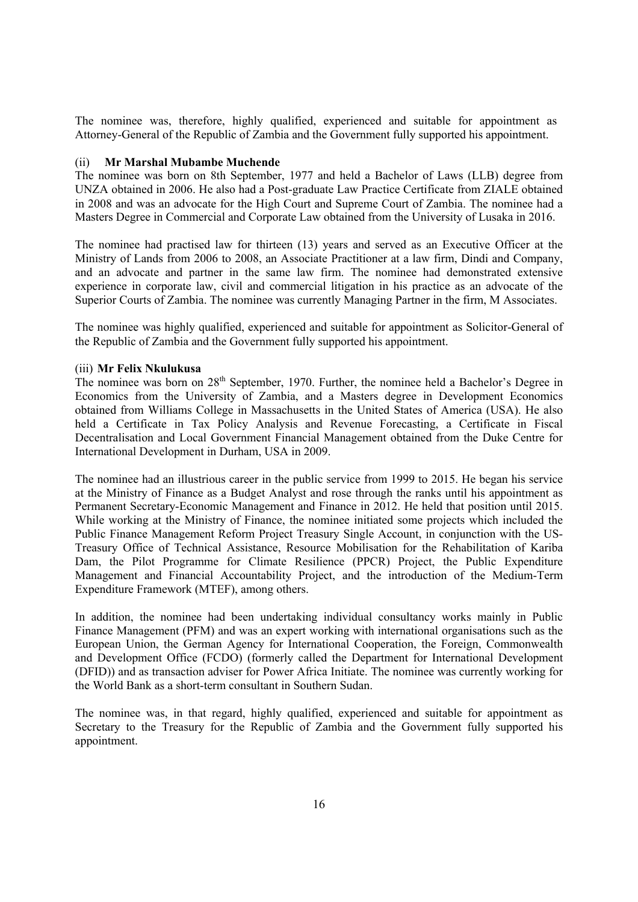The nominee was, therefore, highly qualified, experienced and suitable for appointment as Attorney-General of the Republic of Zambia and the Government fully supported his appointment.

(ii) **Mr Marshal Mubambe Muchende**

The nominee was born on 8th September, 1977 and held a Bachelor of Laws (LLB) degree from UNZA obtained in 2006. He also had a Post-graduate Law Practice Certificate from ZIALE obtained in 2008 and was an advocate for the High Court and Supreme Court of Zambia. The nominee had a Masters Degree in Commercial and Corporate Law obtained from the University of Lusaka in 2016.

The nominee had practised law for thirteen (13) years and served as an Executive Officer at the Ministry of Lands from 2006 to 2008, an Associate Practitioner at a law firm, Dindi and Company, and an advocate and partner in the same law firm. The nominee had demonstrated extensive experience in corporate law, civil and commercial litigation in his practice as an advocate of the Superior Courts of Zambia. The nominee was currently Managing Partner in the firm, M Associates.

The nominee was highly qualified, experienced and suitable for appointment as Solicitor-General of the Republic of Zambia and the Government fully supported his appointment.

(iii) **Mr Felix Nkulukusa**

The nominee was born on 28th September, 1970. Further, the nominee held a Bachelor's Degree in Economics from the University of Zambia, and a Masters degree in Development Economics obtained from Williams College in Massachusetts in the United States of America (USA). He also held a Certificate in Tax Policy Analysis and Revenue Forecasting, a Certificate in Fiscal Decentralisation and Local Government Financial Management obtained from the Duke Centre for International Development in Durham, USA in 2009.

The nominee had an illustrious career in the public service from 1999 to 2015. He began his service at the Ministry of Finance as a Budget Analyst and rose through the ranks until his appointment as Permanent Secretary-Economic Management and Finance in 2012. He held that position until 2015. While working at the Ministry of Finance, the nominee initiated some projects which included the Public Finance Management Reform Project Treasury Single Account, in conjunction with the US-Treasury Office of Technical Assistance, Resource Mobilisation for the Rehabilitation of Kariba Dam, the Pilot Programme for Climate Resilience (PPCR) Project, the Public Expenditure Management and Financial Accountability Project, and the introduction of the Medium-Term Expenditure Framework (MTEF), among others.

In addition, the nominee had been undertaking individual consultancy works mainly in Public Finance Management (PFM) and was an expert working with international organisations such as the European Union, the German Agency for International Cooperation, the Foreign, Commonwealth and Development Office (FCDO) (formerly called the Department for International Development (DFID)) and as transaction adviser for Power Africa Initiate. The nominee was currently working for the World Bank as a short-term consultant in Southern Sudan.

The nominee was, in that regard, highly qualified, experienced and suitable for appointment as Secretary to the Treasury for the Republic of Zambia and the Government fully supported his appointment.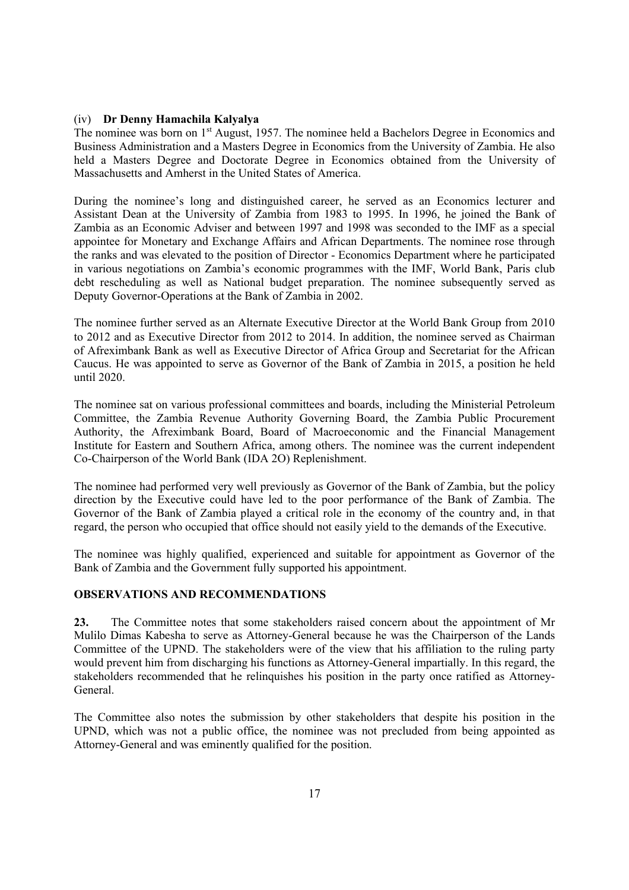(iv) **Dr Denny Hamachila Kalyalya**

The nominee was born on 1st August, 1957. The nominee held a Bachelors Degree in Economics and Business Administration and a Masters Degree in Economics from the University of Zambia. He also held a Masters Degree and Doctorate Degree in Economics obtained from the University of Massachusetts and Amherst in the United States of America.

During the nominee's long and distinguished career, he served as an Economics lecturer and Assistant Dean at the University of Zambia from 1983 to 1995. In 1996, he joined the Bank of Zambia as an Economic Adviser and between 1997 and 1998 was seconded to the IMF as a special appointee for Monetary and Exchange Affairs and African Departments. The nominee rose through the ranks and was elevated to the position of Director - Economics Department where he participated in various negotiations on Zambia's economic programmes with the IMF, World Bank, Paris club debt rescheduling as well as National budget preparation. The nominee subsequently served as Deputy Governor-Operations at the Bank of Zambia in 2002.

The nominee further served as an Alternate Executive Director at the World Bank Group from 2010 to 2012 and as Executive Director from 2012 to 2014. In addition, the nominee served as Chairman of Afreximbank Bank as well as Executive Director of Africa Group and Secretariat for the African Caucus. He was appointed to serve as Governor of the Bank of Zambia in 2015, a position he held until 2020.

The nominee sat on various professional committees and boards, including the Ministerial Petroleum Committee, the Zambia Revenue Authority Governing Board, the Zambia Public Procurement Authority, the Afreximbank Board, Board of Macroeconomic and the Financial Management Institute for Eastern and Southern Africa, among others. The nominee was the current independent Co-Chairperson of the World Bank (IDA 2O) Replenishment.

The nominee had performed very well previously as Governor of the Bank of Zambia, but the policy direction by the Executive could have led to the poor performance of the Bank of Zambia. The Governor of the Bank of Zambia played a critical role in the economy of the country and, in that regard, the person who occupied that office should not easily yield to the demands of the Executive.

The nominee was highly qualified, experienced and suitable for appointment as Governor of the Bank of Zambia and the Government fully supported his appointment.

## OBSERVATIONS AND RECOMMENDATIONS

**23.** The Committee notes that some stakeholders raised concern about the appointment of Mr Mulilo Dimas Kabesha to serve as Attorney-General because he was the Chairperson of the Lands Committee of the UPND. The stakeholders were of the view that his affiliation to the ruling party would prevent him from discharging his functions as Attorney-General impartially. In this regard, the stakeholders recommended that he relinquishes his position in the party once ratified as Attorney-General.

The Committee also notes the submission by other stakeholders that despite his position in the UPND, which was not a public office, the nominee was not precluded from being appointed as Attorney-General and was eminently qualified for the position.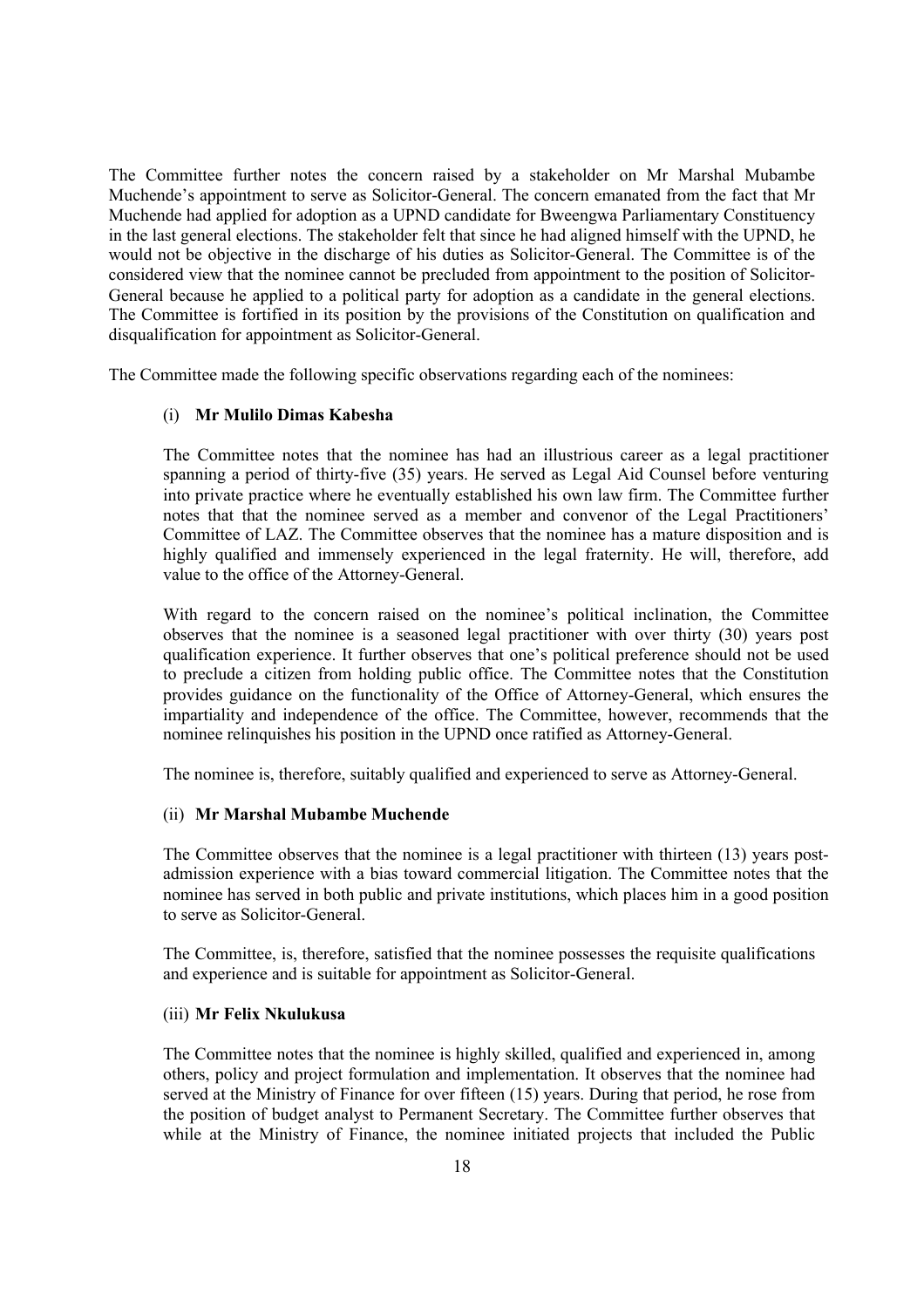The Committee further notes the concern raised by a stakeholder on Mr Marshal Mubambe Muchende's appointment to serve as Solicitor-General. The concern emanated from the fact that Mr Muchende had applied for adoption as a UPND candidate for Bweengwa Parliamentary Constituency in the last general elections. The stakeholder felt that since he had aligned himself with the UPND, he would not be objective in the discharge of his duties as Solicitor-General. The Committee is of the considered view that the nominee cannot be precluded from appointment to the position of Solicitor-General because he applied to a political party for adoption as a candidate in the general elections. The Committee is fortified in its position by the provisions of the Constitution on qualification and disqualification for appointment as Solicitor-General.

The Committee made the following specific observations regarding each of the nominees:

(i) **Mr Mulilo Dimas Kabesha**

The Committee notes that the nominee has had an illustrious career as a legal practitioner spanning a period of thirty-five (35) years. He served as Legal Aid Counsel before venturing into private practice where he eventually established his own law firm. The Committee further notes that that the nominee served as a member and convenor of the Legal Practitioners' Committee of LAZ. The Committee observes that the nominee has a mature disposition and is highly qualified and immensely experienced in the legal fraternity. He will, therefore, add value to the office of the Attorney-General.

With regard to the concern raised on the nominee's political inclination, the Committee observes that the nominee is a seasoned legal practitioner with over thirty (30) years post qualification experience. It further observes that one's political preference should not be used to preclude a citizen from holding public office. The Committee notes that the Constitution provides guidance on the functionality of the Office of Attorney-General, which ensures the impartiality and independence of the office. The Committee, however, recommends that the nominee relinquishes his position in the UPND once ratified as Attorney-General.

The nominee is, therefore, suitably qualified and experienced to serve as Attorney-General.

(ii) **Mr Marshal Mubambe Muchende**

The Committee observes that the nominee is a legal practitioner with thirteen (13) years post-admission experience with a bias toward commercial litigation. The Committee notes that the nominee has served in both public and private institutions, which places him in a good position to serve as Solicitor-General.

The Committee, is, therefore, satisfied that the nominee possesses the requisite qualifications and experience and is suitable for appointment as Solicitor-General.

(iii) **Mr Felix Nkulukusa**

The Committee notes that the nominee is highly skilled, qualified and experienced in, among others, policy and project formulation and implementation. It observes that the nominee had served at the Ministry of Finance for over fifteen (15) years. During that period, he rose from the position of budget analyst to Permanent Secretary. The Committee further observes that while at the Ministry of Finance, the nominee initiated projects that included the Public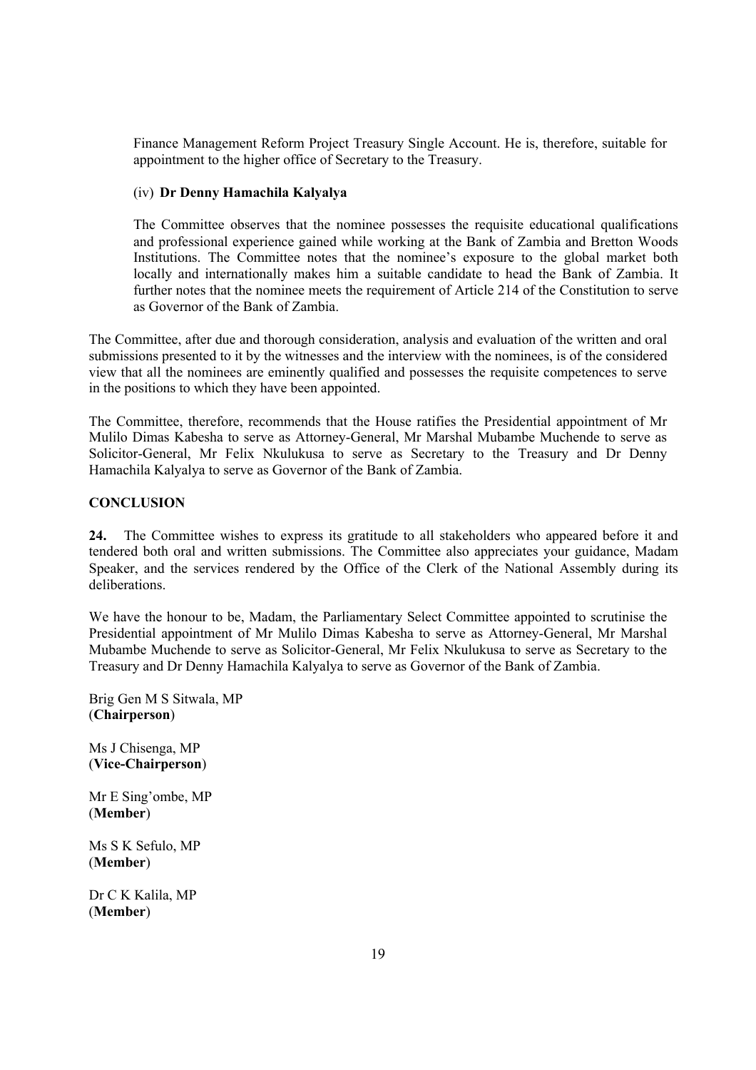Finance Management Reform Project Treasury Single Account. He is, therefore, suitable for appointment to the higher office of Secretary to the Treasury.

(iv) **Dr Denny Hamachila Kalyalya**

The Committee observes that the nominee possesses the requisite educational qualifications and professional experience gained while working at the Bank of Zambia and Bretton Woods Institutions. The Committee notes that the nominee's exposure to the global market both locally and internationally makes him a suitable candidate to head the Bank of Zambia. It further notes that the nominee meets the requirement of Article 214 of the Constitution to serve as Governor of the Bank of Zambia.

The Committee, after due and thorough consideration, analysis and evaluation of the written and oral submissions presented to it by the witnesses and the interview with the nominees, is of the considered view that all the nominees are eminently qualified and possesses the requisite competences to serve in the positions to which they have been appointed.

The Committee, therefore, recommends that the House ratifies the Presidential appointment of Mr Mulilo Dimas Kabesha to serve as Attorney-General, Mr Marshal Mubambe Muchende to serve as Solicitor-General, Mr Felix Nkulukusa to serve as Secretary to the Treasury and Dr Denny Hamachila Kalyalya to serve as Governor of the Bank of Zambia.

**CONCLUSION**

**24.** The Committee wishes to express its gratitude to all stakeholders who appeared before it and tendered both oral and written submissions. The Committee also appreciates your guidance, Madam Speaker, and the services rendered by the Office of the Clerk of the National Assembly during its deliberations.

We have the honour to be, Madam, the Parliamentary Select Committee appointed to scrutinise the Presidential appointment of Mr Mulilo Dimas Kabesha to serve as Attorney-General, Mr Marshal Mubambe Muchende to serve as Solicitor-General, Mr Felix Nkulukusa to serve as Secretary to the Treasury and Dr Denny Hamachila Kalyalya to serve as Governor of the Bank of Zambia.

Brig Gen M S Sitwala, MP
(**Chairperson**)

Ms J Chisenga, MP
(**Vice-Chairperson**)

Mr E Sing'ombe, MP
(**Member**)

Ms S K Sefulo, MP
(**Member**)

Dr C K Kalila, MP
(**Member**)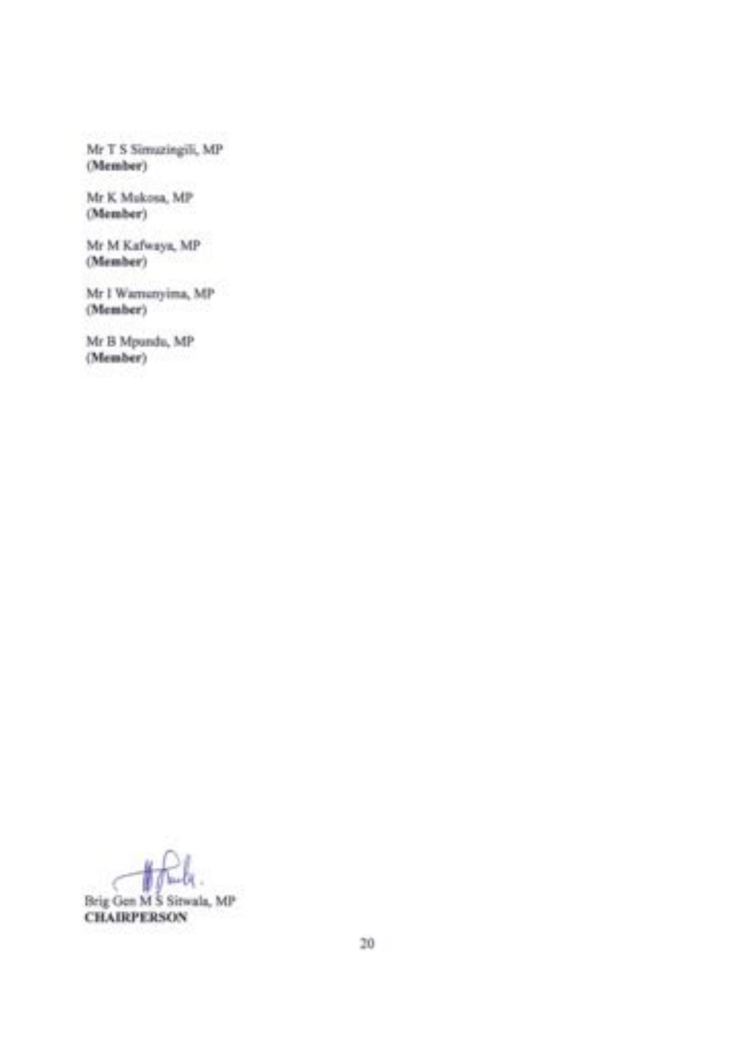Mr T S Simuzingili, MP
**(Member)**

Mr K Mukosa, MP
**(Member)**

Mr M Kafwaya, MP
**(Member)**

Mr I Wamunyima, MP
**(Member)**

Mr B Mpundu, MP
**(Member)**

Brig Gen M S Sitwala, MP
**CHAIRPERSON**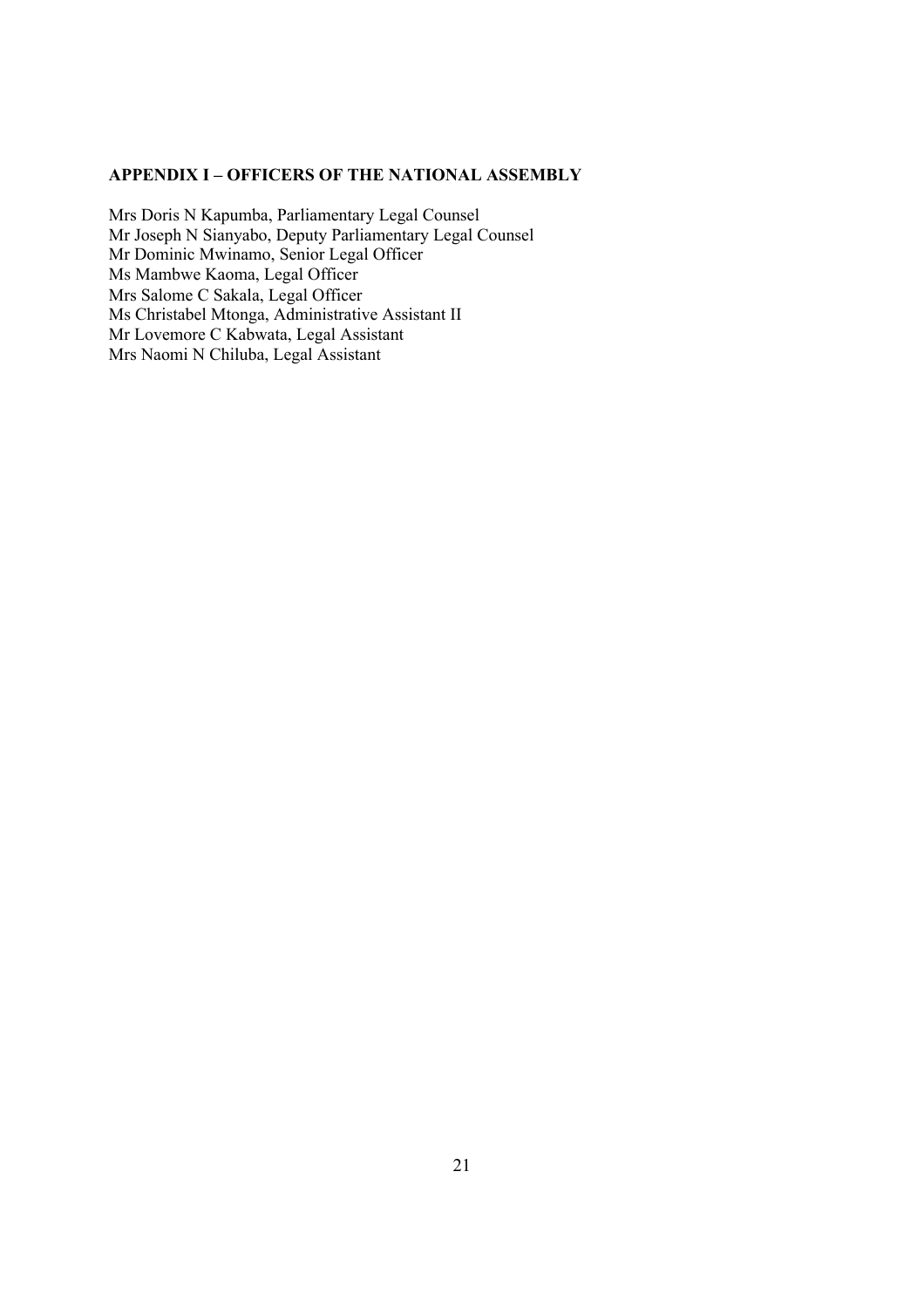## APPENDIX I – OFFICERS OF THE NATIONAL ASSEMBLY

Mrs Doris N Kapumba, Parliamentary Legal Counsel
Mr Joseph N Sianyabo, Deputy Parliamentary Legal Counsel
Mr Dominic Mwinamo, Senior Legal Officer
Ms Mambwe Kaoma, Legal Officer
Mrs Salome C Sakala, Legal Officer
Ms Christabel Mtonga, Administrative Assistant II
Mr Lovemore C Kabwata, Legal Assistant
Mrs Naomi N Chiluba, Legal Assistant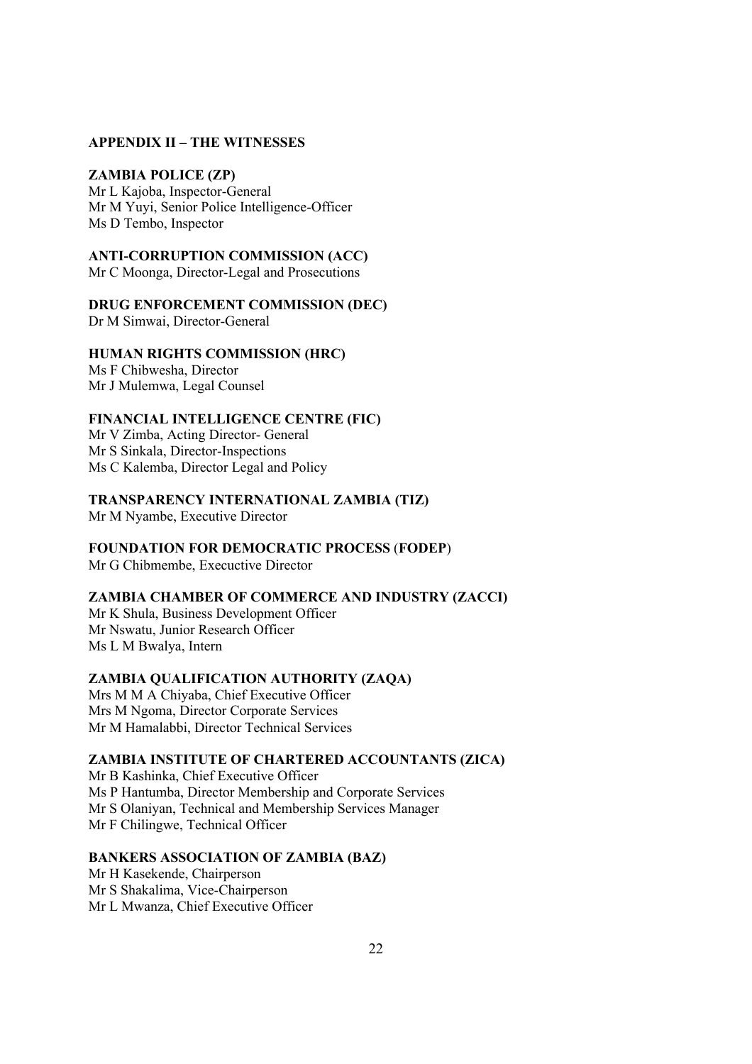## APPENDIX II – THE WITNESSES

**ZAMBIA POLICE (ZP)**
Mr L Kajoba, Inspector-General
Mr M Yuyi, Senior Police Intelligence-Officer
Ms D Tembo, Inspector

**ANTI-CORRUPTION COMMISSION (ACC)**
Mr C Moonga, Director-Legal and Prosecutions

**DRUG ENFORCEMENT COMMISSION (DEC)**
Dr M Simwai, Director-General

**HUMAN RIGHTS COMMISSION (HRC)**
Ms F Chibwesha, Director
Mr J Mulemwa, Legal Counsel

**FINANCIAL INTELLIGENCE CENTRE (FIC)**
Mr V Zimba, Acting Director- General
Mr S Sinkala, Director-Inspections
Ms C Kalemba, Director Legal and Policy

**TRANSPARENCY INTERNATIONAL ZAMBIA (TIZ)**
Mr M Nyambe, Executive Director

**FOUNDATION FOR DEMOCRATIC PROCESS (FODEP)**
Mr G Chibmembe, Execuctive Director

**ZAMBIA CHAMBER OF COMMERCE AND INDUSTRY (ZACCI)**
Mr K Shula, Business Development Officer
Mr Nswatu, Junior Research Officer
Ms L M Bwalya, Intern

**ZAMBIA QUALIFICATION AUTHORITY (ZAQA)**
Mrs M M A Chiyaba, Chief Executive Officer
Mrs M Ngoma, Director Corporate Services
Mr M Hamalabbi, Director Technical Services

**ZAMBIA INSTITUTE OF CHARTERED ACCOUNTANTS (ZICA)**
Mr B Kashinka, Chief Executive Officer
Ms P Hantumba, Director Membership and Corporate Services
Mr S Olaniyan, Technical and Membership Services Manager
Mr F Chilingwe, Technical Officer

**BANKERS ASSOCIATION OF ZAMBIA (BAZ)**
Mr H Kasekende, Chairperson
Mr S Shakalima, Vice-Chairperson
Mr L Mwanza, Chief Executive Officer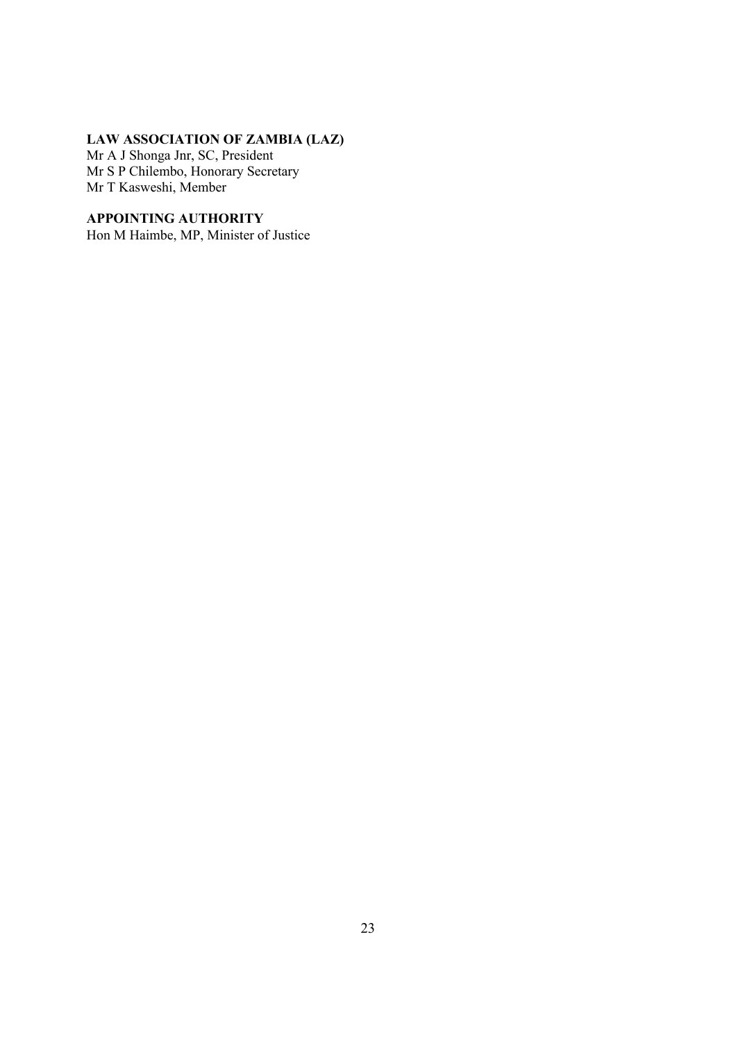**LAW ASSOCIATION OF ZAMBIA (LAZ)**
Mr A J Shonga Jnr, SC, President
Mr S P Chilembo, Honorary Secretary
Mr T Kasweshi, Member

**APPOINTING AUTHORITY**
Hon M Haimbe, MP, Minister of Justice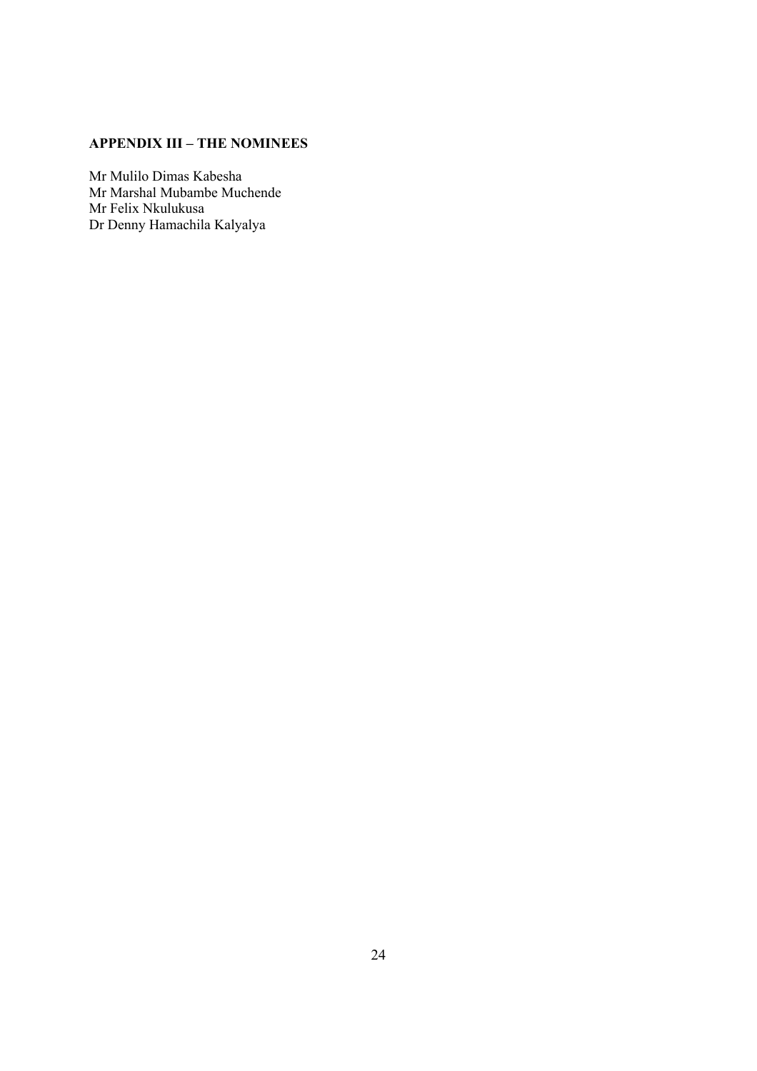## APPENDIX III – THE NOMINEES

Mr Mulilo Dimas Kabesha
Mr Marshal Mubambe Muchende
Mr Felix Nkulukusa
Dr Denny Hamachila Kalyalya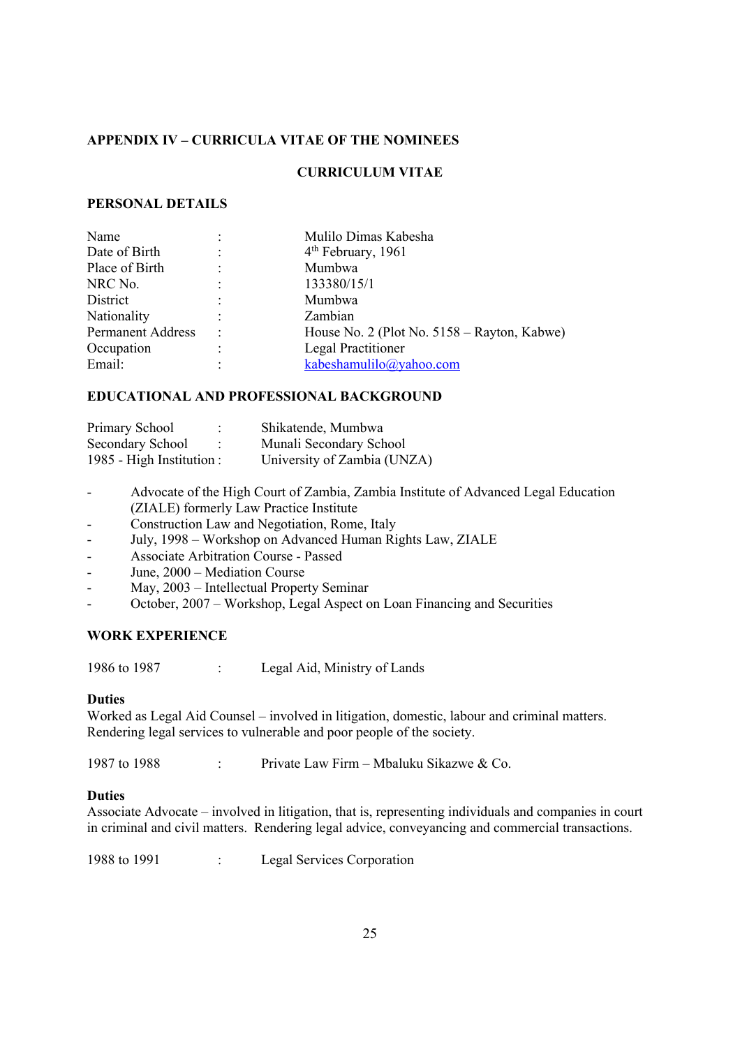**APPENDIX IV – CURRICULA VITAE OF THE NOMINEES**

**CURRICULUM VITAE**

**PERSONAL DETAILS**

| | | |
|---|---|---|
| Name | : | Mulilo Dimas Kabesha |
| Date of Birth | : | 4th February, 1961 |
| Place of Birth | : | Mumbwa |
| NRC No. | : | 133380/15/1 |
| District | : | Mumbwa |
| Nationality | : | Zambian |
| Permanent Address | : | House No. 2 (Plot No. 5158 – Rayton, Kabwe) |
| Occupation | : | Legal Practitioner |
| Email: | : | kabeshamulilo@yahoo.com |

**EDUCATIONAL AND PROFESSIONAL BACKGROUND**

| | | |
|---|---|---|
| Primary School | : | Shikatende, Mumbwa |
| Secondary School | : | Munali Secondary School |
| 1985 - High Institution | : | University of Zambia (UNZA) |

- Advocate of the High Court of Zambia, Zambia Institute of Advanced Legal Education (ZIALE) formerly Law Practice Institute
- Construction Law and Negotiation, Rome, Italy
- July, 1998 – Workshop on Advanced Human Rights Law, ZIALE
- Associate Arbitration Course - Passed
- June, 2000 – Mediation Course
- May, 2003 – Intellectual Property Seminar
- October, 2007 – Workshop, Legal Aspect on Loan Financing and Securities

**WORK EXPERIENCE**

1986 to 1987 : Legal Aid, Ministry of Lands

**Duties**

Worked as Legal Aid Counsel – involved in litigation, domestic, labour and criminal matters. Rendering legal services to vulnerable and poor people of the society.

1987 to 1988 : Private Law Firm – Mbaluku Sikazwe & Co.

**Duties**

Associate Advocate – involved in litigation, that is, representing individuals and companies in court in criminal and civil matters. Rendering legal advice, conveyancing and commercial transactions.

1988 to 1991 : Legal Services Corporation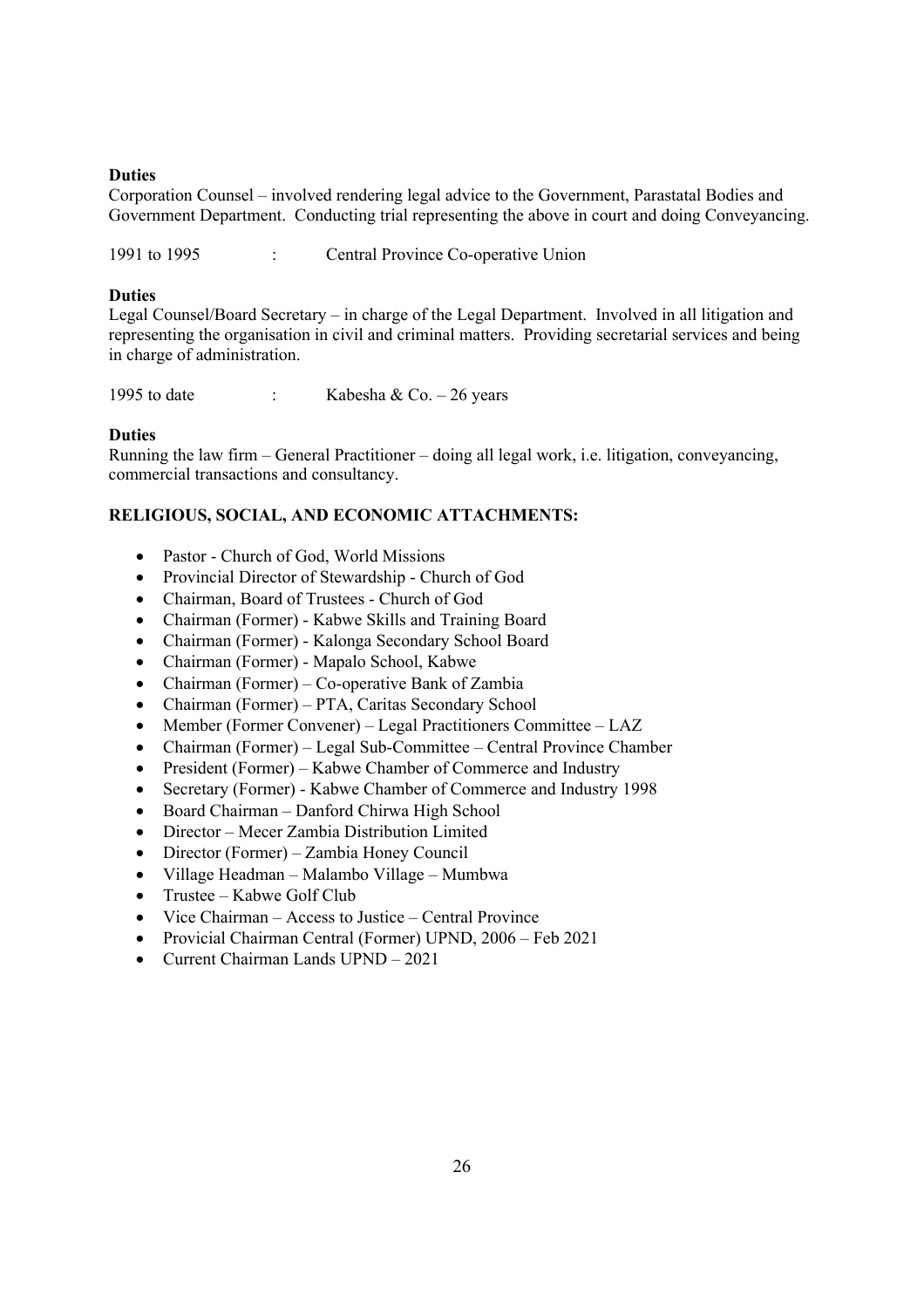**Duties**

Corporation Counsel – involved rendering legal advice to the Government, Parastatal Bodies and Government Department. Conducting trial representing the above in court and doing Conveyancing.

1991 to 1995 : Central Province Co-operative Union

**Duties**

Legal Counsel/Board Secretary – in charge of the Legal Department. Involved in all litigation and representing the organisation in civil and criminal matters. Providing secretarial services and being in charge of administration.

1995 to date : Kabesha & Co. – 26 years

**Duties**

Running the law firm – General Practitioner – doing all legal work, i.e. litigation, conveyancing, commercial transactions and consultancy.

**RELIGIOUS, SOCIAL, AND ECONOMIC ATTACHMENTS:**

- Pastor - Church of God, World Missions
- Provincial Director of Stewardship - Church of God
- Chairman, Board of Trustees - Church of God
- Chairman (Former) - Kabwe Skills and Training Board
- Chairman (Former) - Kalonga Secondary School Board
- Chairman (Former) - Mapalo School, Kabwe
- Chairman (Former) – Co-operative Bank of Zambia
- Chairman (Former) – PTA, Caritas Secondary School
- Member (Former Convener) – Legal Practitioners Committee – LAZ
- Chairman (Former) – Legal Sub-Committee – Central Province Chamber
- President (Former) – Kabwe Chamber of Commerce and Industry
- Secretary (Former) - Kabwe Chamber of Commerce and Industry 1998
- Board Chairman – Danford Chirwa High School
- Director – Mecer Zambia Distribution Limited
- Director (Former) – Zambia Honey Council
- Village Headman – Malambo Village – Mumbwa
- Trustee – Kabwe Golf Club
- Vice Chairman – Access to Justice – Central Province
- Provicial Chairman Central (Former) UPND, 2006 – Feb 2021
- Current Chairman Lands UPND – 2021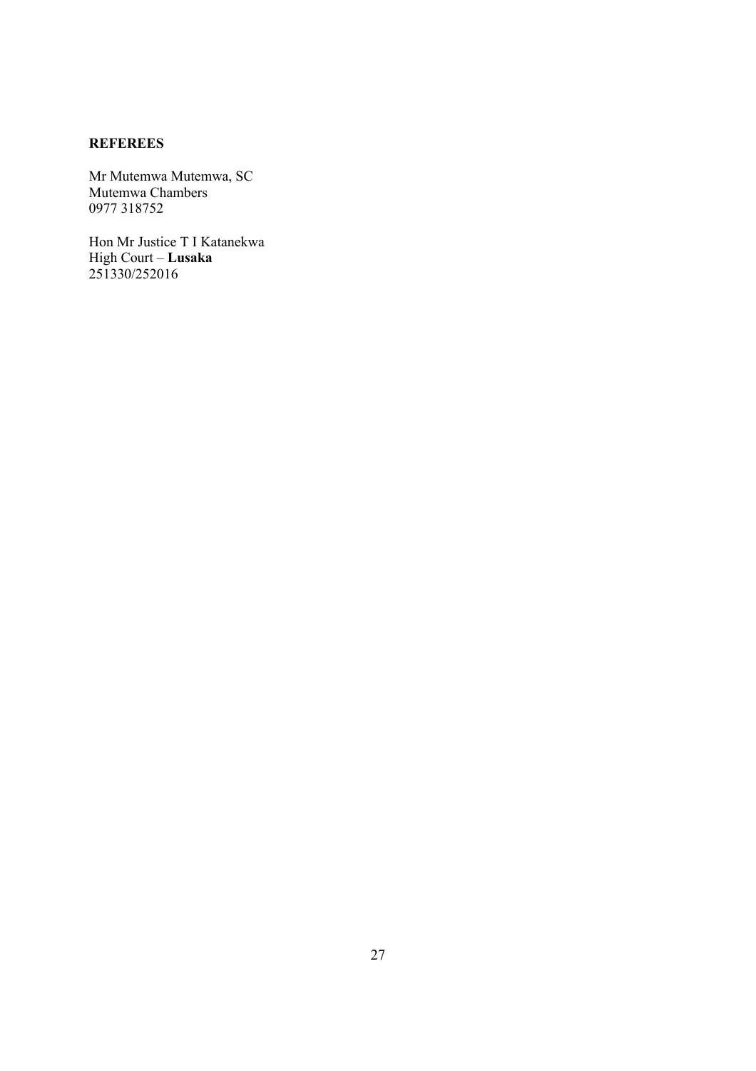**REFEREES**

Mr Mutemwa Mutemwa, SC
Mutemwa Chambers
0977 318752

Hon Mr Justice T I Katanekwa
High Court – **Lusaka**
251330/252016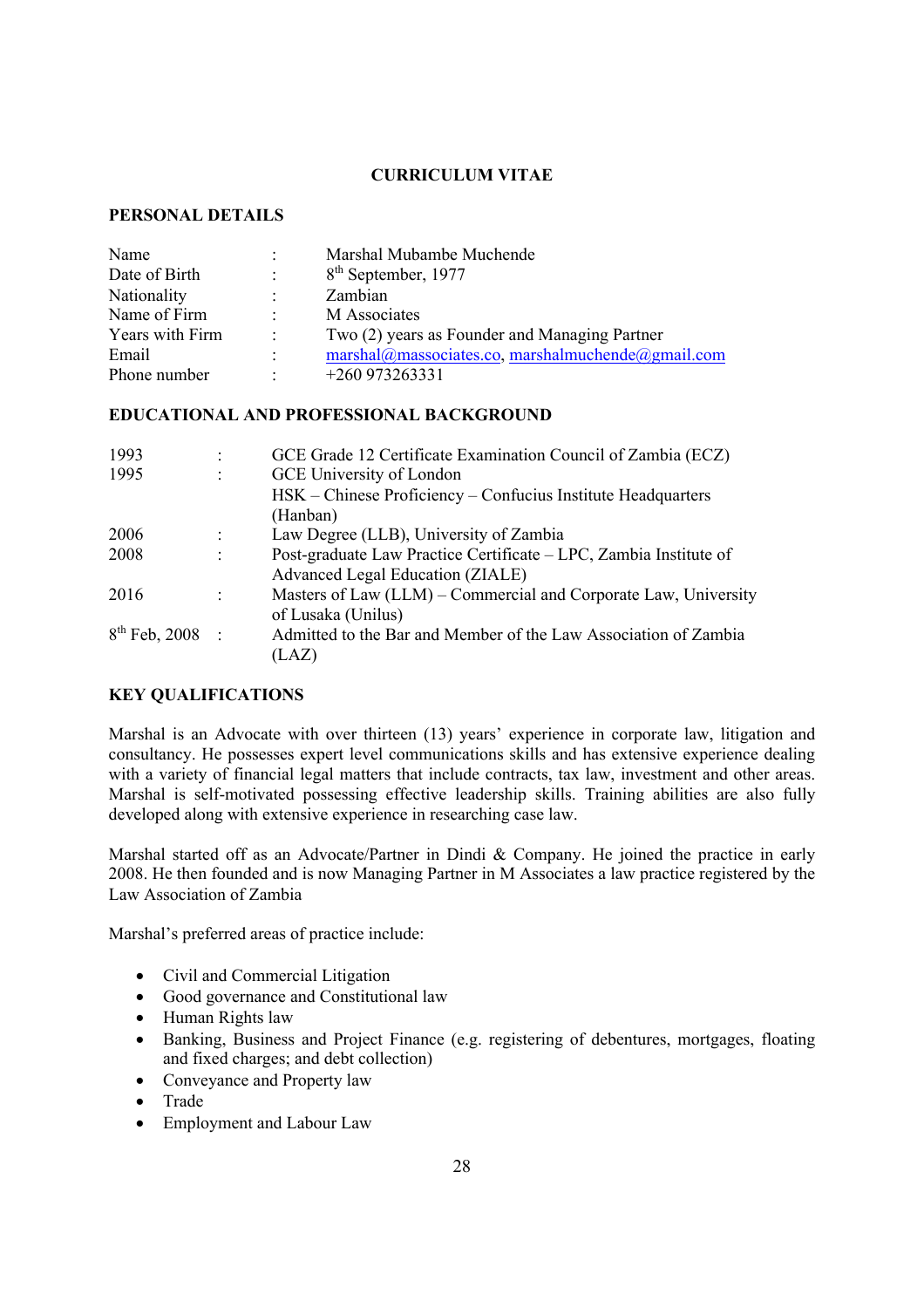**CURRICULUM VITAE**

**PERSONAL DETAILS**

| | | |
|---|---|---|
| Name | : | Marshal Mubambe Muchende |
| Date of Birth | : | 8th September, 1977 |
| Nationality | : | Zambian |
| Name of Firm | : | M Associates |
| Years with Firm | : | Two (2) years as Founder and Managing Partner |
| Email | : | marshal@massociates.co, marshalmuchende@gmail.com |
| Phone number | : | +260 973263331 |

**EDUCATIONAL AND PROFESSIONAL BACKGROUND**

| | | |
|---|---|---|
| 1993 | : | GCE Grade 12 Certificate Examination Council of Zambia (ECZ) |
| 1995 | : | GCE University of London |
| | | HSK – Chinese Proficiency – Confucius Institute Headquarters (Hanban) |
| 2006 | : | Law Degree (LLB), University of Zambia |
| 2008 | : | Post-graduate Law Practice Certificate – LPC, Zambia Institute of Advanced Legal Education (ZIALE) |
| 2016 | : | Masters of Law (LLM) – Commercial and Corporate Law, University of Lusaka (Unilus) |
| 8th Feb, 2008 | : | Admitted to the Bar and Member of the Law Association of Zambia (LAZ) |

**KEY QUALIFICATIONS**

Marshal is an Advocate with over thirteen (13) years' experience in corporate law, litigation and consultancy. He possesses expert level communications skills and has extensive experience dealing with a variety of financial legal matters that include contracts, tax law, investment and other areas. Marshal is self-motivated possessing effective leadership skills. Training abilities are also fully developed along with extensive experience in researching case law.

Marshal started off as an Advocate/Partner in Dindi & Company. He joined the practice in early 2008. He then founded and is now Managing Partner in M Associates a law practice registered by the Law Association of Zambia

Marshal's preferred areas of practice include:

- Civil and Commercial Litigation
- Good governance and Constitutional law
- Human Rights law
- Banking, Business and Project Finance (e.g. registering of debentures, mortgages, floating and fixed charges; and debt collection)
- Conveyance and Property law
- Trade
- Employment and Labour Law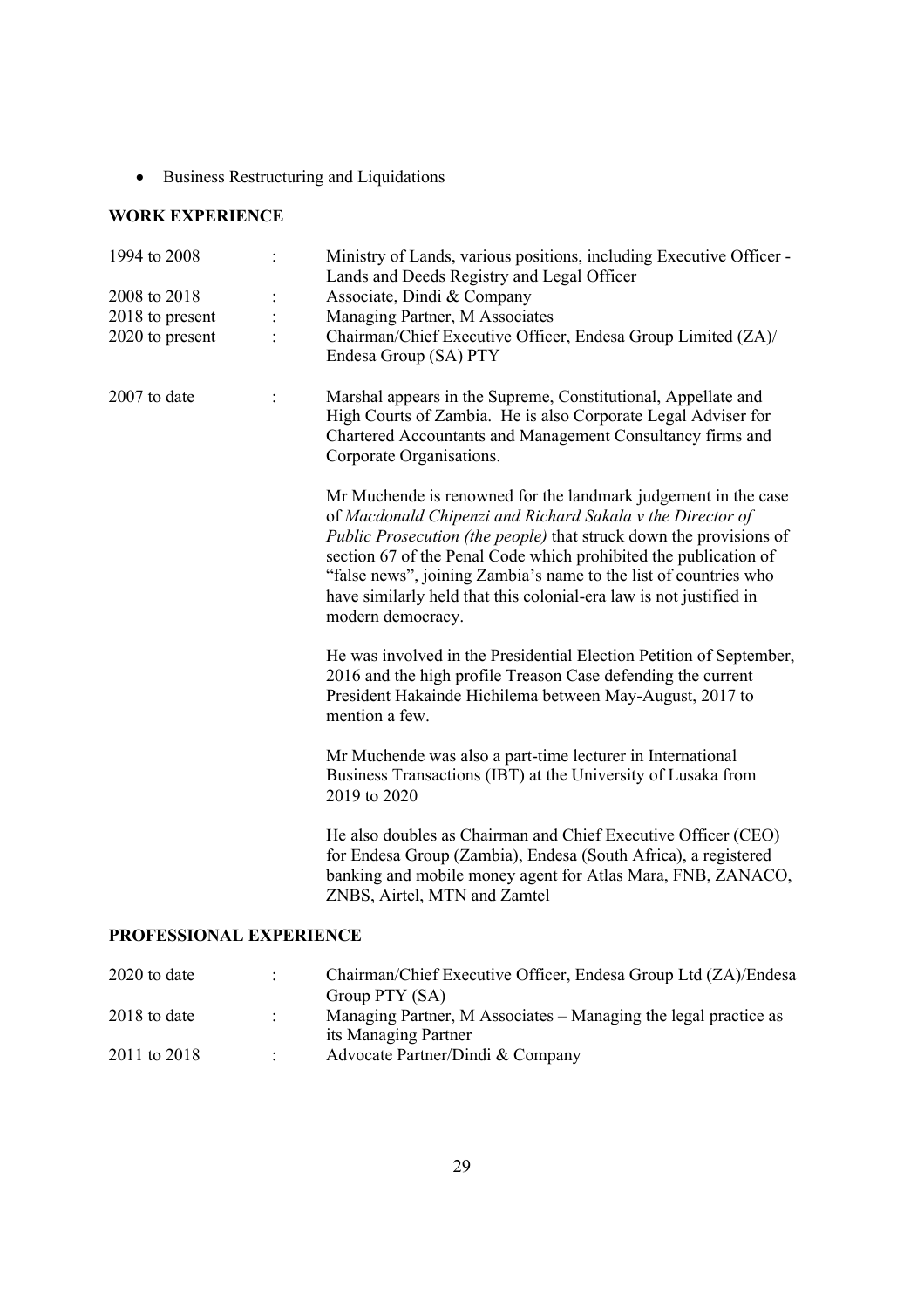- Business Restructuring and Liquidations

## WORK EXPERIENCE

| | | |
|---|---|---|
| 1994 to 2008 | : | Ministry of Lands, various positions, including Executive Officer - Lands and Deeds Registry and Legal Officer |
| 2008 to 2018 | : | Associate, Dindi & Company |
| 2018 to present | : | Managing Partner, M Associates |
| 2020 to present | : | Chairman/Chief Executive Officer, Endesa Group Limited (ZA)/ Endesa Group (SA) PTY |
| 2007 to date | : | Marshal appears in the Supreme, Constitutional, Appellate and High Courts of Zambia. He is also Corporate Legal Adviser for Chartered Accountants and Management Consultancy firms and Corporate Organisations. |

Mr Muchende is renowned for the landmark judgement in the case of *Macdonald Chipenzi and Richard Sakala v the Director of Public Prosecution (the people)* that struck down the provisions of section 67 of the Penal Code which prohibited the publication of "false news", joining Zambia's name to the list of countries who have similarly held that this colonial-era law is not justified in modern democracy.

He was involved in the Presidential Election Petition of September, 2016 and the high profile Treason Case defending the current President Hakainde Hichilema between May-August, 2017 to mention a few.

Mr Muchende was also a part-time lecturer in International Business Transactions (IBT) at the University of Lusaka from 2019 to 2020

He also doubles as Chairman and Chief Executive Officer (CEO) for Endesa Group (Zambia), Endesa (South Africa), a registered banking and mobile money agent for Atlas Mara, FNB, ZANACO, ZNBS, Airtel, MTN and Zamtel

## PROFESSIONAL EXPERIENCE

| | | |
|---|---|---|
| 2020 to date | : | Chairman/Chief Executive Officer, Endesa Group Ltd (ZA)/Endesa Group PTY (SA) |
| 2018 to date | : | Managing Partner, M Associates – Managing the legal practice as its Managing Partner |
| 2011 to 2018 | : | Advocate Partner/Dindi & Company |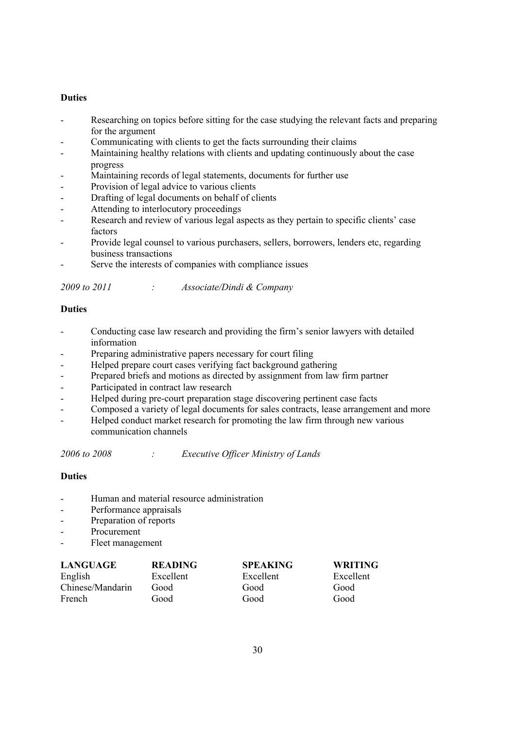**Duties**

- Researching on topics before sitting for the case studying the relevant facts and preparing for the argument
- Communicating with clients to get the facts surrounding their claims
- Maintaining healthy relations with clients and updating continuously about the case progress
- Maintaining records of legal statements, documents for further use
- Provision of legal advice to various clients
- Drafting of legal documents on behalf of clients
- Attending to interlocutory proceedings
- Research and review of various legal aspects as they pertain to specific clients' case factors
- Provide legal counsel to various purchasers, sellers, borrowers, lenders etc, regarding business transactions
- Serve the interests of companies with compliance issues

*2009 to 2011 : Associate/Dindi & Company*

**Duties**

- Conducting case law research and providing the firm's senior lawyers with detailed information
- Preparing administrative papers necessary for court filing
- Helped prepare court cases verifying fact background gathering
- Prepared briefs and motions as directed by assignment from law firm partner
- Participated in contract law research
- Helped during pre-court preparation stage discovering pertinent case facts
- Composed a variety of legal documents for sales contracts, lease arrangement and more
- Helped conduct market research for promoting the law firm through new various communication channels

*2006 to 2008 : Executive Officer Ministry of Lands*

**Duties**

- Human and material resource administration
- Performance appraisals
- Preparation of reports
- Procurement
- Fleet management

| **LANGUAGE** | **READING** | **SPEAKING** | **WRITING** |
|---|---|---|---|
| English | Excellent | Excellent | Excellent |
| Chinese/Mandarin | Good | Good | Good |
| French | Good | Good | Good |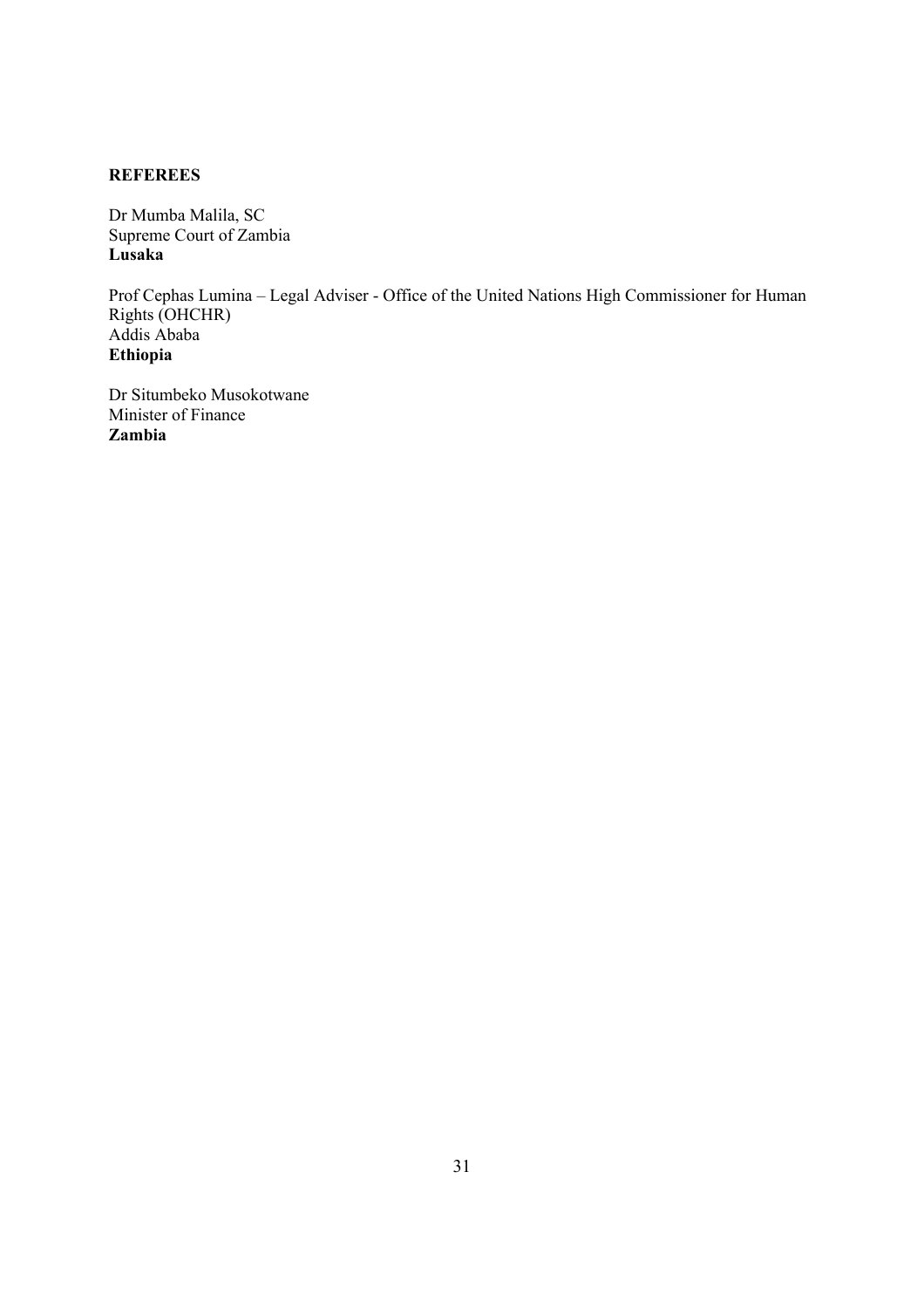**REFEREES**

Dr Mumba Malila, SC  
Supreme Court of Zambia  
**Lusaka**

Prof Cephas Lumina – Legal Adviser - Office of the United Nations High Commissioner for Human Rights (OHCHR)  
Addis Ababa  
**Ethiopia**

Dr Situmbeko Musokotwane  
Minister of Finance  
**Zambia**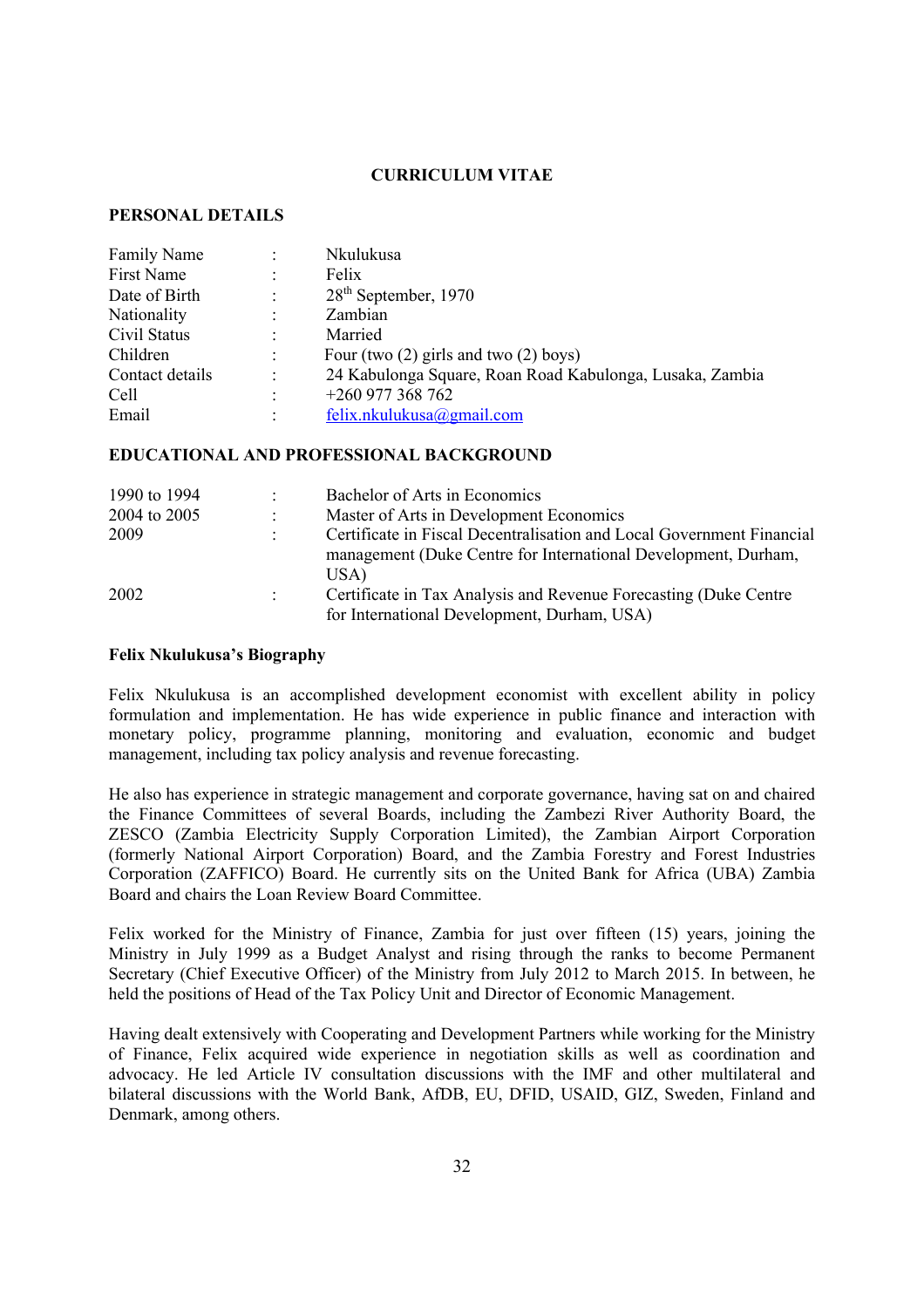**CURRICULUM VITAE**

**PERSONAL DETAILS**

| | | |
|---|---|---|
| Family Name | : | Nkulukusa |
| First Name | : | Felix |
| Date of Birth | : | 28th September, 1970 |
| Nationality | : | Zambian |
| Civil Status | : | Married |
| Children | : | Four (two (2) girls and two (2) boys) |
| Contact details | : | 24 Kabulonga Square, Roan Road Kabulonga, Lusaka, Zambia |
| Cell | : | +260 977 368 762 |
| Email | : | felix.nkulukusa@gmail.com |

**EDUCATIONAL AND PROFESSIONAL BACKGROUND**

| | | |
|---|---|---|
| 1990 to 1994 | : | Bachelor of Arts in Economics |
| 2004 to 2005 | : | Master of Arts in Development Economics |
| 2009 | : | Certificate in Fiscal Decentralisation and Local Government Financial management (Duke Centre for International Development, Durham, USA) |
| 2002 | : | Certificate in Tax Analysis and Revenue Forecasting (Duke Centre for International Development, Durham, USA) |

**Felix Nkulukusa's Biography**

Felix Nkulukusa is an accomplished development economist with excellent ability in policy formulation and implementation. He has wide experience in public finance and interaction with monetary policy, programme planning, monitoring and evaluation, economic and budget management, including tax policy analysis and revenue forecasting.

He also has experience in strategic management and corporate governance, having sat on and chaired the Finance Committees of several Boards, including the Zambezi River Authority Board, the ZESCO (Zambia Electricity Supply Corporation Limited), the Zambian Airport Corporation (formerly National Airport Corporation) Board, and the Zambia Forestry and Forest Industries Corporation (ZAFFICO) Board. He currently sits on the United Bank for Africa (UBA) Zambia Board and chairs the Loan Review Board Committee.

Felix worked for the Ministry of Finance, Zambia for just over fifteen (15) years, joining the Ministry in July 1999 as a Budget Analyst and rising through the ranks to become Permanent Secretary (Chief Executive Officer) of the Ministry from July 2012 to March 2015. In between, he held the positions of Head of the Tax Policy Unit and Director of Economic Management.

Having dealt extensively with Cooperating and Development Partners while working for the Ministry of Finance, Felix acquired wide experience in negotiation skills as well as coordination and advocacy. He led Article IV consultation discussions with the IMF and other multilateral and bilateral discussions with the World Bank, AfDB, EU, DFID, USAID, GIZ, Sweden, Finland and Denmark, among others.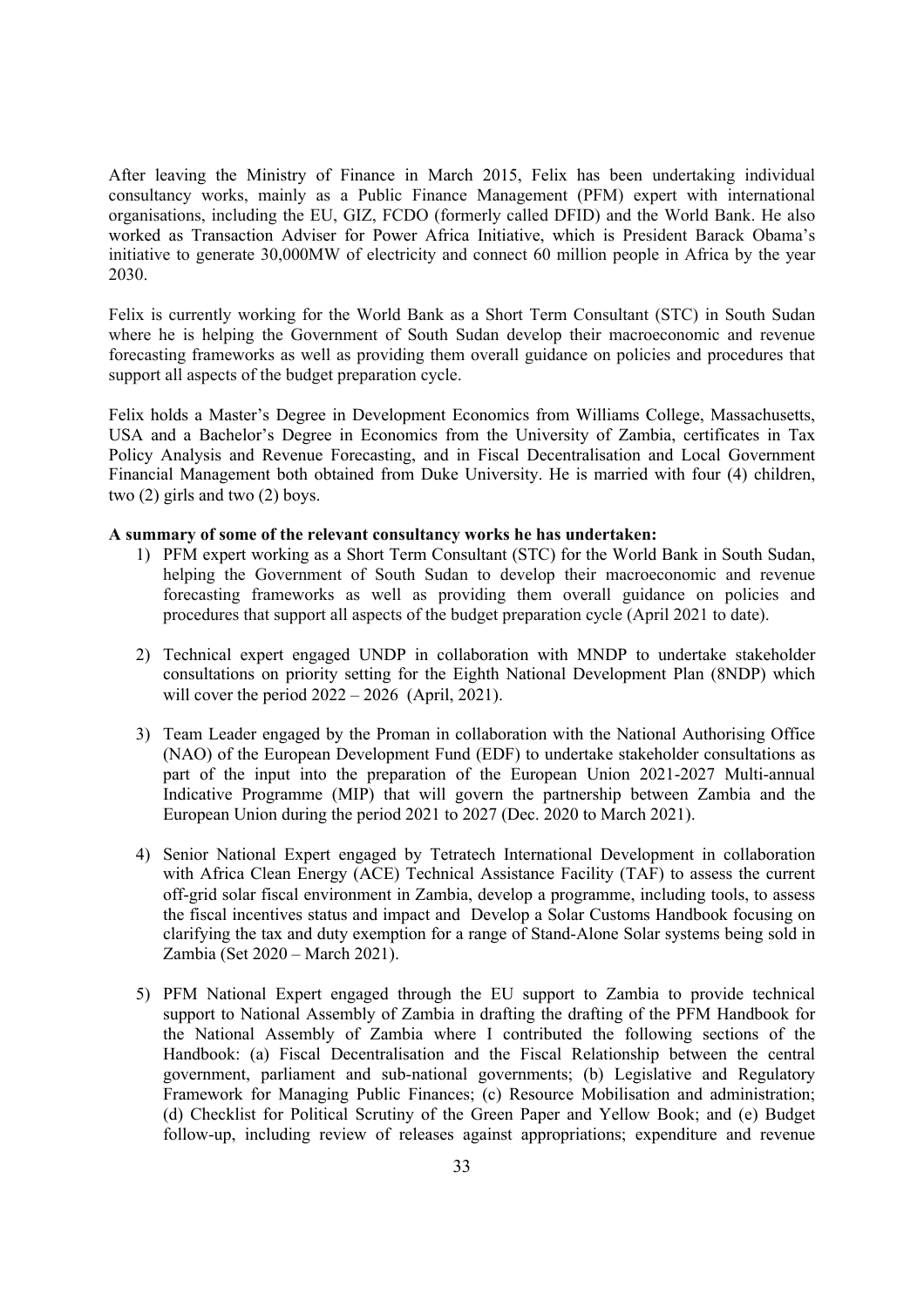After leaving the Ministry of Finance in March 2015, Felix has been undertaking individual consultancy works, mainly as a Public Finance Management (PFM) expert with international organisations, including the EU, GIZ, FCDO (formerly called DFID) and the World Bank. He also worked as Transaction Adviser for Power Africa Initiative, which is President Barack Obama's initiative to generate 30,000MW of electricity and connect 60 million people in Africa by the year 2030.

Felix is currently working for the World Bank as a Short Term Consultant (STC) in South Sudan where he is helping the Government of South Sudan develop their macroeconomic and revenue forecasting frameworks as well as providing them overall guidance on policies and procedures that support all aspects of the budget preparation cycle.

Felix holds a Master's Degree in Development Economics from Williams College, Massachusetts, USA and a Bachelor's Degree in Economics from the University of Zambia, certificates in Tax Policy Analysis and Revenue Forecasting, and in Fiscal Decentralisation and Local Government Financial Management both obtained from Duke University. He is married with four (4) children, two (2) girls and two (2) boys.

**A summary of some of the relevant consultancy works he has undertaken:**

1) PFM expert working as a Short Term Consultant (STC) for the World Bank in South Sudan, helping the Government of South Sudan to develop their macroeconomic and revenue forecasting frameworks as well as providing them overall guidance on policies and procedures that support all aspects of the budget preparation cycle (April 2021 to date).

2) Technical expert engaged UNDP in collaboration with MNDP to undertake stakeholder consultations on priority setting for the Eighth National Development Plan (8NDP) which will cover the period 2022 – 2026 (April, 2021).

3) Team Leader engaged by the Proman in collaboration with the National Authorising Office (NAO) of the European Development Fund (EDF) to undertake stakeholder consultations as part of the input into the preparation of the European Union 2021-2027 Multi-annual Indicative Programme (MIP) that will govern the partnership between Zambia and the European Union during the period 2021 to 2027 (Dec. 2020 to March 2021).

4) Senior National Expert engaged by Tetratech International Development in collaboration with Africa Clean Energy (ACE) Technical Assistance Facility (TAF) to assess the current off-grid solar fiscal environment in Zambia, develop a programme, including tools, to assess the fiscal incentives status and impact and Develop a Solar Customs Handbook focusing on clarifying the tax and duty exemption for a range of Stand-Alone Solar systems being sold in Zambia (Set 2020 – March 2021).

5) PFM National Expert engaged through the EU support to Zambia to provide technical support to National Assembly of Zambia in drafting the drafting of the PFM Handbook for the National Assembly of Zambia where I contributed the following sections of the Handbook: (a) Fiscal Decentralisation and the Fiscal Relationship between the central government, parliament and sub-national governments; (b) Legislative and Regulatory Framework for Managing Public Finances; (c) Resource Mobilisation and administration; (d) Checklist for Political Scrutiny of the Green Paper and Yellow Book; and (e) Budget follow-up, including review of releases against appropriations; expenditure and revenue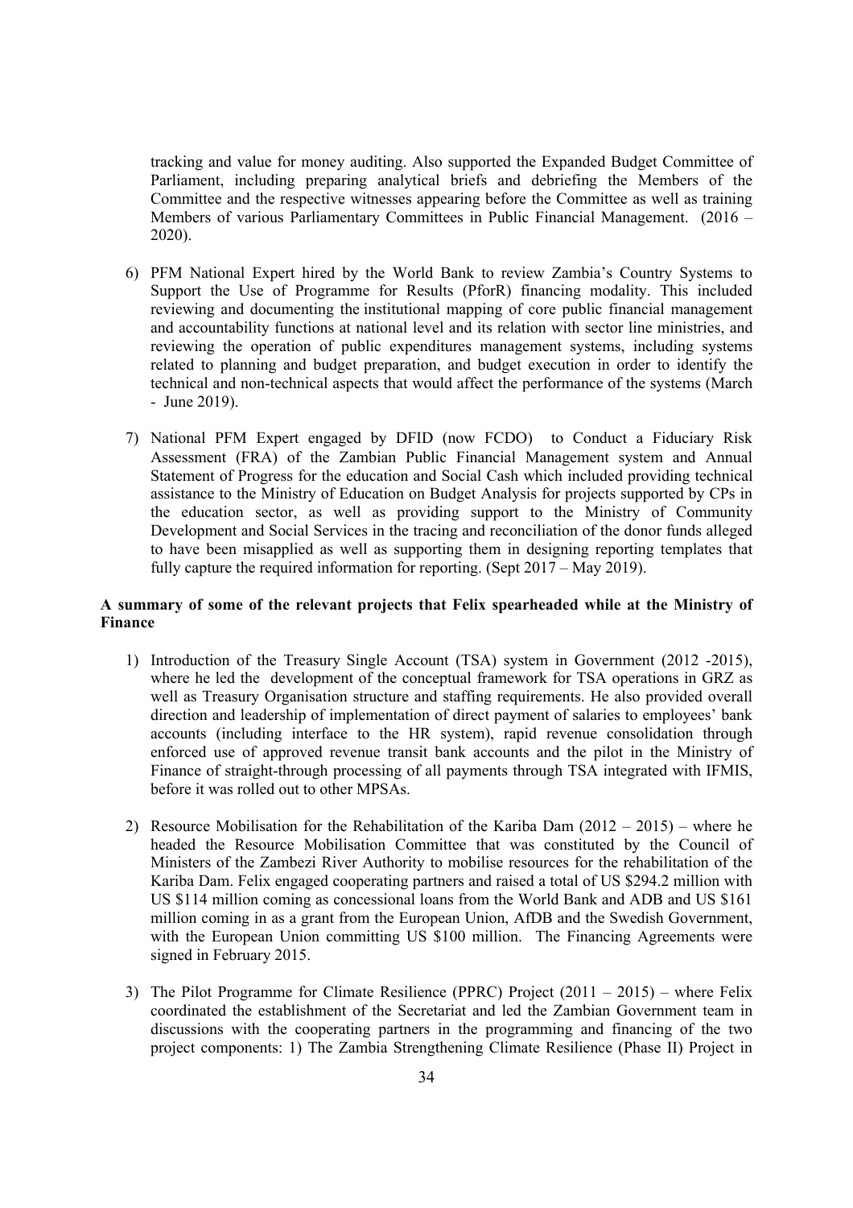tracking and value for money auditing. Also supported the Expanded Budget Committee of Parliament, including preparing analytical briefs and debriefing the Members of the Committee and the respective witnesses appearing before the Committee as well as training Members of various Parliamentary Committees in Public Financial Management. (2016 – 2020).

6) PFM National Expert hired by the World Bank to review Zambia's Country Systems to Support the Use of Programme for Results (PforR) financing modality. This included reviewing and documenting the institutional mapping of core public financial management and accountability functions at national level and its relation with sector line ministries, and reviewing the operation of public expenditures management systems, including systems related to planning and budget preparation, and budget execution in order to identify the technical and non-technical aspects that would affect the performance of the systems (March - June 2019).

7) National PFM Expert engaged by DFID (now FCDO) to Conduct a Fiduciary Risk Assessment (FRA) of the Zambian Public Financial Management system and Annual Statement of Progress for the education and Social Cash which included providing technical assistance to the Ministry of Education on Budget Analysis for projects supported by CPs in the education sector, as well as providing support to the Ministry of Community Development and Social Services in the tracing and reconciliation of the donor funds alleged to have been misapplied as well as supporting them in designing reporting templates that fully capture the required information for reporting. (Sept 2017 – May 2019).

**A summary of some of the relevant projects that Felix spearheaded while at the Ministry of Finance**

1) Introduction of the Treasury Single Account (TSA) system in Government (2012 -2015), where he led the development of the conceptual framework for TSA operations in GRZ as well as Treasury Organisation structure and staffing requirements. He also provided overall direction and leadership of implementation of direct payment of salaries to employees' bank accounts (including interface to the HR system), rapid revenue consolidation through enforced use of approved revenue transit bank accounts and the pilot in the Ministry of Finance of straight-through processing of all payments through TSA integrated with IFMIS, before it was rolled out to other MPSAs.

2) Resource Mobilisation for the Rehabilitation of the Kariba Dam (2012 – 2015) – where he headed the Resource Mobilisation Committee that was constituted by the Council of Ministers of the Zambezi River Authority to mobilise resources for the rehabilitation of the Kariba Dam. Felix engaged cooperating partners and raised a total of US $294.2 million with US $114 million coming as concessional loans from the World Bank and ADB and US $161 million coming in as a grant from the European Union, AfDB and the Swedish Government, with the European Union committing US $100 million. The Financing Agreements were signed in February 2015.

3) The Pilot Programme for Climate Resilience (PPRC) Project (2011 – 2015) – where Felix coordinated the establishment of the Secretariat and led the Zambian Government team in discussions with the cooperating partners in the programming and financing of the two project components: 1) The Zambia Strengthening Climate Resilience (Phase II) Project in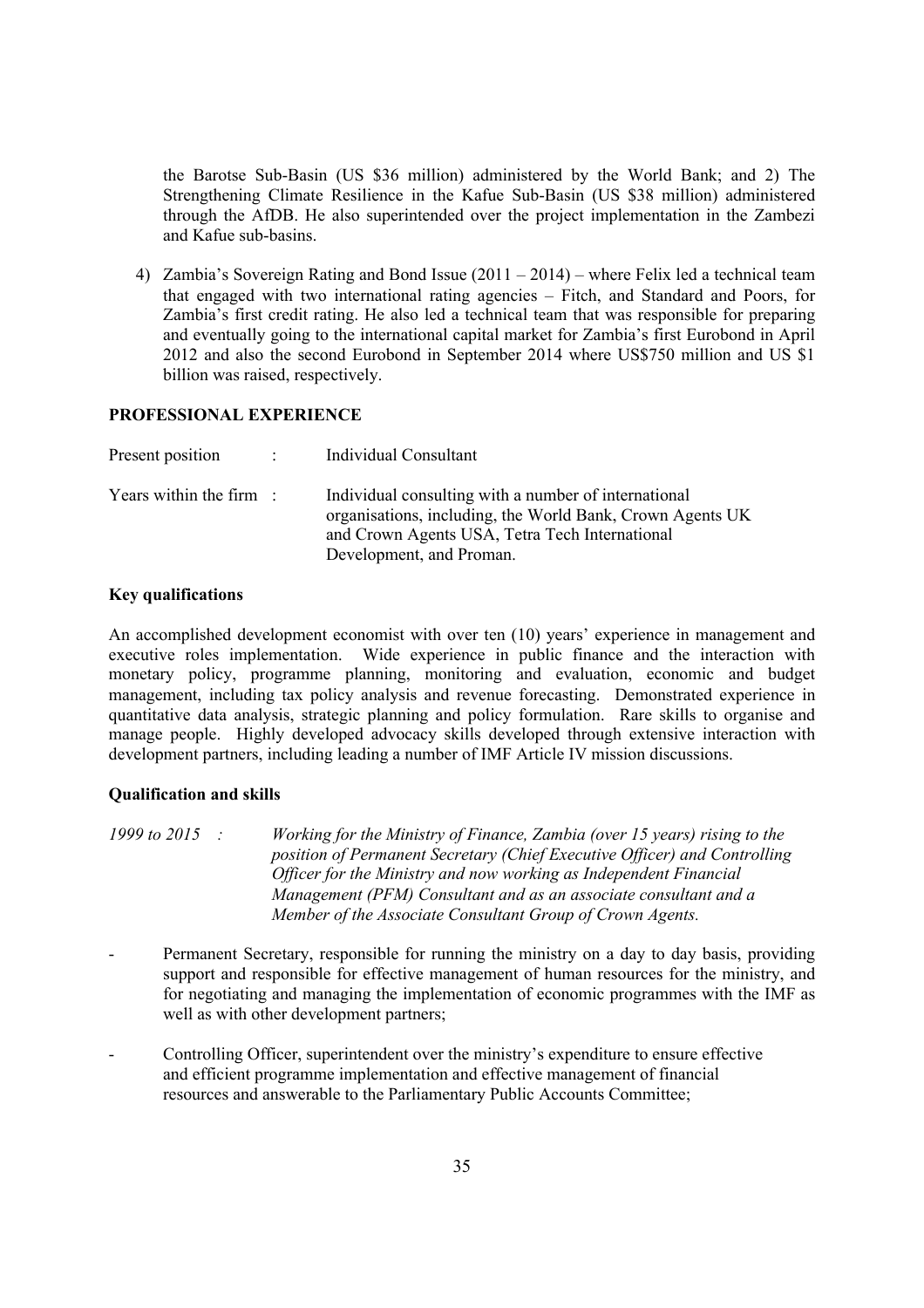the Barotse Sub-Basin (US $36 million) administered by the World Bank; and 2) The Strengthening Climate Resilience in the Kafue Sub-Basin (US $38 million) administered through the AfDB. He also superintended over the project implementation in the Zambezi and Kafue sub-basins.

4) Zambia's Sovereign Rating and Bond Issue (2011 – 2014) – where Felix led a technical team that engaged with two international rating agencies – Fitch, and Standard and Poors, for Zambia's first credit rating. He also led a technical team that was responsible for preparing and eventually going to the international capital market for Zambia's first Eurobond in April 2012 and also the second Eurobond in September 2014 where US$750 million and US $1 billion was raised, respectively.

**PROFESSIONAL EXPERIENCE**

| | | |
|---|---|---|
| Present position | : | Individual Consultant |
| Years within the firm | : | Individual consulting with a number of international organisations, including, the World Bank, Crown Agents UK and Crown Agents USA, Tetra Tech International Development, and Proman. |

**Key qualifications**

An accomplished development economist with over ten (10) years' experience in management and executive roles implementation. Wide experience in public finance and the interaction with monetary policy, programme planning, monitoring and evaluation, economic and budget management, including tax policy analysis and revenue forecasting. Demonstrated experience in quantitative data analysis, strategic planning and policy formulation. Rare skills to organise and manage people. Highly developed advocacy skills developed through extensive interaction with development partners, including leading a number of IMF Article IV mission discussions.

**Qualification and skills**

*1999 to 2015 : Working for the Ministry of Finance, Zambia (over 15 years) rising to the position of Permanent Secretary (Chief Executive Officer) and Controlling Officer for the Ministry and now working as Independent Financial Management (PFM) Consultant and as an associate consultant and a Member of the Associate Consultant Group of Crown Agents.*

- Permanent Secretary, responsible for running the ministry on a day to day basis, providing support and responsible for effective management of human resources for the ministry, and for negotiating and managing the implementation of economic programmes with the IMF as well as with other development partners;

- Controlling Officer, superintendent over the ministry's expenditure to ensure effective and efficient programme implementation and effective management of financial resources and answerable to the Parliamentary Public Accounts Committee;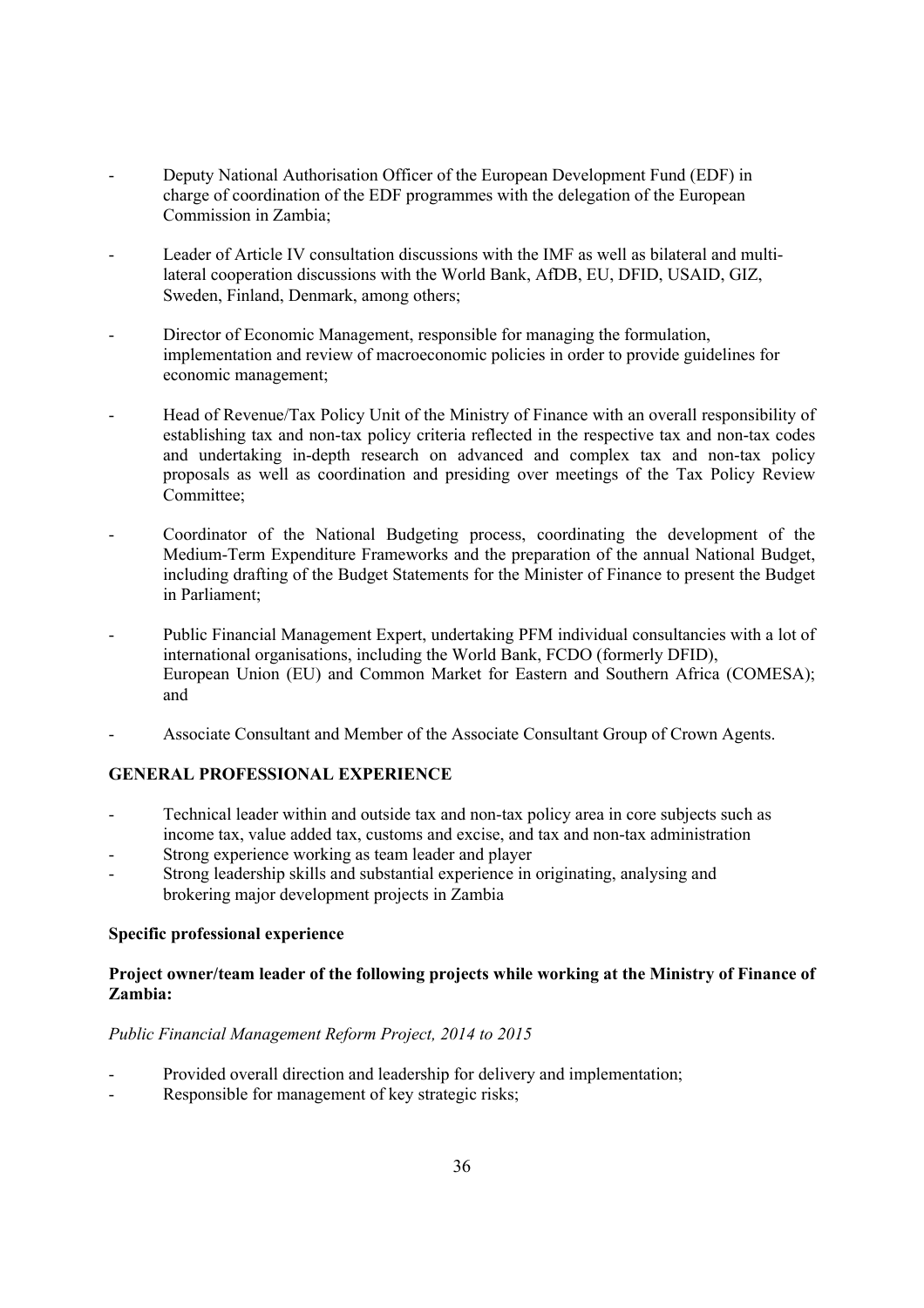- Deputy National Authorisation Officer of the European Development Fund (EDF) in charge of coordination of the EDF programmes with the delegation of the European Commission in Zambia;
- Leader of Article IV consultation discussions with the IMF as well as bilateral and multi-lateral cooperation discussions with the World Bank, AfDB, EU, DFID, USAID, GIZ, Sweden, Finland, Denmark, among others;
- Director of Economic Management, responsible for managing the formulation, implementation and review of macroeconomic policies in order to provide guidelines for economic management;
- Head of Revenue/Tax Policy Unit of the Ministry of Finance with an overall responsibility of establishing tax and non-tax policy criteria reflected in the respective tax and non-tax codes and undertaking in-depth research on advanced and complex tax and non-tax policy proposals as well as coordination and presiding over meetings of the Tax Policy Review Committee;
- Coordinator of the National Budgeting process, coordinating the development of the Medium-Term Expenditure Frameworks and the preparation of the annual National Budget, including drafting of the Budget Statements for the Minister of Finance to present the Budget in Parliament;
- Public Financial Management Expert, undertaking PFM individual consultancies with a lot of international organisations, including the World Bank, FCDO (formerly DFID), European Union (EU) and Common Market for Eastern and Southern Africa (COMESA); and
- Associate Consultant and Member of the Associate Consultant Group of Crown Agents.

**GENERAL PROFESSIONAL EXPERIENCE**

- Technical leader within and outside tax and non-tax policy area in core subjects such as income tax, value added tax, customs and excise, and tax and non-tax administration
- Strong experience working as team leader and player
- Strong leadership skills and substantial experience in originating, analysing and brokering major development projects in Zambia

**Specific professional experience**

**Project owner/team leader of the following projects while working at the Ministry of Finance of Zambia:**

*Public Financial Management Reform Project, 2014 to 2015*

- Provided overall direction and leadership for delivery and implementation;
- Responsible for management of key strategic risks;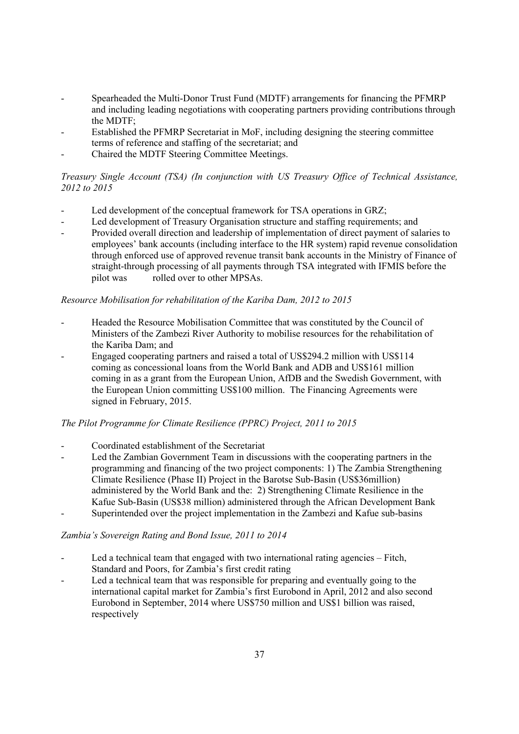- Spearheaded the Multi-Donor Trust Fund (MDTF) arrangements for financing the PFMRP and including leading negotiations with cooperating partners providing contributions through the MDTF;
- Established the PFMRP Secretariat in MoF, including designing the steering committee terms of reference and staffing of the secretariat; and
- Chaired the MDTF Steering Committee Meetings.

*Treasury Single Account (TSA) (In conjunction with US Treasury Office of Technical Assistance, 2012 to 2015*

- Led development of the conceptual framework for TSA operations in GRZ;
- Led development of Treasury Organisation structure and staffing requirements; and
- Provided overall direction and leadership of implementation of direct payment of salaries to employees' bank accounts (including interface to the HR system) rapid revenue consolidation through enforced use of approved revenue transit bank accounts in the Ministry of Finance of straight-through processing of all payments through TSA integrated with IFMIS before the pilot was rolled over to other MPSAs.

*Resource Mobilisation for rehabilitation of the Kariba Dam, 2012 to 2015*

- Headed the Resource Mobilisation Committee that was constituted by the Council of Ministers of the Zambezi River Authority to mobilise resources for the rehabilitation of the Kariba Dam; and
- Engaged cooperating partners and raised a total of US$294.2 million with US$114 coming as concessional loans from the World Bank and ADB and US$161 million coming in as a grant from the European Union, AfDB and the Swedish Government, with the European Union committing US$100 million. The Financing Agreements were signed in February, 2015.

*The Pilot Programme for Climate Resilience (PPRC) Project, 2011 to 2015*

- Coordinated establishment of the Secretariat
- Led the Zambian Government Team in discussions with the cooperating partners in the programming and financing of the two project components: 1) The Zambia Strengthening Climate Resilience (Phase II) Project in the Barotse Sub-Basin (US$36million) administered by the World Bank and the: 2) Strengthening Climate Resilience in the Kafue Sub-Basin (US$38 million) administered through the African Development Bank
- Superintended over the project implementation in the Zambezi and Kafue sub-basins

*Zambia's Sovereign Rating and Bond Issue, 2011 to 2014*

- Led a technical team that engaged with two international rating agencies – Fitch, Standard and Poors, for Zambia's first credit rating
- Led a technical team that was responsible for preparing and eventually going to the international capital market for Zambia's first Eurobond in April, 2012 and also second Eurobond in September, 2014 where US$750 million and US$1 billion was raised, respectively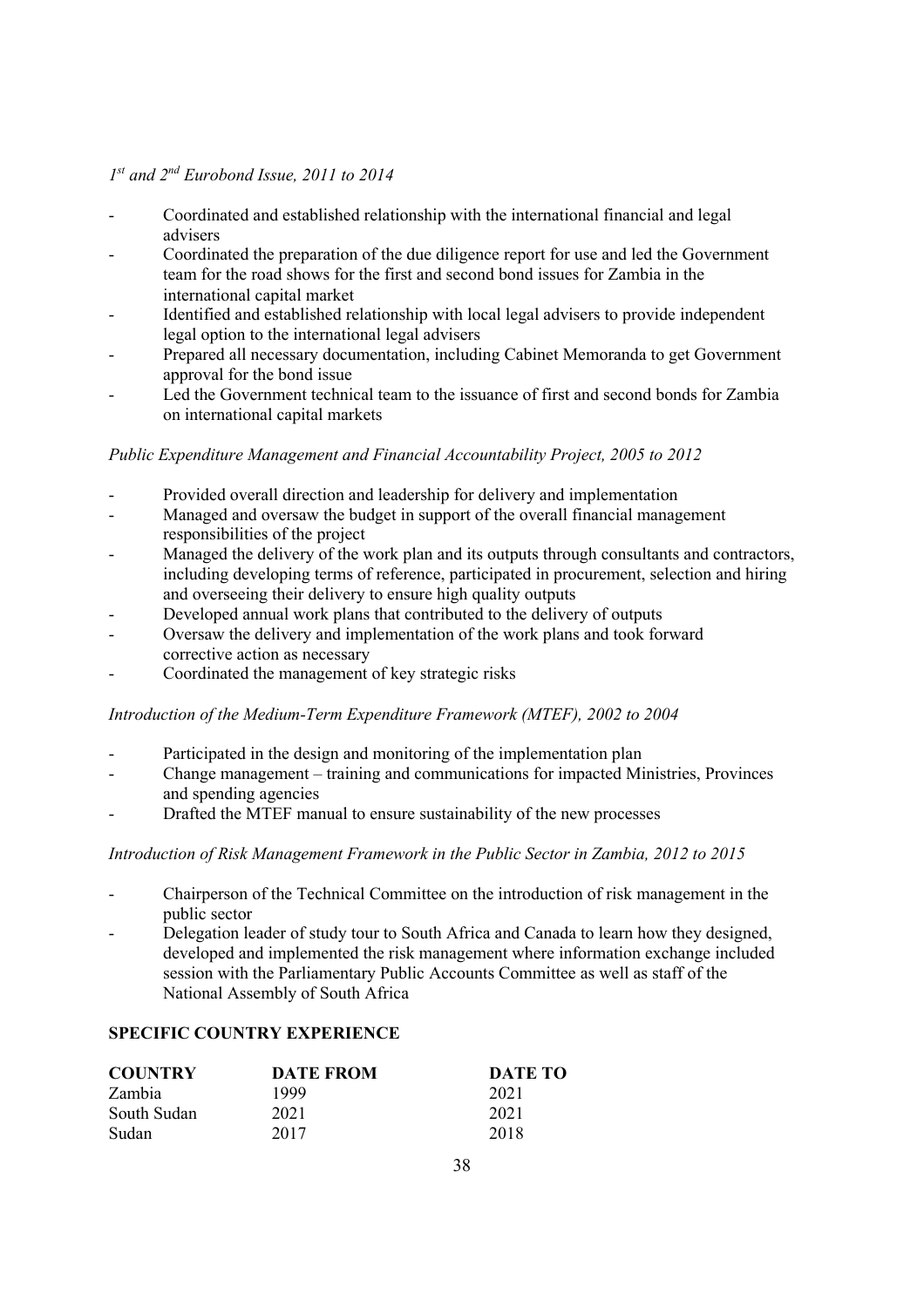*1st and 2nd Eurobond Issue, 2011 to 2014*

- Coordinated and established relationship with the international financial and legal advisers
- Coordinated the preparation of the due diligence report for use and led the Government team for the road shows for the first and second bond issues for Zambia in the international capital market
- Identified and established relationship with local legal advisers to provide independent legal option to the international legal advisers
- Prepared all necessary documentation, including Cabinet Memoranda to get Government approval for the bond issue
- Led the Government technical team to the issuance of first and second bonds for Zambia on international capital markets

*Public Expenditure Management and Financial Accountability Project, 2005 to 2012*

- Provided overall direction and leadership for delivery and implementation
- Managed and oversaw the budget in support of the overall financial management responsibilities of the project
- Managed the delivery of the work plan and its outputs through consultants and contractors, including developing terms of reference, participated in procurement, selection and hiring and overseeing their delivery to ensure high quality outputs
- Developed annual work plans that contributed to the delivery of outputs
- Oversaw the delivery and implementation of the work plans and took forward corrective action as necessary
- Coordinated the management of key strategic risks

*Introduction of the Medium-Term Expenditure Framework (MTEF), 2002 to 2004*

- Participated in the design and monitoring of the implementation plan
- Change management – training and communications for impacted Ministries, Provinces and spending agencies
- Drafted the MTEF manual to ensure sustainability of the new processes

*Introduction of Risk Management Framework in the Public Sector in Zambia, 2012 to 2015*

- Chairperson of the Technical Committee on the introduction of risk management in the public sector
- Delegation leader of study tour to South Africa and Canada to learn how they designed, developed and implemented the risk management where information exchange included session with the Parliamentary Public Accounts Committee as well as staff of the National Assembly of South Africa

**SPECIFIC COUNTRY EXPERIENCE**

| COUNTRY | DATE FROM | DATE TO |
|---|---|---|
| Zambia | 1999 | 2021 |
| South Sudan | 2021 | 2021 |
| Sudan | 2017 | 2018 |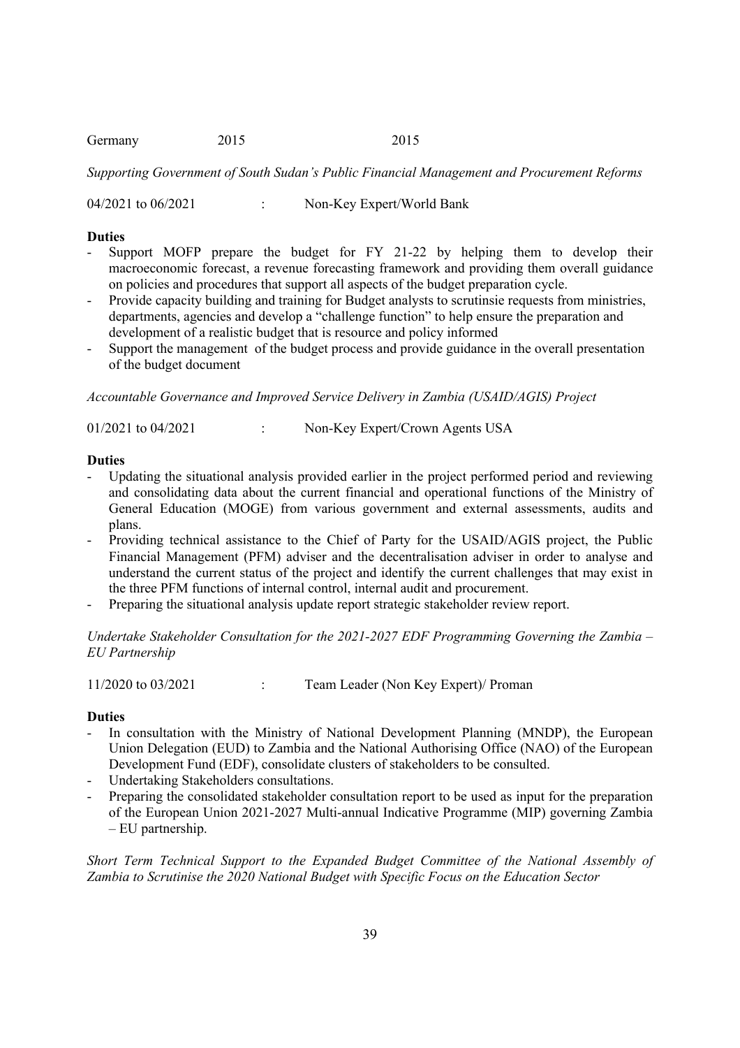Germany 2015 2015

*Supporting Government of South Sudan's Public Financial Management and Procurement Reforms*

04/2021 to 06/2021 : Non-Key Expert/World Bank

**Duties**

- Support MOFP prepare the budget for FY 21-22 by helping them to develop their macroeconomic forecast, a revenue forecasting framework and providing them overall guidance on policies and procedures that support all aspects of the budget preparation cycle.
- Provide capacity building and training for Budget analysts to scrutinsie requests from ministries, departments, agencies and develop a "challenge function" to help ensure the preparation and development of a realistic budget that is resource and policy informed
- Support the management of the budget process and provide guidance in the overall presentation of the budget document

*Accountable Governance and Improved Service Delivery in Zambia (USAID/AGIS) Project*

01/2021 to 04/2021 : Non-Key Expert/Crown Agents USA

**Duties**

- Updating the situational analysis provided earlier in the project performed period and reviewing and consolidating data about the current financial and operational functions of the Ministry of General Education (MOGE) from various government and external assessments, audits and plans.
- Providing technical assistance to the Chief of Party for the USAID/AGIS project, the Public Financial Management (PFM) adviser and the decentralisation adviser in order to analyse and understand the current status of the project and identify the current challenges that may exist in the three PFM functions of internal control, internal audit and procurement.
- Preparing the situational analysis update report strategic stakeholder review report.

*Undertake Stakeholder Consultation for the 2021-2027 EDF Programming Governing the Zambia – EU Partnership*

11/2020 to 03/2021 : Team Leader (Non Key Expert)/ Proman

**Duties**

- In consultation with the Ministry of National Development Planning (MNDP), the European Union Delegation (EUD) to Zambia and the National Authorising Office (NAO) of the European Development Fund (EDF), consolidate clusters of stakeholders to be consulted.
- Undertaking Stakeholders consultations.
- Preparing the consolidated stakeholder consultation report to be used as input for the preparation of the European Union 2021-2027 Multi-annual Indicative Programme (MIP) governing Zambia – EU partnership.

*Short Term Technical Support to the Expanded Budget Committee of the National Assembly of Zambia to Scrutinise the 2020 National Budget with Specific Focus on the Education Sector*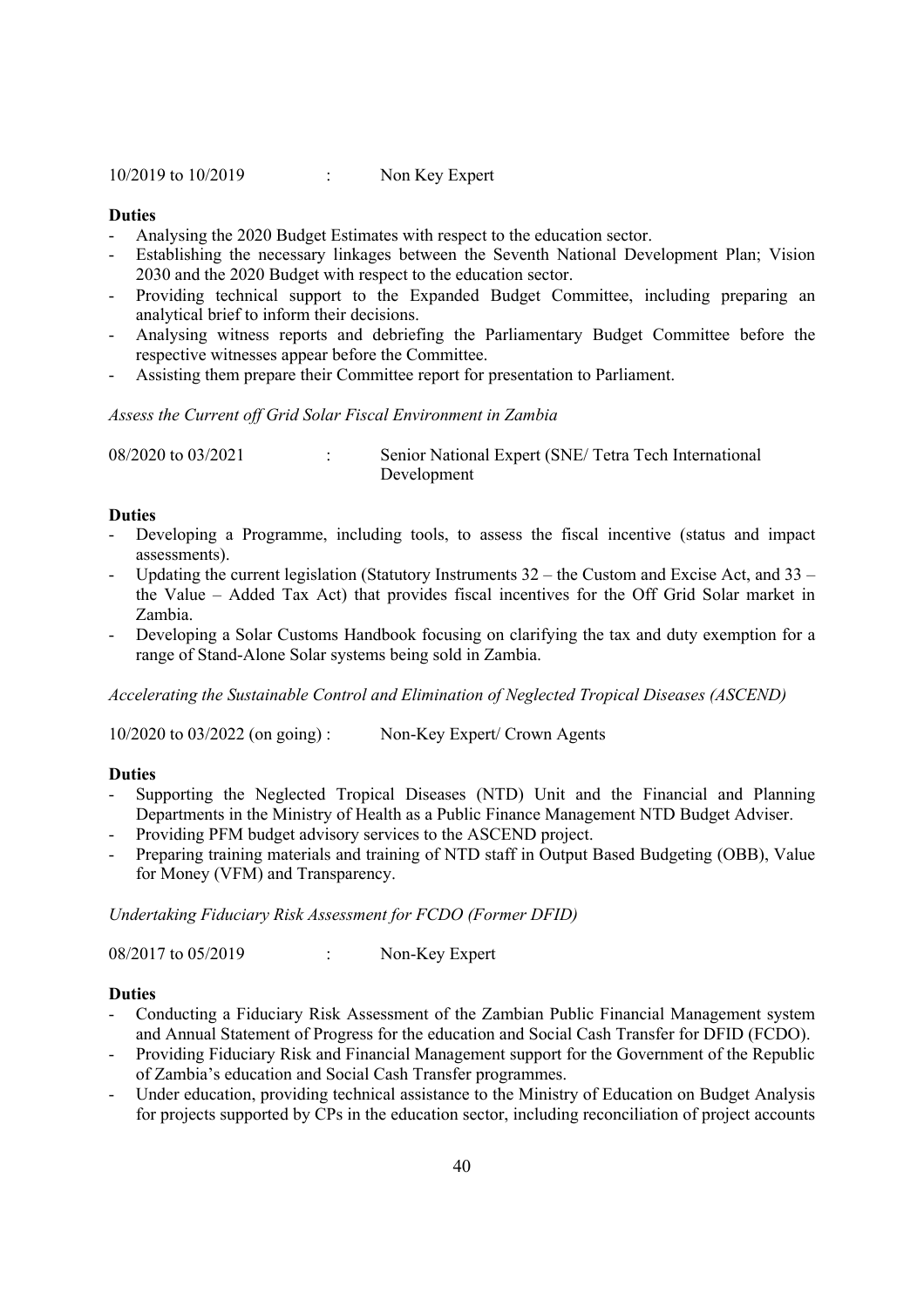10/2019 to 10/2019 : Non Key Expert

**Duties**

- Analysing the 2020 Budget Estimates with respect to the education sector.
- Establishing the necessary linkages between the Seventh National Development Plan; Vision 2030 and the 2020 Budget with respect to the education sector.
- Providing technical support to the Expanded Budget Committee, including preparing an analytical brief to inform their decisions.
- Analysing witness reports and debriefing the Parliamentary Budget Committee before the respective witnesses appear before the Committee.
- Assisting them prepare their Committee report for presentation to Parliament.

*Assess the Current off Grid Solar Fiscal Environment in Zambia*

08/2020 to 03/2021 : Senior National Expert (SNE/ Tetra Tech International Development

**Duties**

- Developing a Programme, including tools, to assess the fiscal incentive (status and impact assessments).
- Updating the current legislation (Statutory Instruments 32 – the Custom and Excise Act, and 33 – the Value – Added Tax Act) that provides fiscal incentives for the Off Grid Solar market in Zambia.
- Developing a Solar Customs Handbook focusing on clarifying the tax and duty exemption for a range of Stand-Alone Solar systems being sold in Zambia.

*Accelerating the Sustainable Control and Elimination of Neglected Tropical Diseases (ASCEND)*

10/2020 to 03/2022 (on going) : Non-Key Expert/ Crown Agents

**Duties**

- Supporting the Neglected Tropical Diseases (NTD) Unit and the Financial and Planning Departments in the Ministry of Health as a Public Finance Management NTD Budget Adviser.
- Providing PFM budget advisory services to the ASCEND project.
- Preparing training materials and training of NTD staff in Output Based Budgeting (OBB), Value for Money (VFM) and Transparency.

*Undertaking Fiduciary Risk Assessment for FCDO (Former DFID)*

08/2017 to 05/2019 : Non-Key Expert

**Duties**

- Conducting a Fiduciary Risk Assessment of the Zambian Public Financial Management system and Annual Statement of Progress for the education and Social Cash Transfer for DFID (FCDO).
- Providing Fiduciary Risk and Financial Management support for the Government of the Republic of Zambia's education and Social Cash Transfer programmes.
- Under education, providing technical assistance to the Ministry of Education on Budget Analysis for projects supported by CPs in the education sector, including reconciliation of project accounts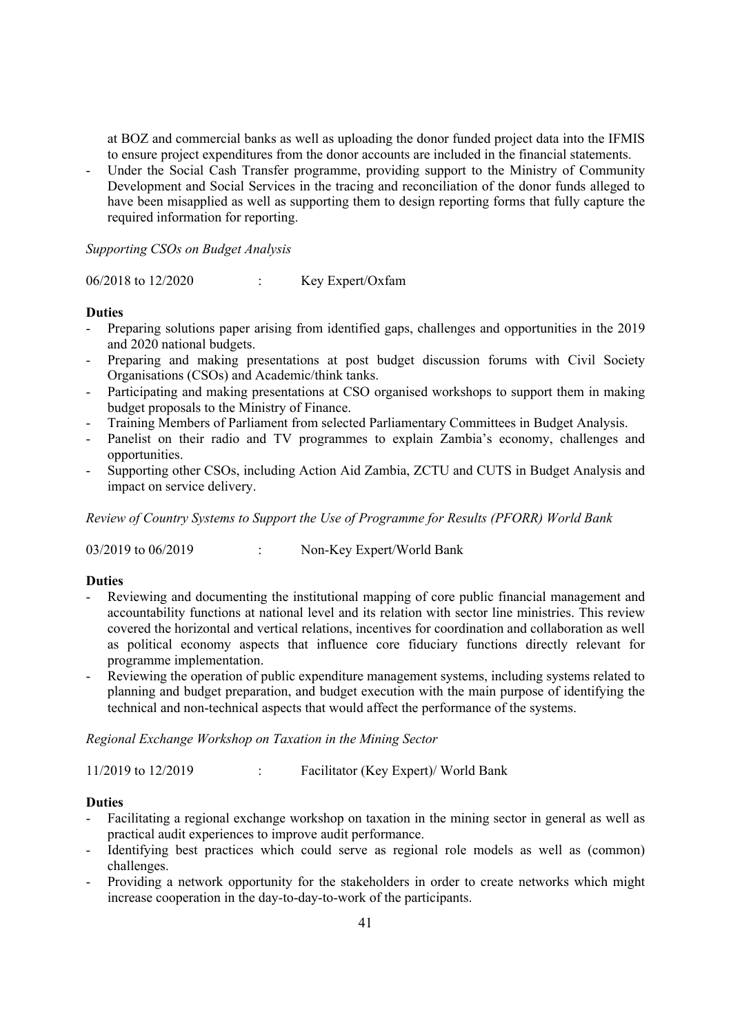at BOZ and commercial banks as well as uploading the donor funded project data into the IFMIS to ensure project expenditures from the donor accounts are included in the financial statements.
- Under the Social Cash Transfer programme, providing support to the Ministry of Community Development and Social Services in the tracing and reconciliation of the donor funds alleged to have been misapplied as well as supporting them to design reporting forms that fully capture the required information for reporting.

*Supporting CSOs on Budget Analysis*

06/2018 to 12/2020 : Key Expert/Oxfam

**Duties**
- Preparing solutions paper arising from identified gaps, challenges and opportunities in the 2019 and 2020 national budgets.
- Preparing and making presentations at post budget discussion forums with Civil Society Organisations (CSOs) and Academic/think tanks.
- Participating and making presentations at CSO organised workshops to support them in making budget proposals to the Ministry of Finance.
- Training Members of Parliament from selected Parliamentary Committees in Budget Analysis.
- Panelist on their radio and TV programmes to explain Zambia's economy, challenges and opportunities.
- Supporting other CSOs, including Action Aid Zambia, ZCTU and CUTS in Budget Analysis and impact on service delivery.

*Review of Country Systems to Support the Use of Programme for Results (PFORR) World Bank*

03/2019 to 06/2019 : Non-Key Expert/World Bank

**Duties**
- Reviewing and documenting the institutional mapping of core public financial management and accountability functions at national level and its relation with sector line ministries. This review covered the horizontal and vertical relations, incentives for coordination and collaboration as well as political economy aspects that influence core fiduciary functions directly relevant for programme implementation.
- Reviewing the operation of public expenditure management systems, including systems related to planning and budget preparation, and budget execution with the main purpose of identifying the technical and non-technical aspects that would affect the performance of the systems.

*Regional Exchange Workshop on Taxation in the Mining Sector*

11/2019 to 12/2019 : Facilitator (Key Expert)/ World Bank

**Duties**
- Facilitating a regional exchange workshop on taxation in the mining sector in general as well as practical audit experiences to improve audit performance.
- Identifying best practices which could serve as regional role models as well as (common) challenges.
- Providing a network opportunity for the stakeholders in order to create networks which might increase cooperation in the day-to-day-to-work of the participants.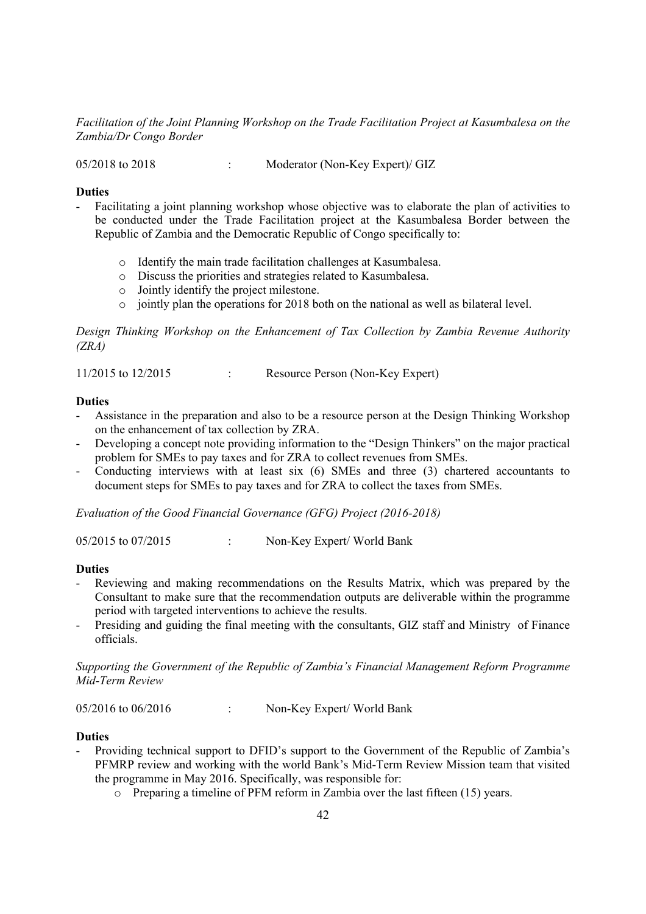*Facilitation of the Joint Planning Workshop on the Trade Facilitation Project at Kasumbalesa on the Zambia/Dr Congo Border*

05/2018 to 2018 : Moderator (Non-Key Expert)/ GIZ

**Duties**

- Facilitating a joint planning workshop whose objective was to elaborate the plan of activities to be conducted under the Trade Facilitation project at the Kasumbalesa Border between the Republic of Zambia and the Democratic Republic of Congo specifically to:
    - Identify the main trade facilitation challenges at Kasumbalesa.
    - Discuss the priorities and strategies related to Kasumbalesa.
    - Jointly identify the project milestone.
    - jointly plan the operations for 2018 both on the national as well as bilateral level.

*Design Thinking Workshop on the Enhancement of Tax Collection by Zambia Revenue Authority (ZRA)*

11/2015 to 12/2015 : Resource Person (Non-Key Expert)

**Duties**

- Assistance in the preparation and also to be a resource person at the Design Thinking Workshop on the enhancement of tax collection by ZRA.
- Developing a concept note providing information to the "Design Thinkers" on the major practical problem for SMEs to pay taxes and for ZRA to collect revenues from SMEs.
- Conducting interviews with at least six (6) SMEs and three (3) chartered accountants to document steps for SMEs to pay taxes and for ZRA to collect the taxes from SMEs.

*Evaluation of the Good Financial Governance (GFG) Project (2016-2018)*

05/2015 to 07/2015 : Non-Key Expert/ World Bank

**Duties**

- Reviewing and making recommendations on the Results Matrix, which was prepared by the Consultant to make sure that the recommendation outputs are deliverable within the programme period with targeted interventions to achieve the results.
- Presiding and guiding the final meeting with the consultants, GIZ staff and Ministry of Finance officials.

*Supporting the Government of the Republic of Zambia's Financial Management Reform Programme Mid-Term Review*

05/2016 to 06/2016 : Non-Key Expert/ World Bank

**Duties**

- Providing technical support to DFID's support to the Government of the Republic of Zambia's PFMRP review and working with the world Bank's Mid-Term Review Mission team that visited the programme in May 2016. Specifically, was responsible for:
    - Preparing a timeline of PFM reform in Zambia over the last fifteen (15) years.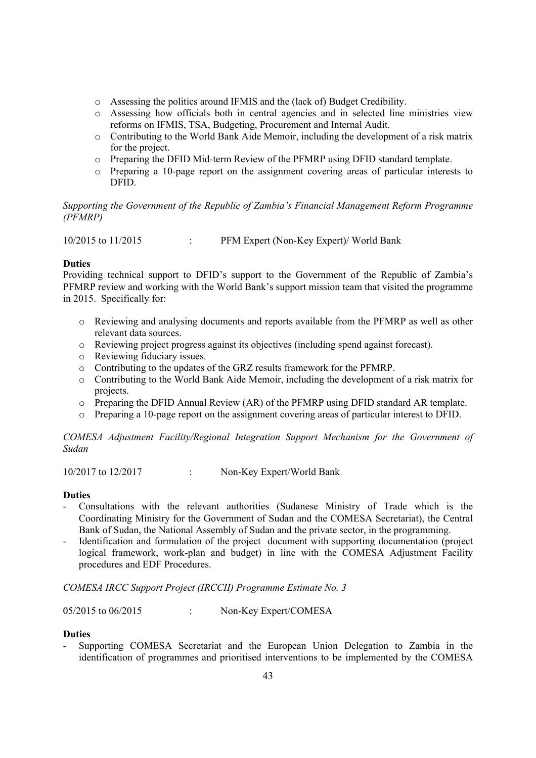- Assessing the politics around IFMIS and the (lack of) Budget Credibility.
- Assessing how officials both in central agencies and in selected line ministries view reforms on IFMIS, TSA, Budgeting, Procurement and Internal Audit.
- Contributing to the World Bank Aide Memoir, including the development of a risk matrix for the project.
- Preparing the DFID Mid-term Review of the PFMRP using DFID standard template.
- Preparing a 10-page report on the assignment covering areas of particular interests to DFID.

*Supporting the Government of the Republic of Zambia's Financial Management Reform Programme (PFMRP)*

10/2015 to 11/2015 : PFM Expert (Non-Key Expert)/ World Bank

**Duties**

Providing technical support to DFID's support to the Government of the Republic of Zambia's PFMRP review and working with the World Bank's support mission team that visited the programme in 2015. Specifically for:

- Reviewing and analysing documents and reports available from the PFMRP as well as other relevant data sources.
- Reviewing project progress against its objectives (including spend against forecast).
- Reviewing fiduciary issues.
- Contributing to the updates of the GRZ results framework for the PFMRP.
- Contributing to the World Bank Aide Memoir, including the development of a risk matrix for projects.
- Preparing the DFID Annual Review (AR) of the PFMRP using DFID standard AR template.
- Preparing a 10-page report on the assignment covering areas of particular interest to DFID.

*COMESA Adjustment Facility/Regional Integration Support Mechanism for the Government of Sudan*

10/2017 to 12/2017 : Non-Key Expert/World Bank

**Duties**

- Consultations with the relevant authorities (Sudanese Ministry of Trade which is the Coordinating Ministry for the Government of Sudan and the COMESA Secretariat), the Central Bank of Sudan, the National Assembly of Sudan and the private sector, in the programming.
- Identification and formulation of the project document with supporting documentation (project logical framework, work-plan and budget) in line with the COMESA Adjustment Facility procedures and EDF Procedures.

*COMESA IRCC Support Project (IRCCII) Programme Estimate No. 3*

05/2015 to 06/2015 : Non-Key Expert/COMESA

**Duties**

- Supporting COMESA Secretariat and the European Union Delegation to Zambia in the identification of programmes and prioritised interventions to be implemented by the COMESA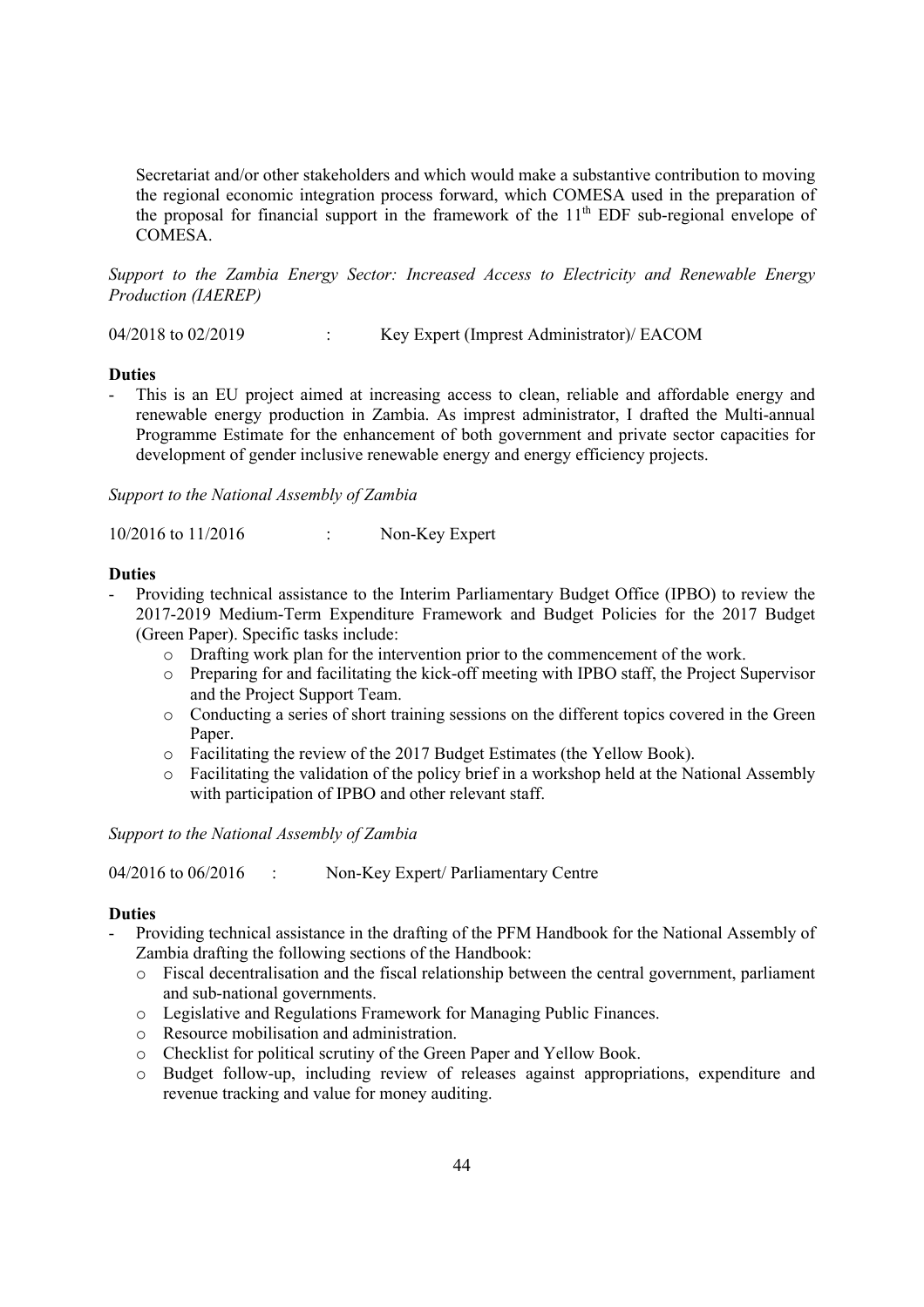Secretariat and/or other stakeholders and which would make a substantive contribution to moving the regional economic integration process forward, which COMESA used in the preparation of the proposal for financial support in the framework of the 11th EDF sub-regional envelope of COMESA.

*Support to the Zambia Energy Sector: Increased Access to Electricity and Renewable Energy Production (IAEREP)*

04/2018 to 02/2019 : Key Expert (Imprest Administrator)/ EACOM

**Duties**

- This is an EU project aimed at increasing access to clean, reliable and affordable energy and renewable energy production in Zambia. As imprest administrator, I drafted the Multi-annual Programme Estimate for the enhancement of both government and private sector capacities for development of gender inclusive renewable energy and energy efficiency projects.

*Support to the National Assembly of Zambia*

10/2016 to 11/2016 : Non-Key Expert

**Duties**

- Providing technical assistance to the Interim Parliamentary Budget Office (IPBO) to review the 2017-2019 Medium-Term Expenditure Framework and Budget Policies for the 2017 Budget (Green Paper). Specific tasks include:
  - Drafting work plan for the intervention prior to the commencement of the work.
  - Preparing for and facilitating the kick-off meeting with IPBO staff, the Project Supervisor and the Project Support Team.
  - Conducting a series of short training sessions on the different topics covered in the Green Paper.
  - Facilitating the review of the 2017 Budget Estimates (the Yellow Book).
  - Facilitating the validation of the policy brief in a workshop held at the National Assembly with participation of IPBO and other relevant staff.

*Support to the National Assembly of Zambia*

04/2016 to 06/2016 : Non-Key Expert/ Parliamentary Centre

**Duties**

- Providing technical assistance in the drafting of the PFM Handbook for the National Assembly of Zambia drafting the following sections of the Handbook:
  - Fiscal decentralisation and the fiscal relationship between the central government, parliament and sub-national governments.
  - Legislative and Regulations Framework for Managing Public Finances.
  - Resource mobilisation and administration.
  - Checklist for political scrutiny of the Green Paper and Yellow Book.
  - Budget follow-up, including review of releases against appropriations, expenditure and revenue tracking and value for money auditing.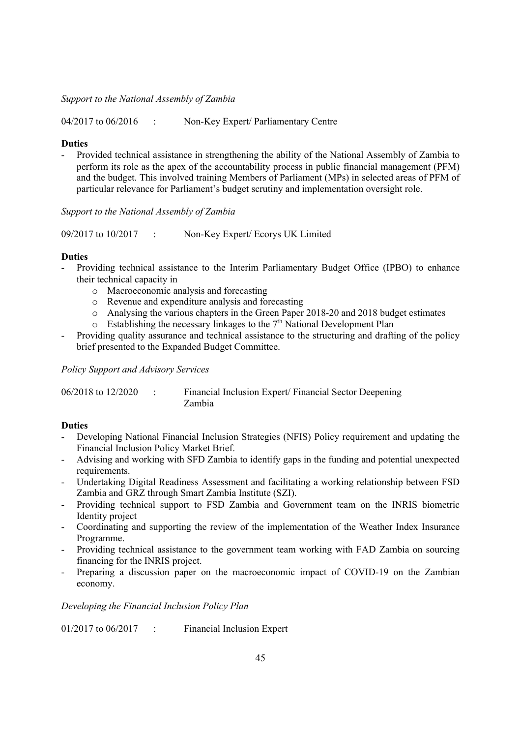*Support to the National Assembly of Zambia*

04/2017 to 06/2016 : Non-Key Expert/ Parliamentary Centre

**Duties**

- Provided technical assistance in strengthening the ability of the National Assembly of Zambia to perform its role as the apex of the accountability process in public financial management (PFM) and the budget. This involved training Members of Parliament (MPs) in selected areas of PFM of particular relevance for Parliament's budget scrutiny and implementation oversight role.

*Support to the National Assembly of Zambia*

09/2017 to 10/2017 : Non-Key Expert/ Ecorys UK Limited

**Duties**

- Providing technical assistance to the Interim Parliamentary Budget Office (IPBO) to enhance their technical capacity in
  - Macroeconomic analysis and forecasting
  - Revenue and expenditure analysis and forecasting
  - Analysing the various chapters in the Green Paper 2018-20 and 2018 budget estimates
  - Establishing the necessary linkages to the 7th National Development Plan
- Providing quality assurance and technical assistance to the structuring and drafting of the policy brief presented to the Expanded Budget Committee.

*Policy Support and Advisory Services*

06/2018 to 12/2020 : Financial Inclusion Expert/ Financial Sector Deepening Zambia

**Duties**

- Developing National Financial Inclusion Strategies (NFIS) Policy requirement and updating the Financial Inclusion Policy Market Brief.
- Advising and working with SFD Zambia to identify gaps in the funding and potential unexpected requirements.
- Undertaking Digital Readiness Assessment and facilitating a working relationship between FSD Zambia and GRZ through Smart Zambia Institute (SZI).
- Providing technical support to FSD Zambia and Government team on the INRIS biometric Identity project
- Coordinating and supporting the review of the implementation of the Weather Index Insurance Programme.
- Providing technical assistance to the government team working with FAD Zambia on sourcing financing for the INRIS project.
- Preparing a discussion paper on the macroeconomic impact of COVID-19 on the Zambian economy.

*Developing the Financial Inclusion Policy Plan*

01/2017 to 06/2017 : Financial Inclusion Expert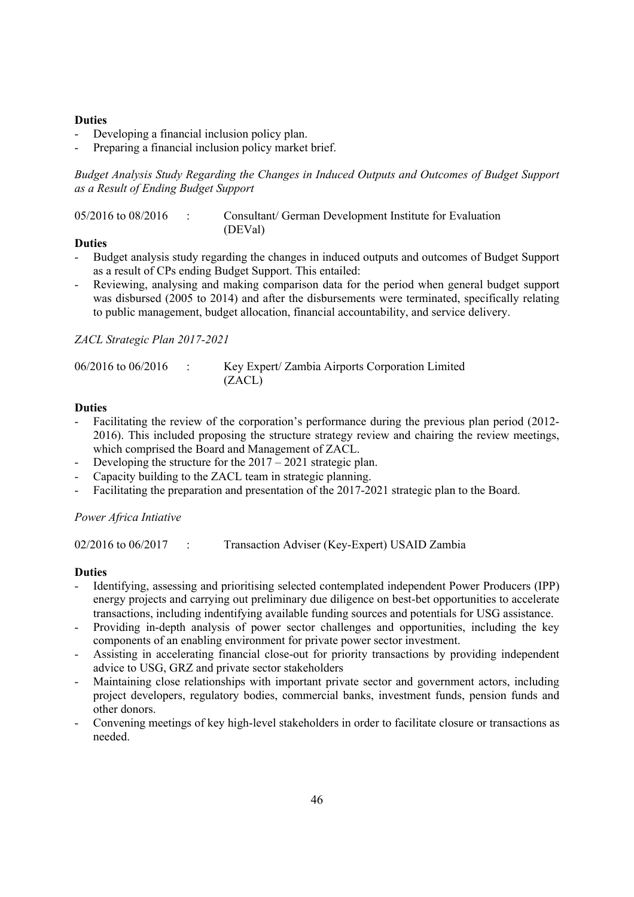**Duties**

- Developing a financial inclusion policy plan.
- Preparing a financial inclusion policy market brief.

*Budget Analysis Study Regarding the Changes in Induced Outputs and Outcomes of Budget Support as a Result of Ending Budget Support*

05/2016 to 08/2016 : Consultant/ German Development Institute for Evaluation (DEVal)

**Duties**

- Budget analysis study regarding the changes in induced outputs and outcomes of Budget Support as a result of CPs ending Budget Support. This entailed:
- Reviewing, analysing and making comparison data for the period when general budget support was disbursed (2005 to 2014) and after the disbursements were terminated, specifically relating to public management, budget allocation, financial accountability, and service delivery.

*ZACL Strategic Plan 2017-2021*

06/2016 to 06/2016 : Key Expert/ Zambia Airports Corporation Limited (ZACL)

**Duties**

- Facilitating the review of the corporation's performance during the previous plan period (2012-2016). This included proposing the structure strategy review and chairing the review meetings, which comprised the Board and Management of ZACL.
- Developing the structure for the 2017 – 2021 strategic plan.
- Capacity building to the ZACL team in strategic planning.
- Facilitating the preparation and presentation of the 2017-2021 strategic plan to the Board.

*Power Africa Intiative*

02/2016 to 06/2017 : Transaction Adviser (Key-Expert) USAID Zambia

**Duties**

- Identifying, assessing and prioritising selected contemplated independent Power Producers (IPP) energy projects and carrying out preliminary due diligence on best-bet opportunities to accelerate transactions, including indentifying available funding sources and potentials for USG assistance.
- Providing in-depth analysis of power sector challenges and opportunities, including the key components of an enabling environment for private power sector investment.
- Assisting in accelerating financial close-out for priority transactions by providing independent advice to USG, GRZ and private sector stakeholders
- Maintaining close relationships with important private sector and government actors, including project developers, regulatory bodies, commercial banks, investment funds, pension funds and other donors.
- Convening meetings of key high-level stakeholders in order to facilitate closure or transactions as needed.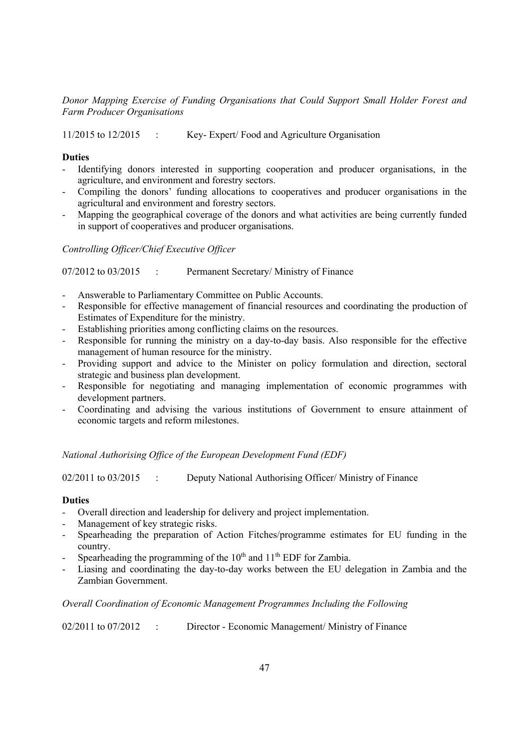*Donor Mapping Exercise of Funding Organisations that Could Support Small Holder Forest and Farm Producer Organisations*

11/2015 to 12/2015 : Key- Expert/ Food and Agriculture Organisation

**Duties**

- Identifying donors interested in supporting cooperation and producer organisations, in the agriculture, and environment and forestry sectors.
- Compiling the donors' funding allocations to cooperatives and producer organisations in the agricultural and environment and forestry sectors.
- Mapping the geographical coverage of the donors and what activities are being currently funded in support of cooperatives and producer organisations.

*Controlling Officer/Chief Executive Officer*

07/2012 to 03/2015 : Permanent Secretary/ Ministry of Finance

- Answerable to Parliamentary Committee on Public Accounts.
- Responsible for effective management of financial resources and coordinating the production of Estimates of Expenditure for the ministry.
- Establishing priorities among conflicting claims on the resources.
- Responsible for running the ministry on a day-to-day basis. Also responsible for the effective management of human resource for the ministry.
- Providing support and advice to the Minister on policy formulation and direction, sectoral strategic and business plan development.
- Responsible for negotiating and managing implementation of economic programmes with development partners.
- Coordinating and advising the various institutions of Government to ensure attainment of economic targets and reform milestones.

*National Authorising Office of the European Development Fund (EDF)*

02/2011 to 03/2015 : Deputy National Authorising Officer/ Ministry of Finance

**Duties**

- Overall direction and leadership for delivery and project implementation.
- Management of key strategic risks.
- Spearheading the preparation of Action Fitches/programme estimates for EU funding in the country.
- Spearheading the programming of the 10th and 11th EDF for Zambia.
- Liasing and coordinating the day-to-day works between the EU delegation in Zambia and the Zambian Government.

*Overall Coordination of Economic Management Programmes Including the Following*

02/2011 to 07/2012 : Director - Economic Management/ Ministry of Finance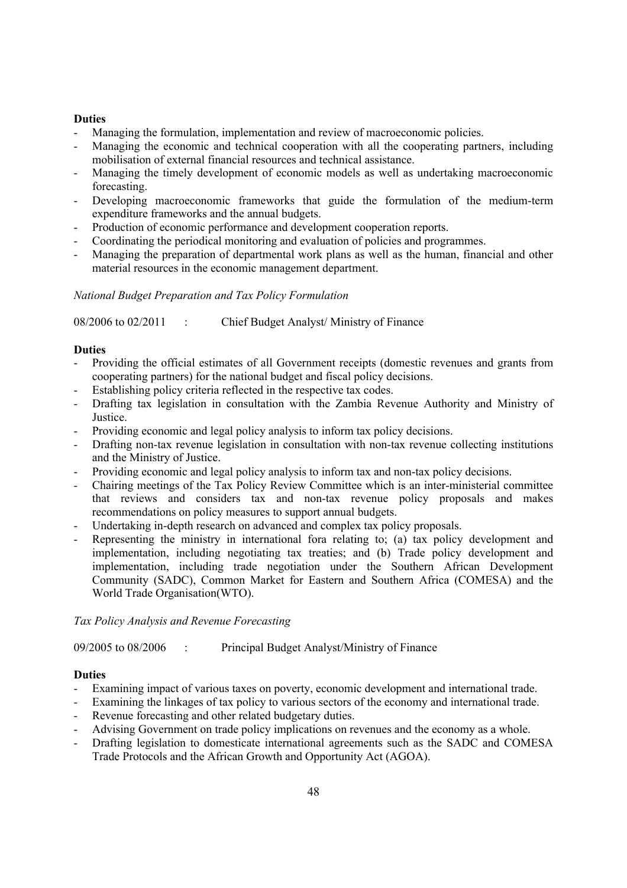**Duties**

- Managing the formulation, implementation and review of macroeconomic policies.
- Managing the economic and technical cooperation with all the cooperating partners, including mobilisation of external financial resources and technical assistance.
- Managing the timely development of economic models as well as undertaking macroeconomic forecasting.
- Developing macroeconomic frameworks that guide the formulation of the medium-term expenditure frameworks and the annual budgets.
- Production of economic performance and development cooperation reports.
- Coordinating the periodical monitoring and evaluation of policies and programmes.
- Managing the preparation of departmental work plans as well as the human, financial and other material resources in the economic management department.

*National Budget Preparation and Tax Policy Formulation*

08/2006 to 02/2011 : Chief Budget Analyst/ Ministry of Finance

**Duties**

- Providing the official estimates of all Government receipts (domestic revenues and grants from cooperating partners) for the national budget and fiscal policy decisions.
- Establishing policy criteria reflected in the respective tax codes.
- Drafting tax legislation in consultation with the Zambia Revenue Authority and Ministry of Justice.
- Providing economic and legal policy analysis to inform tax policy decisions.
- Drafting non-tax revenue legislation in consultation with non-tax revenue collecting institutions and the Ministry of Justice.
- Providing economic and legal policy analysis to inform tax and non-tax policy decisions.
- Chairing meetings of the Tax Policy Review Committee which is an inter-ministerial committee that reviews and considers tax and non-tax revenue policy proposals and makes recommendations on policy measures to support annual budgets.
- Undertaking in-depth research on advanced and complex tax policy proposals.
- Representing the ministry in international fora relating to; (a) tax policy development and implementation, including negotiating tax treaties; and (b) Trade policy development and implementation, including trade negotiation under the Southern African Development Community (SADC), Common Market for Eastern and Southern Africa (COMESA) and the World Trade Organisation(WTO).

*Tax Policy Analysis and Revenue Forecasting*

09/2005 to 08/2006 : Principal Budget Analyst/Ministry of Finance

**Duties**

- Examining impact of various taxes on poverty, economic development and international trade.
- Examining the linkages of tax policy to various sectors of the economy and international trade.
- Revenue forecasting and other related budgetary duties.
- Advising Government on trade policy implications on revenues and the economy as a whole.
- Drafting legislation to domesticate international agreements such as the SADC and COMESA Trade Protocols and the African Growth and Opportunity Act (AGOA).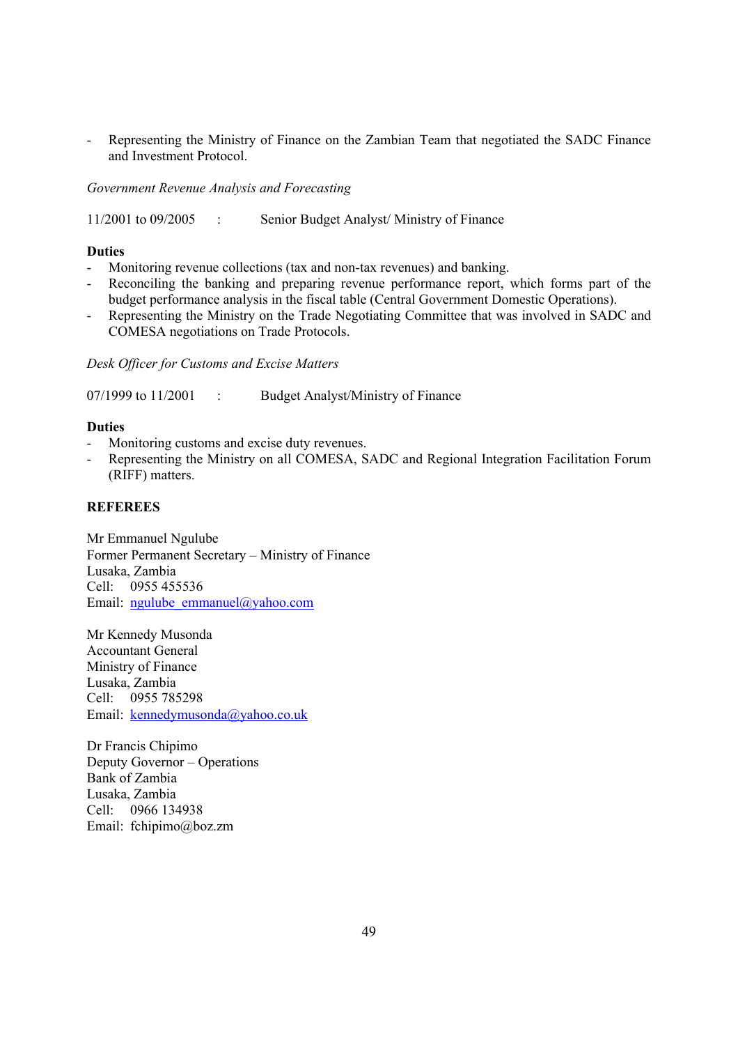- Representing the Ministry of Finance on the Zambian Team that negotiated the SADC Finance and Investment Protocol.

*Government Revenue Analysis and Forecasting*

11/2001 to 09/2005 : Senior Budget Analyst/ Ministry of Finance

**Duties**

- Monitoring revenue collections (tax and non-tax revenues) and banking.
- Reconciling the banking and preparing revenue performance report, which forms part of the budget performance analysis in the fiscal table (Central Government Domestic Operations).
- Representing the Ministry on the Trade Negotiating Committee that was involved in SADC and COMESA negotiations on Trade Protocols.

*Desk Officer for Customs and Excise Matters*

07/1999 to 11/2001 : Budget Analyst/Ministry of Finance

**Duties**

- Monitoring customs and excise duty revenues.
- Representing the Ministry on all COMESA, SADC and Regional Integration Facilitation Forum (RIFF) matters.

**REFEREES**

Mr Emmanuel Ngulube
Former Permanent Secretary – Ministry of Finance
Lusaka, Zambia
Cell: 0955 455536
Email: ngulube_emmanuel@yahoo.com

Mr Kennedy Musonda
Accountant General
Ministry of Finance
Lusaka, Zambia
Cell: 0955 785298
Email: kennedymusonda@yahoo.co.uk

Dr Francis Chipimo
Deputy Governor – Operations
Bank of Zambia
Lusaka, Zambia
Cell: 0966 134938
Email: fchipimo@boz.zm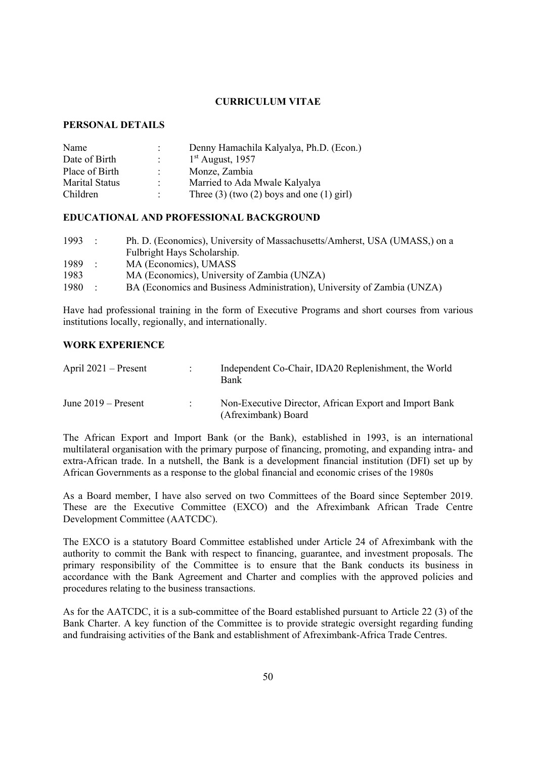**CURRICULUM VITAE**

**PERSONAL DETAILS**

| | | |
|---|---|---|
| Name | : | Denny Hamachila Kalyalya, Ph.D. (Econ.) |
| Date of Birth | : | 1st August, 1957 |
| Place of Birth | : | Monze, Zambia |
| Marital Status | : | Married to Ada Mwale Kalyalya |
| Children | : | Three (3) (two (2) boys and one (1) girl) |

**EDUCATIONAL AND PROFESSIONAL BACKGROUND**

| | | |
|---|---|---|
| 1993 | : | Ph. D. (Economics), University of Massachusetts/Amherst, USA (UMASS,) on a Fulbright Hays Scholarship. |
| 1989 | : | MA (Economics), UMASS |
| 1983 | | MA (Economics), University of Zambia (UNZA) |
| 1980 | : | BA (Economics and Business Administration), University of Zambia (UNZA) |

Have had professional training in the form of Executive Programs and short courses from various institutions locally, regionally, and internationally.

**WORK EXPERIENCE**

| | | |
|---|---|---|
| April 2021 – Present | : | Independent Co-Chair, IDA20 Replenishment, the World Bank |
| June 2019 – Present | : | Non-Executive Director, African Export and Import Bank (Afreximbank) Board |

The African Export and Import Bank (or the Bank), established in 1993, is an international multilateral organisation with the primary purpose of financing, promoting, and expanding intra- and extra-African trade. In a nutshell, the Bank is a development financial institution (DFI) set up by African Governments as a response to the global financial and economic crises of the 1980s

As a Board member, I have also served on two Committees of the Board since September 2019. These are the Executive Committee (EXCO) and the Afreximbank African Trade Centre Development Committee (AATCDC).

The EXCO is a statutory Board Committee established under Article 24 of Afreximbank with the authority to commit the Bank with respect to financing, guarantee, and investment proposals. The primary responsibility of the Committee is to ensure that the Bank conducts its business in accordance with the Bank Agreement and Charter and complies with the approved policies and procedures relating to the business transactions.

As for the AATCDC, it is a sub-committee of the Board established pursuant to Article 22 (3) of the Bank Charter. A key function of the Committee is to provide strategic oversight regarding funding and fundraising activities of the Bank and establishment of Afreximbank-Africa Trade Centres.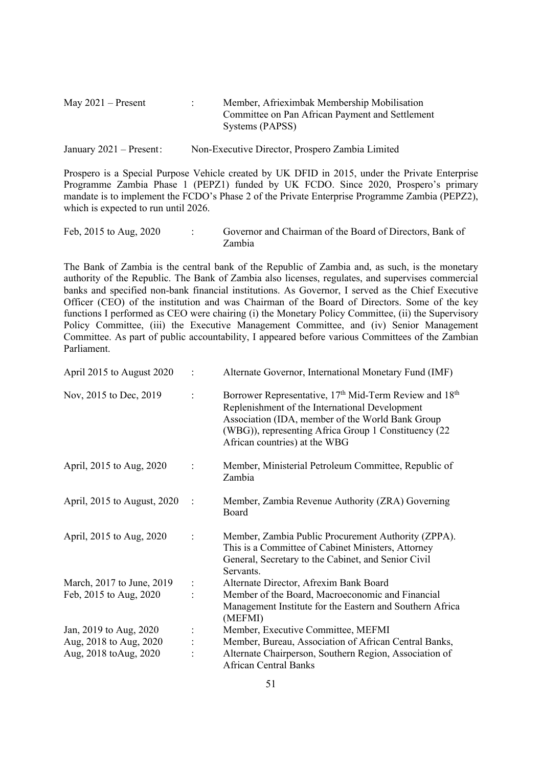May 2021 – Present : Member, Afrieximbak Membership Mobilisation Committee on Pan African Payment and Settlement Systems (PAPSS)

January 2021 – Present: Non-Executive Director, Prospero Zambia Limited

Prospero is a Special Purpose Vehicle created by UK DFID in 2015, under the Private Enterprise Programme Zambia Phase 1 (PEPZ1) funded by UK FCDO. Since 2020, Prospero's primary mandate is to implement the FCDO's Phase 2 of the Private Enterprise Programme Zambia (PEPZ2), which is expected to run until 2026.

Feb, 2015 to Aug, 2020 : Governor and Chairman of the Board of Directors, Bank of Zambia

The Bank of Zambia is the central bank of the Republic of Zambia and, as such, is the monetary authority of the Republic. The Bank of Zambia also licenses, regulates, and supervises commercial banks and specified non-bank financial institutions. As Governor, I served as the Chief Executive Officer (CEO) of the institution and was Chairman of the Board of Directors. Some of the key functions I performed as CEO were chairing (i) the Monetary Policy Committee, (ii) the Supervisory Policy Committee, (iii) the Executive Management Committee, and (iv) Senior Management Committee. As part of public accountability, I appeared before various Committees of the Zambian Parliament.

| | | |
|---|---|---|
| April 2015 to August 2020 | : | Alternate Governor, International Monetary Fund (IMF) |
| Nov, 2015 to Dec, 2019 | : | Borrower Representative, 17th Mid-Term Review and 18th Replenishment of the International Development Association (IDA, member of the World Bank Group (WBG)), representing Africa Group 1 Constituency (22 African countries) at the WBG |
| April, 2015 to Aug, 2020 | : | Member, Ministerial Petroleum Committee, Republic of Zambia |
| April, 2015 to August, 2020 | : | Member, Zambia Revenue Authority (ZRA) Governing Board |
| April, 2015 to Aug, 2020 | : | Member, Zambia Public Procurement Authority (ZPPA). This is a Committee of Cabinet Ministers, Attorney General, Secretary to the Cabinet, and Senior Civil Servants. |
| March, 2017 to June, 2019 | : | Alternate Director, Afrexim Bank Board |
| Feb, 2015 to Aug, 2020 | : | Member of the Board, Macroeconomic and Financial Management Institute for the Eastern and Southern Africa (MEFMI) |
| Jan, 2019 to Aug, 2020 | : | Member, Executive Committee, MEFMI |
| Aug, 2018 to Aug, 2020 | : | Member, Bureau, Association of African Central Banks, |
| Aug, 2018 toAug, 2020 | : | Alternate Chairperson, Southern Region, Association of African Central Banks |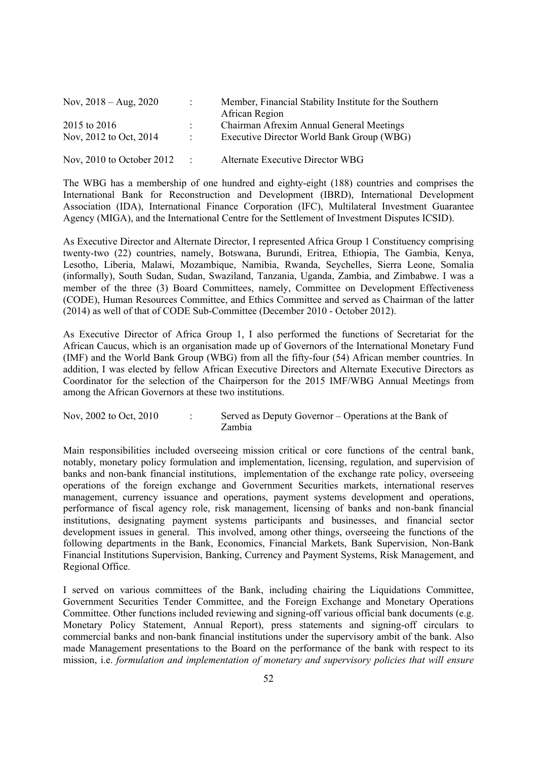| | | |
|---|---|---|
| Nov, 2018 – Aug, 2020 | : | Member, Financial Stability Institute for the Southern African Region |
| 2015 to 2016 | : | Chairman Afrexim Annual General Meetings |
| Nov, 2012 to Oct, 2014 | : | Executive Director World Bank Group (WBG) |
| Nov, 2010 to October 2012 | : | Alternate Executive Director WBG |

The WBG has a membership of one hundred and eighty-eight (188) countries and comprises the International Bank for Reconstruction and Development (IBRD), International Development Association (IDA), International Finance Corporation (IFC), Multilateral Investment Guarantee Agency (MIGA), and the International Centre for the Settlement of Investment Disputes ICSID).

As Executive Director and Alternate Director, I represented Africa Group 1 Constituency comprising twenty-two (22) countries, namely, Botswana, Burundi, Eritrea, Ethiopia, The Gambia, Kenya, Lesotho, Liberia, Malawi, Mozambique, Namibia, Rwanda, Seychelles, Sierra Leone, Somalia (informally), South Sudan, Sudan, Swaziland, Tanzania, Uganda, Zambia, and Zimbabwe. I was a member of the three (3) Board Committees, namely, Committee on Development Effectiveness (CODE), Human Resources Committee, and Ethics Committee and served as Chairman of the latter (2014) as well of that of CODE Sub-Committee (December 2010 - October 2012).

As Executive Director of Africa Group 1, I also performed the functions of Secretariat for the African Caucus, which is an organisation made up of Governors of the International Monetary Fund (IMF) and the World Bank Group (WBG) from all the fifty-four (54) African member countries. In addition, I was elected by fellow African Executive Directors and Alternate Executive Directors as Coordinator for the selection of the Chairperson for the 2015 IMF/WBG Annual Meetings from among the African Governors at these two institutions.

| | | |
|---|---|---|
| Nov, 2002 to Oct, 2010 | : | Served as Deputy Governor – Operations at the Bank of Zambia |

Main responsibilities included overseeing mission critical or core functions of the central bank, notably, monetary policy formulation and implementation, licensing, regulation, and supervision of banks and non-bank financial institutions, implementation of the exchange rate policy, overseeing operations of the foreign exchange and Government Securities markets, international reserves management, currency issuance and operations, payment systems development and operations, performance of fiscal agency role, risk management, licensing of banks and non-bank financial institutions, designating payment systems participants and businesses, and financial sector development issues in general. This involved, among other things, overseeing the functions of the following departments in the Bank, Economics, Financial Markets, Bank Supervision, Non-Bank Financial Institutions Supervision, Banking, Currency and Payment Systems, Risk Management, and Regional Office.

I served on various committees of the Bank, including chairing the Liquidations Committee, Government Securities Tender Committee, and the Foreign Exchange and Monetary Operations Committee. Other functions included reviewing and signing-off various official bank documents (e.g. Monetary Policy Statement, Annual Report), press statements and signing-off circulars to commercial banks and non-bank financial institutions under the supervisory ambit of the bank. Also made Management presentations to the Board on the performance of the bank with respect to its mission, i.e. *formulation and implementation of monetary and supervisory policies that will ensure*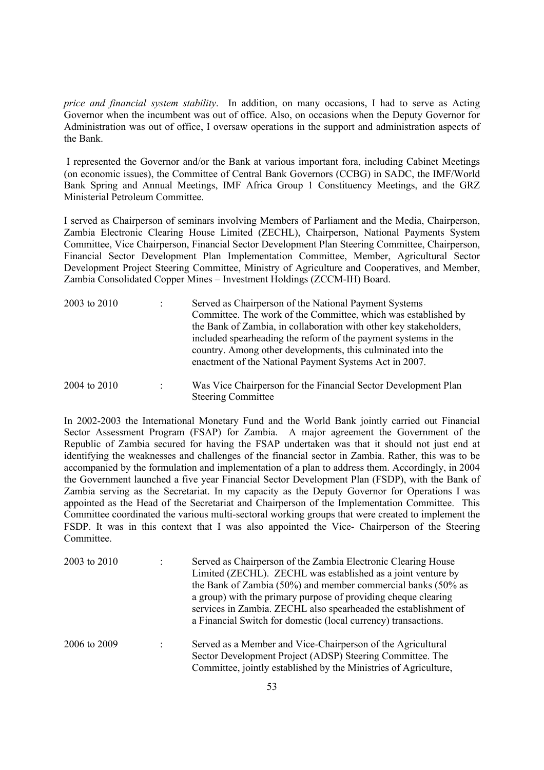*price and financial system stability*. In addition, on many occasions, I had to serve as Acting Governor when the incumbent was out of office. Also, on occasions when the Deputy Governor for Administration was out of office, I oversaw operations in the support and administration aspects of the Bank.

I represented the Governor and/or the Bank at various important fora, including Cabinet Meetings (on economic issues), the Committee of Central Bank Governors (CCBG) in SADC, the IMF/World Bank Spring and Annual Meetings, IMF Africa Group 1 Constituency Meetings, and the GRZ Ministerial Petroleum Committee.

I served as Chairperson of seminars involving Members of Parliament and the Media, Chairperson, Zambia Electronic Clearing House Limited (ZECHL), Chairperson, National Payments System Committee, Vice Chairperson, Financial Sector Development Plan Steering Committee, Chairperson, Financial Sector Development Plan Implementation Committee, Member, Agricultural Sector Development Project Steering Committee, Ministry of Agriculture and Cooperatives, and Member, Zambia Consolidated Copper Mines – Investment Holdings (ZCCM-IH) Board.

2003 to 2010 : Served as Chairperson of the National Payment Systems Committee. The work of the Committee, which was established by the Bank of Zambia, in collaboration with other key stakeholders, included spearheading the reform of the payment systems in the country. Among other developments, this culminated into the enactment of the National Payment Systems Act in 2007.

2004 to 2010 : Was Vice Chairperson for the Financial Sector Development Plan Steering Committee

In 2002-2003 the International Monetary Fund and the World Bank jointly carried out Financial Sector Assessment Program (FSAP) for Zambia. A major agreement the Government of the Republic of Zambia secured for having the FSAP undertaken was that it should not just end at identifying the weaknesses and challenges of the financial sector in Zambia. Rather, this was to be accompanied by the formulation and implementation of a plan to address them. Accordingly, in 2004 the Government launched a five year Financial Sector Development Plan (FSDP), with the Bank of Zambia serving as the Secretariat. In my capacity as the Deputy Governor for Operations I was appointed as the Head of the Secretariat and Chairperson of the Implementation Committee. This Committee coordinated the various multi-sectoral working groups that were created to implement the FSDP. It was in this context that I was also appointed the Vice- Chairperson of the Steering Committee.

2003 to 2010 : Served as Chairperson of the Zambia Electronic Clearing House Limited (ZECHL). ZECHL was established as a joint venture by the Bank of Zambia (50%) and member commercial banks (50% as a group) with the primary purpose of providing cheque clearing services in Zambia. ZECHL also spearheaded the establishment of a Financial Switch for domestic (local currency) transactions.

2006 to 2009 : Served as a Member and Vice-Chairperson of the Agricultural Sector Development Project (ADSP) Steering Committee. The Committee, jointly established by the Ministries of Agriculture,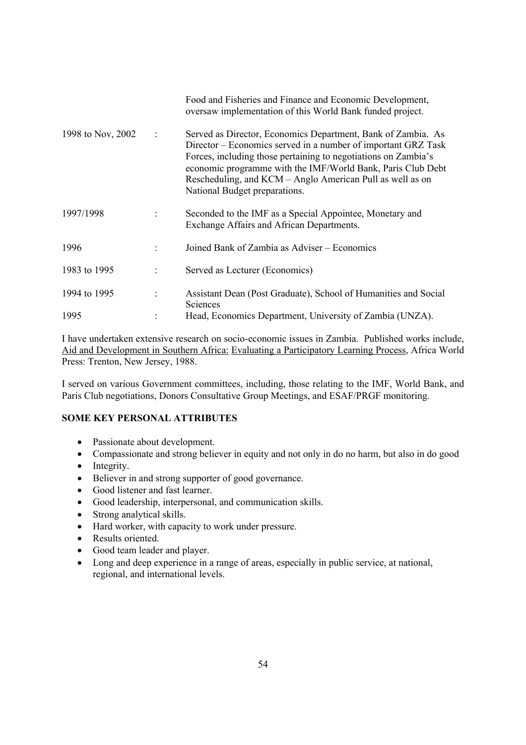| | | |
|---|---|---|
| | | Food and Fisheries and Finance and Economic Development, oversaw implementation of this World Bank funded project. |
| 1998 to Nov, 2002 | : | Served as Director, Economics Department, Bank of Zambia. As Director – Economics served in a number of important GRZ Task Forces, including those pertaining to negotiations on Zambia's economic programme with the IMF/World Bank, Paris Club Debt Rescheduling, and KCM – Anglo American Pull as well as on National Budget preparations. |
| 1997/1998 | : | Seconded to the IMF as a Special Appointee, Monetary and Exchange Affairs and African Departments. |
| 1996 | : | Joined Bank of Zambia as Adviser – Economics |
| 1983 to 1995 | : | Served as Lecturer (Economics) |
| 1994 to 1995 | : | Assistant Dean (Post Graduate), School of Humanities and Social Sciences |
| 1995 | : | Head, Economics Department, University of Zambia (UNZA). |

I have undertaken extensive research on socio-economic issues in Zambia. Published works include, Aid and Development in Southern Africa: Evaluating a Participatory Learning Process, Africa World Press: Trenton, New Jersey, 1988.

I served on various Government committees, including, those relating to the IMF, World Bank, and Paris Club negotiations, Donors Consultative Group Meetings, and ESAF/PRGF monitoring.

**SOME KEY PERSONAL ATTRIBUTES**

- Passionate about development.
- Compassionate and strong believer in equity and not only in do no harm, but also in do good
- Integrity.
- Believer in and strong supporter of good governance.
- Good listener and fast learner.
- Good leadership, interpersonal, and communication skills.
- Strong analytical skills.
- Hard worker, with capacity to work under pressure.
- Results oriented.
- Good team leader and player.
- Long and deep experience in a range of areas, especially in public service, at national, regional, and international levels.